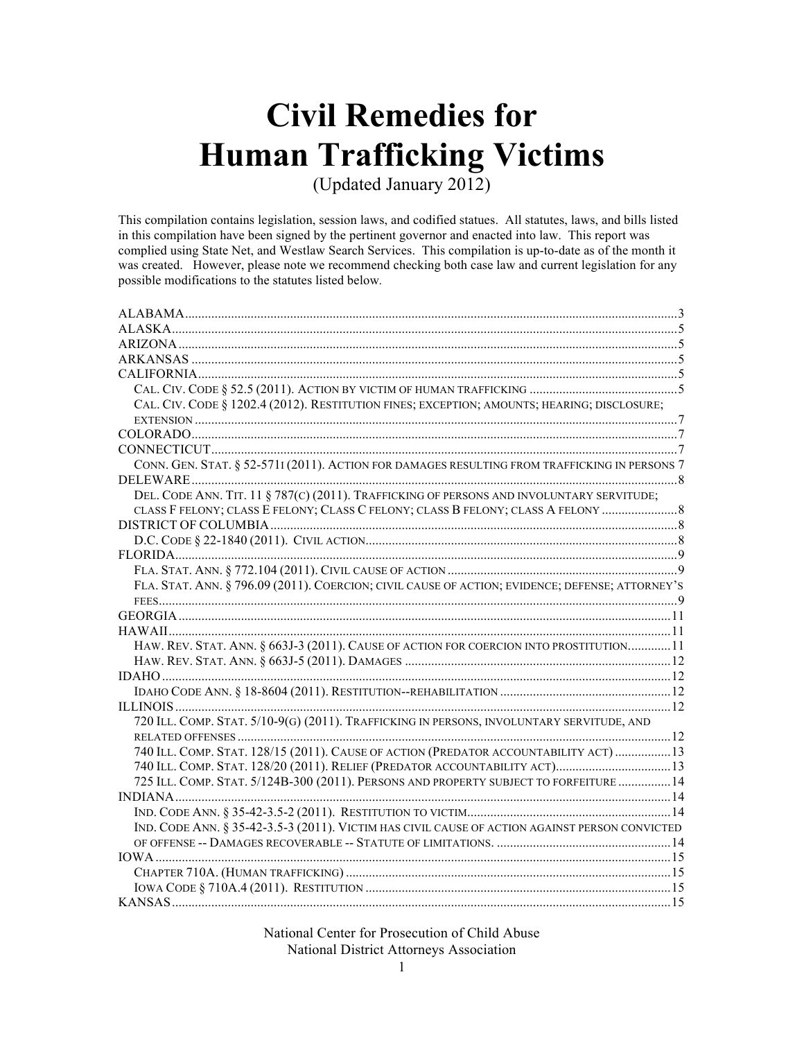# Civil Remedies for Human Trafficking Victims

(Updated January 2012)

This compilation contains legislation, session laws, and codified statues. All statutes, laws, and bills listed in this compilation have been signed by the pertinent governor and enacted into law. This report was complied using State Net, and Westlaw Search Services. This compilation is up-to-date as of the month it was created. However, please note we recommend checking both case law and current legislation for any possible modifications to the statutes listed below.

ALABAMA .......... 3
ALASKA .......... 5
ARIZONA .......... 5
ARKANSAS .......... 5
CALIFORNIA .......... 5
- CAL. CIV. CODE § 52.5 (2011). ACTION BY VICTIM OF HUMAN TRAFFICKING .......... 5
- CAL. CIV. CODE § 1202.4 (2012). RESTITUTION FINES; EXCEPTION; AMOUNTS; HEARING; DISCLOSURE; EXTENSION .......... 7

COLORADO .......... 7
CONNECTICUT .......... 7
- CONN. GEN. STAT. § 52-571I (2011). ACTION FOR DAMAGES RESULTING FROM TRAFFICKING IN PERSONS 7

DELEWARE .......... 8
- DEL. CODE ANN. TIT. 11 § 787(C) (2011). TRAFFICKING OF PERSONS AND INVOLUNTARY SERVITUDE; CLASS F FELONY; CLASS E FELONY; CLASS C FELONY; CLASS B FELONY; CLASS A FELONY .......... 8

DISTRICT OF COLUMBIA .......... 8
- D.C. CODE § 22-1840 (2011). CIVIL ACTION .......... 8

FLORIDA .......... 9
- FLA. STAT. ANN. § 772.104 (2011). CIVIL CAUSE OF ACTION .......... 9
- FLA. STAT. ANN. § 796.09 (2011). COERCION; CIVIL CAUSE OF ACTION; EVIDENCE; DEFENSE; ATTORNEY'S FEES .......... 9

GEORGIA .......... 11
HAWAII .......... 11
- HAW. REV. STAT. ANN. § 663J-3 (2011). CAUSE OF ACTION FOR COERCION INTO PROSTITUTION .......... 11
- HAW. REV. STAT. ANN. § 663J-5 (2011). DAMAGES .......... 12

IDAHO .......... 12
- IDAHO CODE ANN. § 18-8604 (2011). RESTITUTION--REHABILITATION .......... 12

ILLINOIS .......... 12
- 720 ILL. COMP. STAT. 5/10-9(G) (2011). TRAFFICKING IN PERSONS, INVOLUNTARY SERVITUDE, AND RELATED OFFENSES .......... 12
- 740 ILL. COMP. STAT. 128/15 (2011). CAUSE OF ACTION (PREDATOR ACCOUNTABILITY ACT) .......... 13
- 740 ILL. COMP. STAT. 128/20 (2011). RELIEF (PREDATOR ACCOUNTABILITY ACT) .......... 13
- 725 ILL. COMP. STAT. 5/124B-300 (2011). PERSONS AND PROPERTY SUBJECT TO FORFEITURE .......... 14

INDIANA .......... 14
- IND. CODE ANN. § 35-42-3.5-2 (2011). RESTITUTION TO VICTIM .......... 14
- IND. CODE ANN. § 35-42-3.5-3 (2011). VICTIM HAS CIVIL CAUSE OF ACTION AGAINST PERSON CONVICTED OF OFFENSE -- DAMAGES RECOVERABLE -- STATUTE OF LIMITATIONS. .......... 14

IOWA .......... 15
- CHAPTER 710A. (HUMAN TRAFFICKING) .......... 15
- IOWA CODE § 710A.4 (2011). RESTITUTION .......... 15

KANSAS .......... 15

National Center for Prosecution of Child Abuse
National District Attorneys Association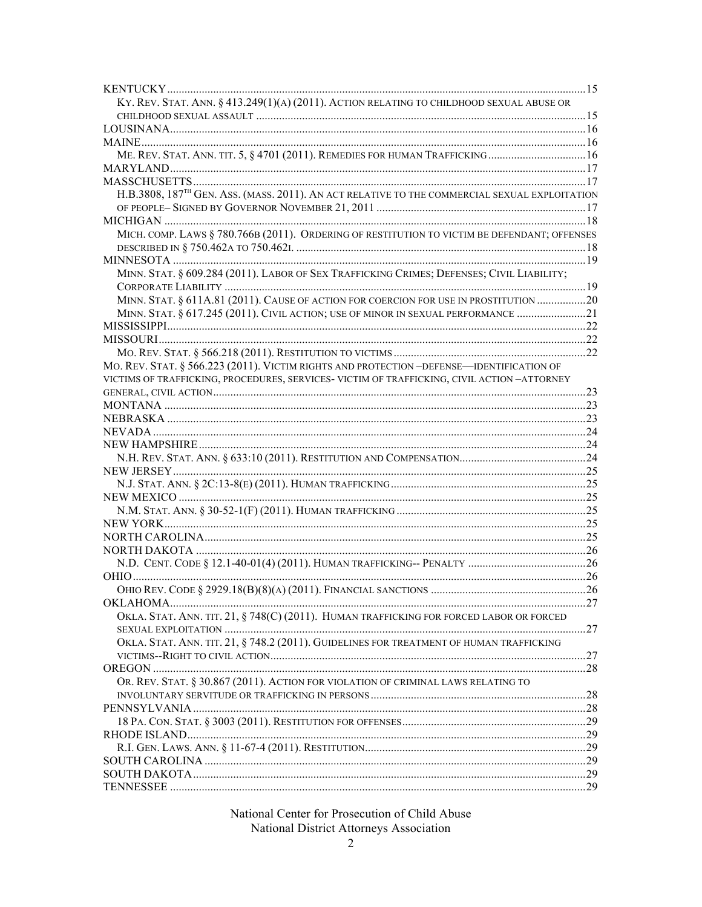KENTUCKY .......... 15

Ky. Rev. Stat. Ann. § 413.249(1)(a) (2011). Action relating to childhood sexual abuse or childhood sexual assault .......... 15

LOUSINANA .......... 16

MAINE .......... 16

Me. Rev. Stat. Ann. tit. 5, § 4701 (2011). Remedies for human Trafficking .......... 16

MARYLAND .......... 17

MASSCHUSETTS .......... 17

H.B.3808, 187th Gen. Ass. (Mass. 2011). An act relative to the commercial sexual exploitation of people– Signed by Governor November 21, 2011 .......... 17

MICHIGAN .......... 18

Mich. comp. Laws § 780.766b (2011). Ordering of restitution to victim be defendant; offenses described in § 750.462a to 750.462i. .......... 18

MINNESOTA .......... 19

Minn. Stat. § 609.284 (2011). Labor of Sex Trafficking Crimes; Defenses; Civil Liability; Corporate Liability .......... 19

Minn. Stat. § 611A.81 (2011). Cause of action for coercion for use in prostitution .......... 20

Minn. Stat. § 617.245 (2011). Civil action; use of minor in sexual performance .......... 21

MISSISSIPPI .......... 22

MISSOURI .......... 22

Mo. Rev. Stat. § 566.218 (2011). Restitution to victims .......... 22

Mo. Rev. Stat. § 566.223 (2011). Victim rights and protection –defense—identification of victims of trafficking, procedures, services- victim of trafficking, civil action –attorney general, civil action .......... 23

MONTANA .......... 23

NEBRASKA .......... 23

NEVADA .......... 24

NEW HAMPSHIRE .......... 24

N.H. Rev. Stat. Ann. § 633:10 (2011). Restitution and Compensation .......... 24

NEW JERSEY .......... 25

N.J. Stat. Ann. § 2C:13-8(e) (2011). Human trafficking .......... 25

NEW MEXICO .......... 25

N.M. Stat. Ann. § 30-52-1(F) (2011). Human trafficking .......... 25

NEW YORK .......... 25

NORTH CAROLINA .......... 25

NORTH DAKOTA .......... 26

N.D. Cent. Code § 12.1-40-01(4) (2011). Human trafficking-- Penalty .......... 26

OHIO .......... 26

Ohio Rev. Code § 2929.18(B)(8)(a) (2011). Financial sanctions .......... 26

OKLAHOMA .......... 27

Okla. Stat. Ann. tit. 21, § 748(C) (2011). Human trafficking for forced labor or forced sexual exploitation .......... 27

Okla. Stat. Ann. tit. 21, § 748.2 (2011). Guidelines for treatment of human trafficking victims--Right to civil action .......... 27

OREGON .......... 28

Or. Rev. Stat. § 30.867 (2011). Action for violation of criminal laws relating to involuntary servitude or trafficking in persons .......... 28

PENNSYLVANIA .......... 28

18 Pa. Con. Stat. § 3003 (2011). Restitution for offenses .......... 29

RHODE ISLAND .......... 29

R.I. Gen. Laws. Ann. § 11-67-4 (2011). Restitution .......... 29

SOUTH CAROLINA .......... 29

SOUTH DAKOTA .......... 29

TENNESSEE .......... 29

National Center for Prosecution of Child Abuse
National District Attorneys Association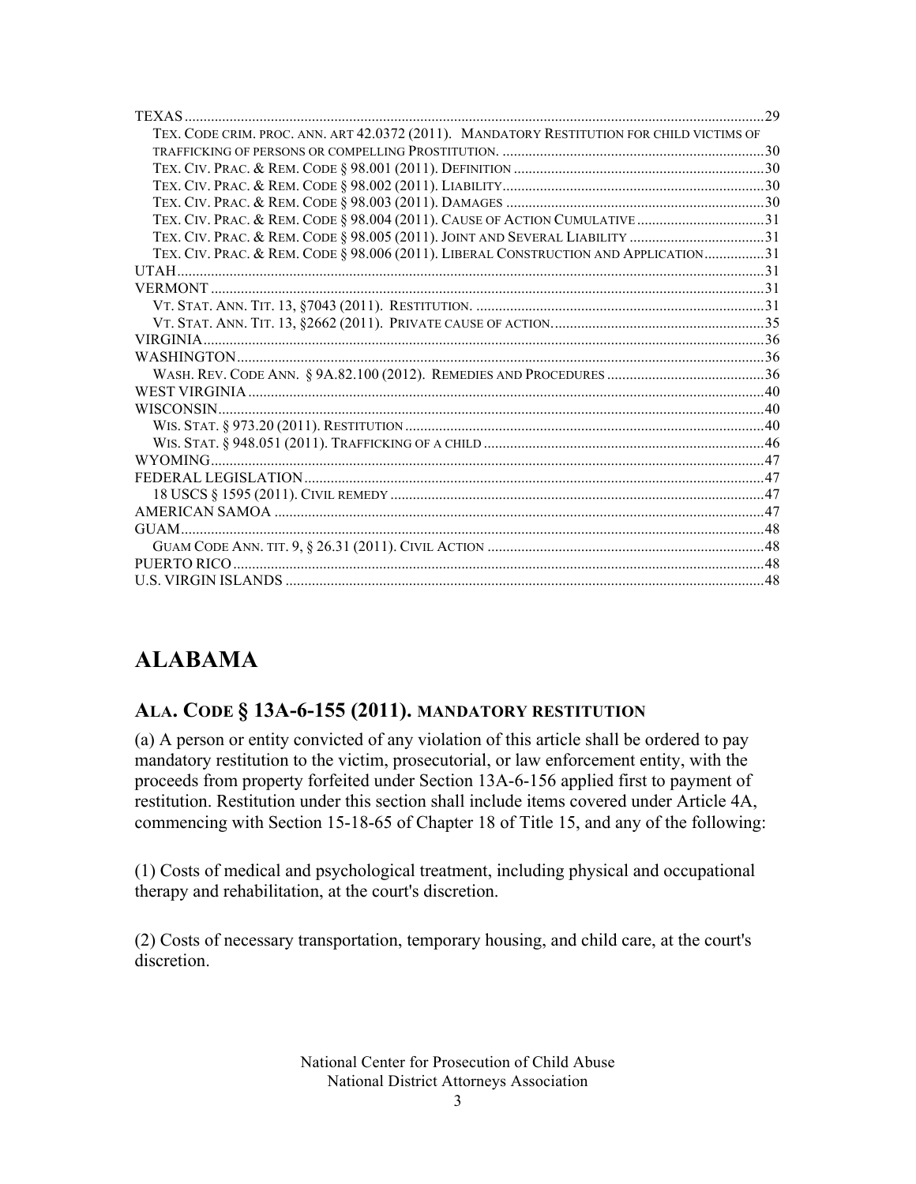TEXAS ... 29
- TEX. CODE CRIM. PROC. ANN. ART 42.0372 (2011). MANDATORY RESTITUTION FOR CHILD VICTIMS OF TRAFFICKING OF PERSONS OR COMPELLING PROSTITUTION. ... 30
- TEX. CIV. PRAC. & REM. CODE § 98.001 (2011). DEFINITION ... 30
- TEX. CIV. PRAC. & REM. CODE § 98.002 (2011). LIABILITY ... 30
- TEX. CIV. PRAC. & REM. CODE § 98.003 (2011). DAMAGES ... 30
- TEX. CIV. PRAC. & REM. CODE § 98.004 (2011). CAUSE OF ACTION CUMULATIVE ... 31
- TEX. CIV. PRAC. & REM. CODE § 98.005 (2011). JOINT AND SEVERAL LIABILITY ... 31
- TEX. CIV. PRAC. & REM. CODE § 98.006 (2011). LIBERAL CONSTRUCTION AND APPLICATION ... 31

UTAH ... 31

VERMONT ... 31
- VT. STAT. ANN. TIT. 13, §7043 (2011). RESTITUTION. ... 31
- VT. STAT. ANN. TIT. 13, §2662 (2011). PRIVATE CAUSE OF ACTION. ... 35

VIRGINIA ... 36

WASHINGTON ... 36
- WASH. REV. CODE ANN. § 9A.82.100 (2012). REMEDIES AND PROCEDURES ... 36

WEST VIRGINIA ... 40

WISCONSIN ... 40
- WIS. STAT. § 973.20 (2011). RESTITUTION ... 40
- WIS. STAT. § 948.051 (2011). TRAFFICKING OF A CHILD ... 46

WYOMING ... 47

FEDERAL LEGISLATION ... 47
- 18 USCS § 1595 (2011). CIVIL REMEDY ... 47

AMERICAN SAMOA ... 47

GUAM ... 48
- GUAM CODE ANN. TIT. 9, § 26.31 (2011). CIVIL ACTION ... 48

PUERTO RICO ... 48

U.S. VIRGIN ISLANDS ... 48

# ALABAMA

## ALA. CODE § 13A-6-155 (2011). MANDATORY RESTITUTION

(a) A person or entity convicted of any violation of this article shall be ordered to pay mandatory restitution to the victim, prosecutorial, or law enforcement entity, with the proceeds from property forfeited under Section 13A-6-156 applied first to payment of restitution. Restitution under this section shall include items covered under Article 4A, commencing with Section 15-18-65 of Chapter 18 of Title 15, and any of the following:

(1) Costs of medical and psychological treatment, including physical and occupational therapy and rehabilitation, at the court's discretion.

(2) Costs of necessary transportation, temporary housing, and child care, at the court's discretion.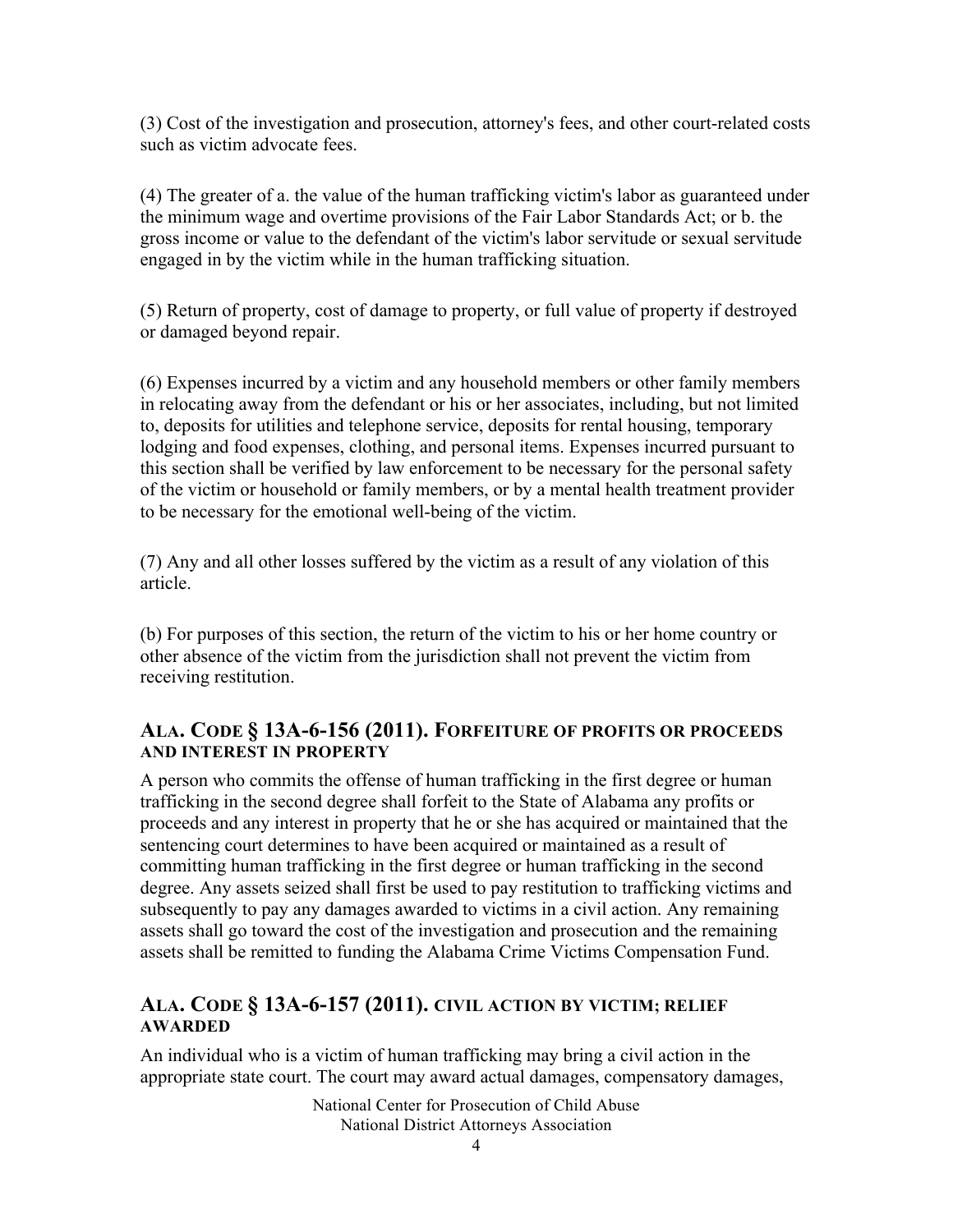(3) Cost of the investigation and prosecution, attorney's fees, and other court-related costs such as victim advocate fees.

(4) The greater of a. the value of the human trafficking victim's labor as guaranteed under the minimum wage and overtime provisions of the Fair Labor Standards Act; or b. the gross income or value to the defendant of the victim's labor servitude or sexual servitude engaged in by the victim while in the human trafficking situation.

(5) Return of property, cost of damage to property, or full value of property if destroyed or damaged beyond repair.

(6) Expenses incurred by a victim and any household members or other family members in relocating away from the defendant or his or her associates, including, but not limited to, deposits for utilities and telephone service, deposits for rental housing, temporary lodging and food expenses, clothing, and personal items. Expenses incurred pursuant to this section shall be verified by law enforcement to be necessary for the personal safety of the victim or household or family members, or by a mental health treatment provider to be necessary for the emotional well-being of the victim.

(7) Any and all other losses suffered by the victim as a result of any violation of this article.

(b) For purposes of this section, the return of the victim to his or her home country or other absence of the victim from the jurisdiction shall not prevent the victim from receiving restitution.

## ALA. CODE § 13A-6-156 (2011). FORFEITURE OF PROFITS OR PROCEEDS AND INTEREST IN PROPERTY

A person who commits the offense of human trafficking in the first degree or human trafficking in the second degree shall forfeit to the State of Alabama any profits or proceeds and any interest in property that he or she has acquired or maintained that the sentencing court determines to have been acquired or maintained as a result of committing human trafficking in the first degree or human trafficking in the second degree. Any assets seized shall first be used to pay restitution to trafficking victims and subsequently to pay any damages awarded to victims in a civil action. Any remaining assets shall go toward the cost of the investigation and prosecution and the remaining assets shall be remitted to funding the Alabama Crime Victims Compensation Fund.

## ALA. CODE § 13A-6-157 (2011). CIVIL ACTION BY VICTIM; RELIEF AWARDED

An individual who is a victim of human trafficking may bring a civil action in the appropriate state court. The court may award actual damages, compensatory damages,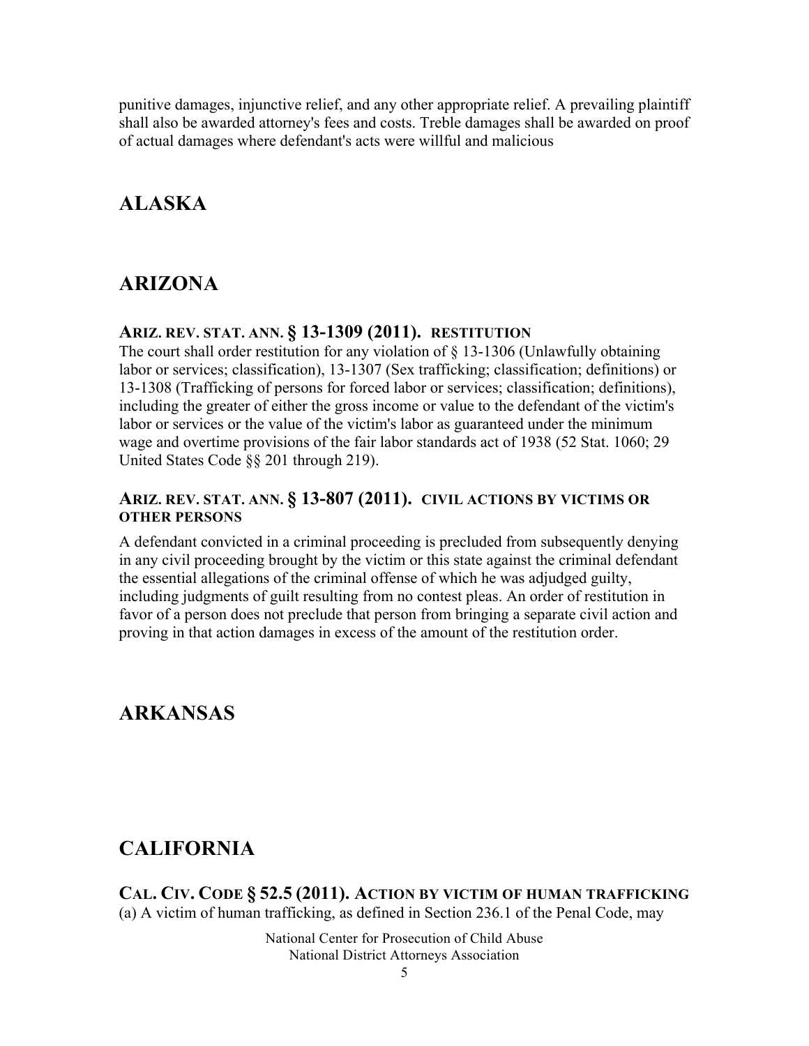punitive damages, injunctive relief, and any other appropriate relief. A prevailing plaintiff shall also be awarded attorney's fees and costs. Treble damages shall be awarded on proof of actual damages where defendant's acts were willful and malicious

## ALASKA

## ARIZONA

### ARIZ. REV. STAT. ANN. § 13-1309 (2011). RESTITUTION

The court shall order restitution for any violation of § 13-1306 (Unlawfully obtaining labor or services; classification), 13-1307 (Sex trafficking; classification; definitions) or 13-1308 (Trafficking of persons for forced labor or services; classification; definitions), including the greater of either the gross income or value to the defendant of the victim's labor or services or the value of the victim's labor as guaranteed under the minimum wage and overtime provisions of the fair labor standards act of 1938 (52 Stat. 1060; 29 United States Code §§ 201 through 219).

### ARIZ. REV. STAT. ANN. § 13-807 (2011). CIVIL ACTIONS BY VICTIMS OR OTHER PERSONS

A defendant convicted in a criminal proceeding is precluded from subsequently denying in any civil proceeding brought by the victim or this state against the criminal defendant the essential allegations of the criminal offense of which he was adjudged guilty, including judgments of guilt resulting from no contest pleas. An order of restitution in favor of a person does not preclude that person from bringing a separate civil action and proving in that action damages in excess of the amount of the restitution order.

## ARKANSAS

## CALIFORNIA

### CAL. CIV. CODE § 52.5 (2011). ACTION BY VICTIM OF HUMAN TRAFFICKING

(a) A victim of human trafficking, as defined in Section 236.1 of the Penal Code, may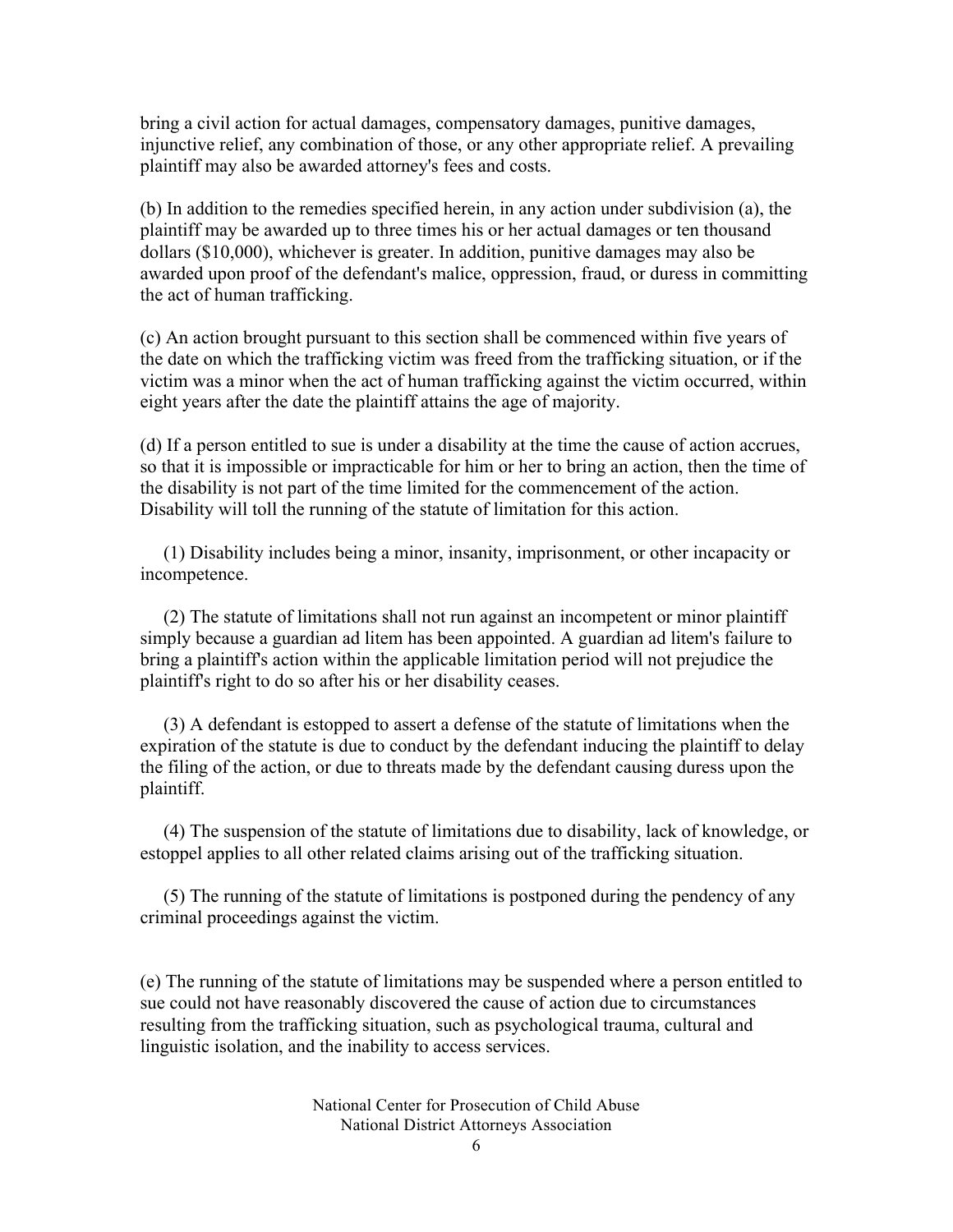bring a civil action for actual damages, compensatory damages, punitive damages, injunctive relief, any combination of those, or any other appropriate relief. A prevailing plaintiff may also be awarded attorney's fees and costs.

(b) In addition to the remedies specified herein, in any action under subdivision (a), the plaintiff may be awarded up to three times his or her actual damages or ten thousand dollars ($10,000), whichever is greater. In addition, punitive damages may also be awarded upon proof of the defendant's malice, oppression, fraud, or duress in committing the act of human trafficking.

(c) An action brought pursuant to this section shall be commenced within five years of the date on which the trafficking victim was freed from the trafficking situation, or if the victim was a minor when the act of human trafficking against the victim occurred, within eight years after the date the plaintiff attains the age of majority.

(d) If a person entitled to sue is under a disability at the time the cause of action accrues, so that it is impossible or impracticable for him or her to bring an action, then the time of the disability is not part of the time limited for the commencement of the action. Disability will toll the running of the statute of limitation for this action.

(1) Disability includes being a minor, insanity, imprisonment, or other incapacity or incompetence.

(2) The statute of limitations shall not run against an incompetent or minor plaintiff simply because a guardian ad litem has been appointed. A guardian ad litem's failure to bring a plaintiff's action within the applicable limitation period will not prejudice the plaintiff's right to do so after his or her disability ceases.

(3) A defendant is estopped to assert a defense of the statute of limitations when the expiration of the statute is due to conduct by the defendant inducing the plaintiff to delay the filing of the action, or due to threats made by the defendant causing duress upon the plaintiff.

(4) The suspension of the statute of limitations due to disability, lack of knowledge, or estoppel applies to all other related claims arising out of the trafficking situation.

(5) The running of the statute of limitations is postponed during the pendency of any criminal proceedings against the victim.

(e) The running of the statute of limitations may be suspended where a person entitled to sue could not have reasonably discovered the cause of action due to circumstances resulting from the trafficking situation, such as psychological trauma, cultural and linguistic isolation, and the inability to access services.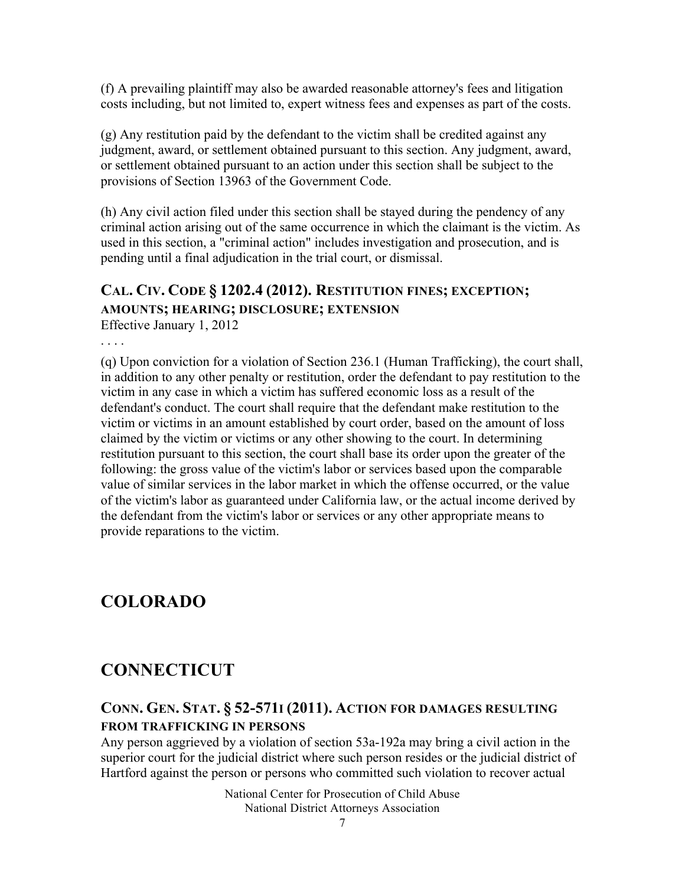(f) A prevailing plaintiff may also be awarded reasonable attorney's fees and litigation costs including, but not limited to, expert witness fees and expenses as part of the costs.

(g) Any restitution paid by the defendant to the victim shall be credited against any judgment, award, or settlement obtained pursuant to this section. Any judgment, award, or settlement obtained pursuant to an action under this section shall be subject to the provisions of Section 13963 of the Government Code.

(h) Any civil action filed under this section shall be stayed during the pendency of any criminal action arising out of the same occurrence in which the claimant is the victim. As used in this section, a "criminal action" includes investigation and prosecution, and is pending until a final adjudication in the trial court, or dismissal.

### CAL. CIV. CODE § 1202.4 (2012). RESTITUTION FINES; EXCEPTION; AMOUNTS; HEARING; DISCLOSURE; EXTENSION

Effective January 1, 2012

. . . .

(q) Upon conviction for a violation of Section 236.1 (Human Trafficking), the court shall, in addition to any other penalty or restitution, order the defendant to pay restitution to the victim in any case in which a victim has suffered economic loss as a result of the defendant's conduct. The court shall require that the defendant make restitution to the victim or victims in an amount established by court order, based on the amount of loss claimed by the victim or victims or any other showing to the court. In determining restitution pursuant to this section, the court shall base its order upon the greater of the following: the gross value of the victim's labor or services based upon the comparable value of similar services in the labor market in which the offense occurred, or the value of the victim's labor as guaranteed under California law, or the actual income derived by the defendant from the victim's labor or services or any other appropriate means to provide reparations to the victim.

## COLORADO

## CONNECTICUT

### CONN. GEN. STAT. § 52-571I (2011). ACTION FOR DAMAGES RESULTING FROM TRAFFICKING IN PERSONS

Any person aggrieved by a violation of section 53a-192a may bring a civil action in the superior court for the judicial district where such person resides or the judicial district of Hartford against the person or persons who committed such violation to recover actual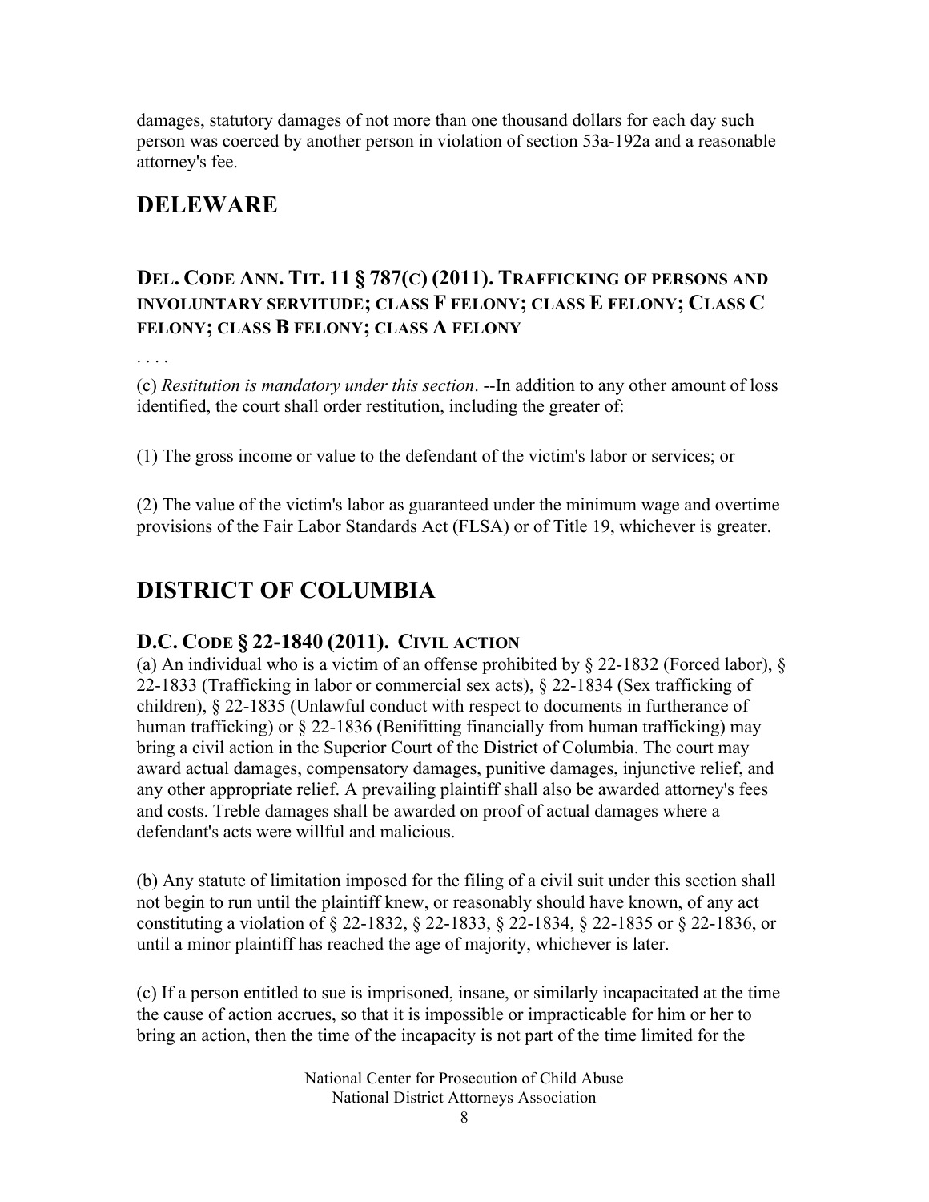damages, statutory damages of not more than one thousand dollars for each day such person was coerced by another person in violation of section 53a-192a and a reasonable attorney's fee.

# DELEWARE

### DEL. CODE ANN. TIT. 11 § 787(C) (2011). TRAFFICKING OF PERSONS AND INVOLUNTARY SERVITUDE; CLASS F FELONY; CLASS E FELONY; CLASS C FELONY; CLASS B FELONY; CLASS A FELONY

. . . .

(c) *Restitution is mandatory under this section*. --In addition to any other amount of loss identified, the court shall order restitution, including the greater of:

(1) The gross income or value to the defendant of the victim's labor or services; or

(2) The value of the victim's labor as guaranteed under the minimum wage and overtime provisions of the Fair Labor Standards Act (FLSA) or of Title 19, whichever is greater.

# DISTRICT OF COLUMBIA

### D.C. CODE § 22-1840 (2011). CIVIL ACTION

(a) An individual who is a victim of an offense prohibited by § 22-1832 (Forced labor), § 22-1833 (Trafficking in labor or commercial sex acts), § 22-1834 (Sex trafficking of children), § 22-1835 (Unlawful conduct with respect to documents in furtherance of human trafficking) or § 22-1836 (Benifitting financially from human trafficking) may bring a civil action in the Superior Court of the District of Columbia. The court may award actual damages, compensatory damages, punitive damages, injunctive relief, and any other appropriate relief. A prevailing plaintiff shall also be awarded attorney's fees and costs. Treble damages shall be awarded on proof of actual damages where a defendant's acts were willful and malicious.

(b) Any statute of limitation imposed for the filing of a civil suit under this section shall not begin to run until the plaintiff knew, or reasonably should have known, of any act constituting a violation of § 22-1832, § 22-1833, § 22-1834, § 22-1835 or § 22-1836, or until a minor plaintiff has reached the age of majority, whichever is later.

(c) If a person entitled to sue is imprisoned, insane, or similarly incapacitated at the time the cause of action accrues, so that it is impossible or impracticable for him or her to bring an action, then the time of the incapacity is not part of the time limited for the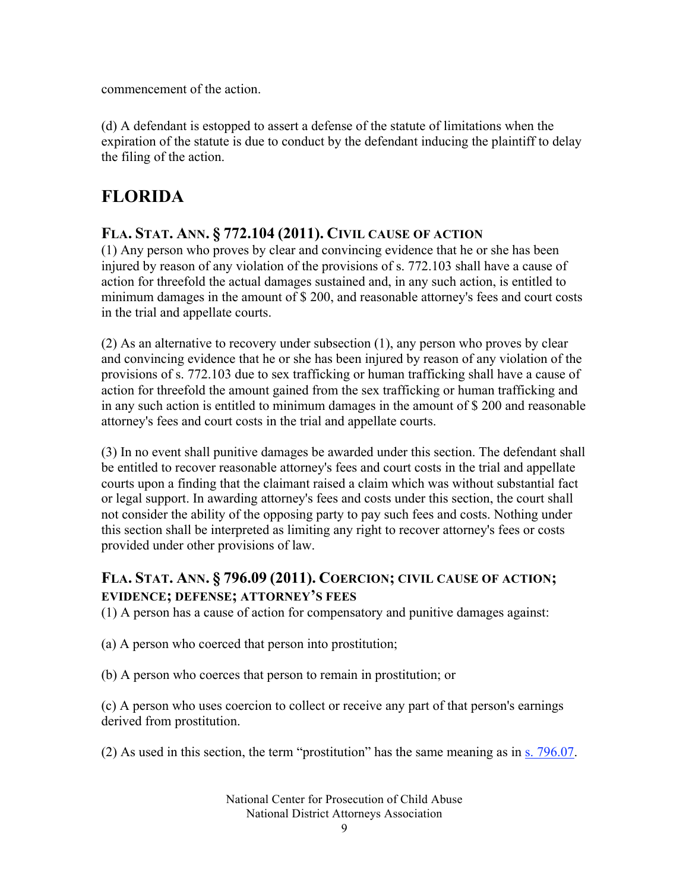commencement of the action.

(d) A defendant is estopped to assert a defense of the statute of limitations when the expiration of the statute is due to conduct by the defendant inducing the plaintiff to delay the filing of the action.

## FLORIDA

### FLA. STAT. ANN. § 772.104 (2011). CIVIL CAUSE OF ACTION

(1) Any person who proves by clear and convincing evidence that he or she has been injured by reason of any violation of the provisions of s. 772.103 shall have a cause of action for threefold the actual damages sustained and, in any such action, is entitled to minimum damages in the amount of $ 200, and reasonable attorney's fees and court costs in the trial and appellate courts.

(2) As an alternative to recovery under subsection (1), any person who proves by clear and convincing evidence that he or she has been injured by reason of any violation of the provisions of s. 772.103 due to sex trafficking or human trafficking shall have a cause of action for threefold the amount gained from the sex trafficking or human trafficking and in any such action is entitled to minimum damages in the amount of $ 200 and reasonable attorney's fees and court costs in the trial and appellate courts.

(3) In no event shall punitive damages be awarded under this section. The defendant shall be entitled to recover reasonable attorney's fees and court costs in the trial and appellate courts upon a finding that the claimant raised a claim which was without substantial fact or legal support. In awarding attorney's fees and costs under this section, the court shall not consider the ability of the opposing party to pay such fees and costs. Nothing under this section shall be interpreted as limiting any right to recover attorney's fees or costs provided under other provisions of law.

### FLA. STAT. ANN. § 796.09 (2011). COERCION; CIVIL CAUSE OF ACTION; EVIDENCE; DEFENSE; ATTORNEY'S FEES

(1) A person has a cause of action for compensatory and punitive damages against:

(a) A person who coerced that person into prostitution;

(b) A person who coerces that person to remain in prostitution; or

(c) A person who uses coercion to collect or receive any part of that person's earnings derived from prostitution.

(2) As used in this section, the term "prostitution" has the same meaning as in s. 796.07.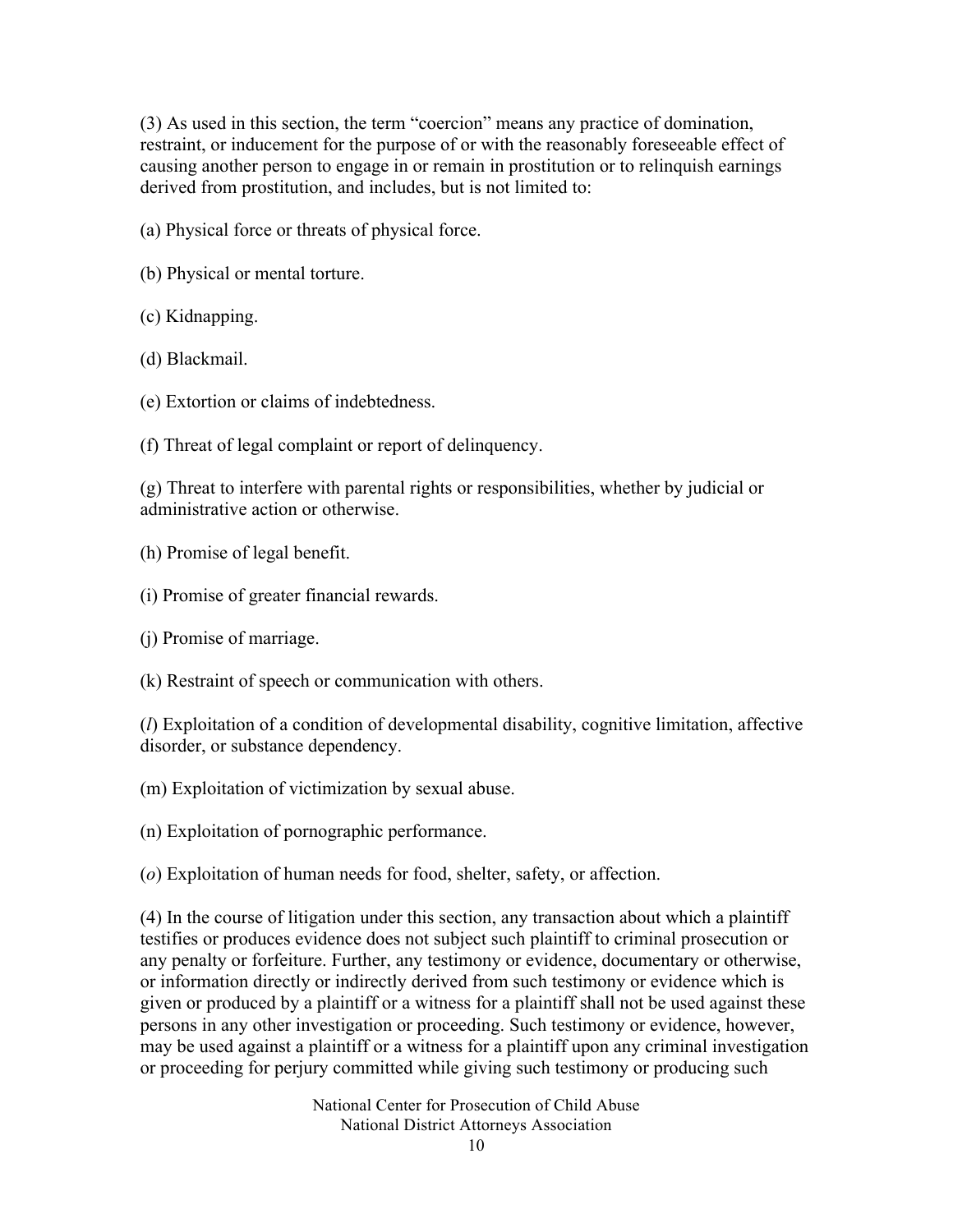(3) As used in this section, the term "coercion" means any practice of domination, restraint, or inducement for the purpose of or with the reasonably foreseeable effect of causing another person to engage in or remain in prostitution or to relinquish earnings derived from prostitution, and includes, but is not limited to:

(a) Physical force or threats of physical force.

(b) Physical or mental torture.

(c) Kidnapping.

(d) Blackmail.

(e) Extortion or claims of indebtedness.

(f) Threat of legal complaint or report of delinquency.

(g) Threat to interfere with parental rights or responsibilities, whether by judicial or administrative action or otherwise.

(h) Promise of legal benefit.

(i) Promise of greater financial rewards.

(j) Promise of marriage.

(k) Restraint of speech or communication with others.

(*l*) Exploitation of a condition of developmental disability, cognitive limitation, affective disorder, or substance dependency.

(m) Exploitation of victimization by sexual abuse.

(n) Exploitation of pornographic performance.

(*o*) Exploitation of human needs for food, shelter, safety, or affection.

(4) In the course of litigation under this section, any transaction about which a plaintiff testifies or produces evidence does not subject such plaintiff to criminal prosecution or any penalty or forfeiture. Further, any testimony or evidence, documentary or otherwise, or information directly or indirectly derived from such testimony or evidence which is given or produced by a plaintiff or a witness for a plaintiff shall not be used against these persons in any other investigation or proceeding. Such testimony or evidence, however, may be used against a plaintiff or a witness for a plaintiff upon any criminal investigation or proceeding for perjury committed while giving such testimony or producing such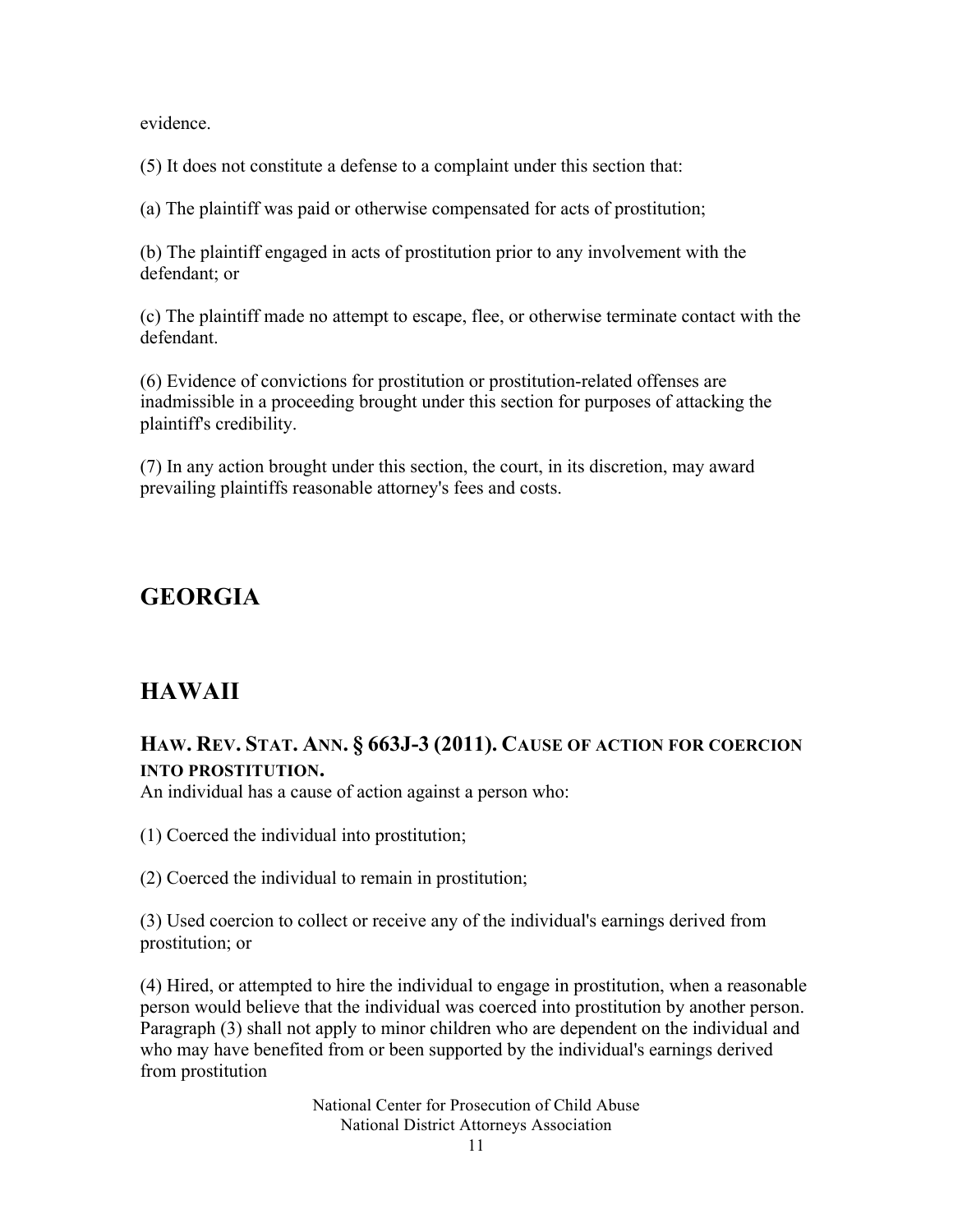evidence.

(5) It does not constitute a defense to a complaint under this section that:

(a) The plaintiff was paid or otherwise compensated for acts of prostitution;

(b) The plaintiff engaged in acts of prostitution prior to any involvement with the defendant; or

(c) The plaintiff made no attempt to escape, flee, or otherwise terminate contact with the defendant.

(6) Evidence of convictions for prostitution or prostitution-related offenses are inadmissible in a proceeding brought under this section for purposes of attacking the plaintiff's credibility.

(7) In any action brought under this section, the court, in its discretion, may award prevailing plaintiffs reasonable attorney's fees and costs.

## GEORGIA

## HAWAII

### HAW. REV. STAT. ANN. § 663J-3 (2011). CAUSE OF ACTION FOR COERCION INTO PROSTITUTION.

An individual has a cause of action against a person who:

(1) Coerced the individual into prostitution;

(2) Coerced the individual to remain in prostitution;

(3) Used coercion to collect or receive any of the individual's earnings derived from prostitution; or

(4) Hired, or attempted to hire the individual to engage in prostitution, when a reasonable person would believe that the individual was coerced into prostitution by another person. Paragraph (3) shall not apply to minor children who are dependent on the individual and who may have benefited from or been supported by the individual's earnings derived from prostitution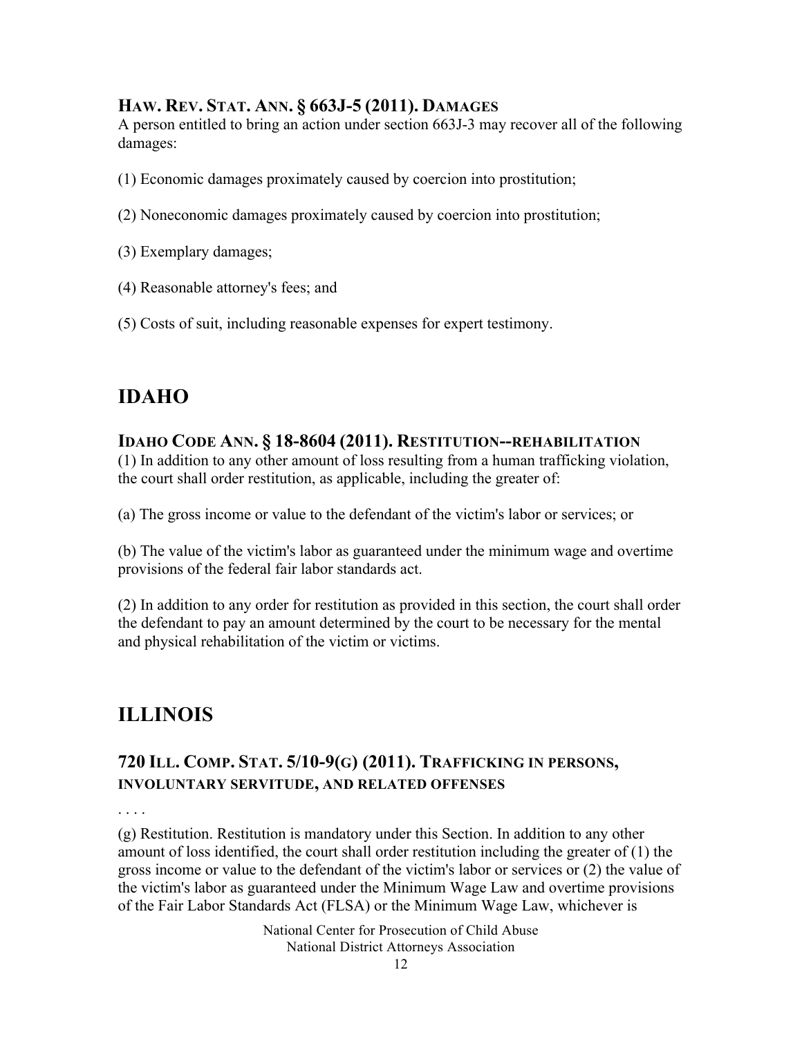### HAW. REV. STAT. ANN. § 663J-5 (2011). DAMAGES

A person entitled to bring an action under section 663J-3 may recover all of the following damages:

(1) Economic damages proximately caused by coercion into prostitution;

(2) Noneconomic damages proximately caused by coercion into prostitution;

(3) Exemplary damages;

(4) Reasonable attorney's fees; and

(5) Costs of suit, including reasonable expenses for expert testimony.

## IDAHO

### IDAHO CODE ANN. § 18-8604 (2011). RESTITUTION--REHABILITATION

(1) In addition to any other amount of loss resulting from a human trafficking violation, the court shall order restitution, as applicable, including the greater of:

(a) The gross income or value to the defendant of the victim's labor or services; or

(b) The value of the victim's labor as guaranteed under the minimum wage and overtime provisions of the federal fair labor standards act.

(2) In addition to any order for restitution as provided in this section, the court shall order the defendant to pay an amount determined by the court to be necessary for the mental and physical rehabilitation of the victim or victims.

## ILLINOIS

### 720 ILL. COMP. STAT. 5/10-9(G) (2011). TRAFFICKING IN PERSONS, INVOLUNTARY SERVITUDE, AND RELATED OFFENSES

. . . .

(g) Restitution. Restitution is mandatory under this Section. In addition to any other amount of loss identified, the court shall order restitution including the greater of (1) the gross income or value to the defendant of the victim's labor or services or (2) the value of the victim's labor as guaranteed under the Minimum Wage Law and overtime provisions of the Fair Labor Standards Act (FLSA) or the Minimum Wage Law, whichever is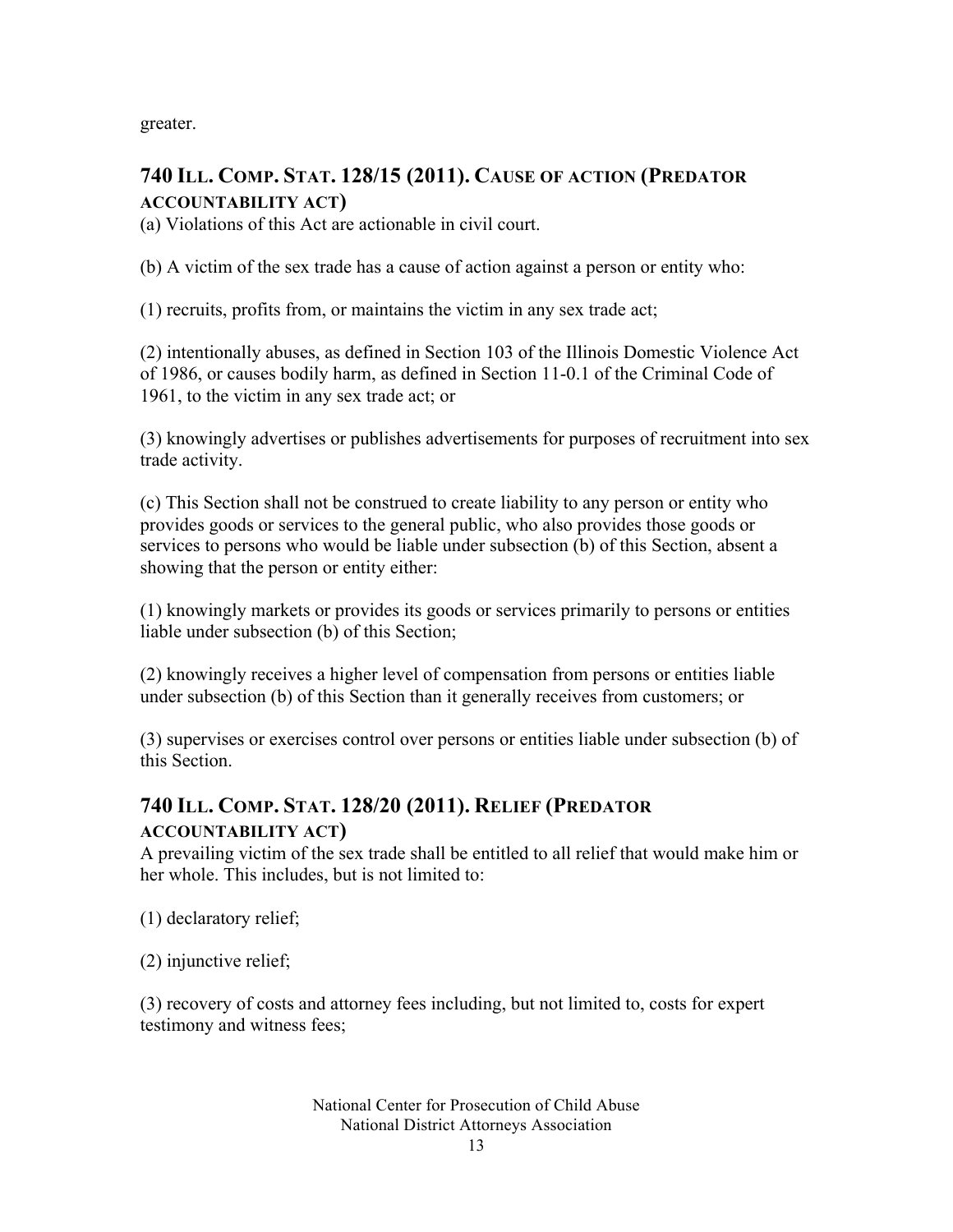greater.

## 740 ILL. COMP. STAT. 128/15 (2011). CAUSE OF ACTION (PREDATOR ACCOUNTABILITY ACT)

(a) Violations of this Act are actionable in civil court.

(b) A victim of the sex trade has a cause of action against a person or entity who:

(1) recruits, profits from, or maintains the victim in any sex trade act;

(2) intentionally abuses, as defined in Section 103 of the Illinois Domestic Violence Act of 1986, or causes bodily harm, as defined in Section 11-0.1 of the Criminal Code of 1961, to the victim in any sex trade act; or

(3) knowingly advertises or publishes advertisements for purposes of recruitment into sex trade activity.

(c) This Section shall not be construed to create liability to any person or entity who provides goods or services to the general public, who also provides those goods or services to persons who would be liable under subsection (b) of this Section, absent a showing that the person or entity either:

(1) knowingly markets or provides its goods or services primarily to persons or entities liable under subsection (b) of this Section;

(2) knowingly receives a higher level of compensation from persons or entities liable under subsection (b) of this Section than it generally receives from customers; or

(3) supervises or exercises control over persons or entities liable under subsection (b) of this Section.

## 740 ILL. COMP. STAT. 128/20 (2011). RELIEF (PREDATOR ACCOUNTABILITY ACT)

A prevailing victim of the sex trade shall be entitled to all relief that would make him or her whole. This includes, but is not limited to:

(1) declaratory relief;

(2) injunctive relief;

(3) recovery of costs and attorney fees including, but not limited to, costs for expert testimony and witness fees;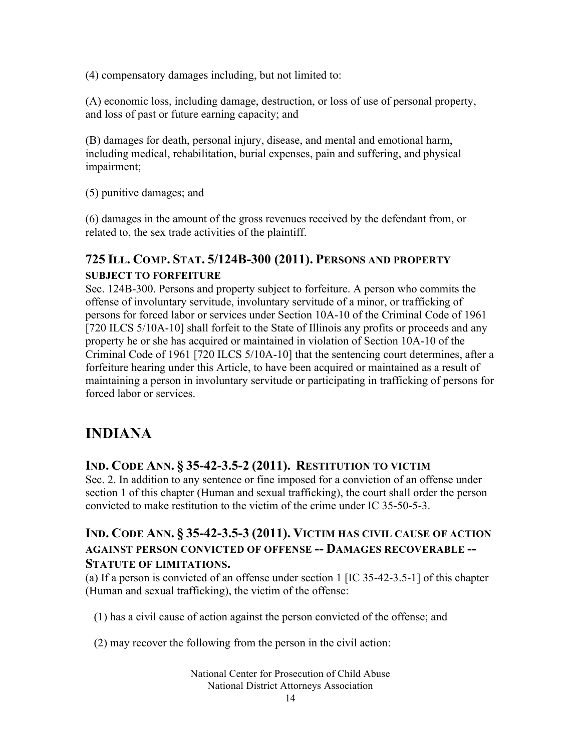(4) compensatory damages including, but not limited to:

(A) economic loss, including damage, destruction, or loss of use of personal property, and loss of past or future earning capacity; and

(B) damages for death, personal injury, disease, and mental and emotional harm, including medical, rehabilitation, burial expenses, pain and suffering, and physical impairment;

(5) punitive damages; and

(6) damages in the amount of the gross revenues received by the defendant from, or related to, the sex trade activities of the plaintiff.

### 725 ILL. COMP. STAT. 5/124B-300 (2011). PERSONS AND PROPERTY SUBJECT TO FORFEITURE

Sec. 124B-300. Persons and property subject to forfeiture. A person who commits the offense of involuntary servitude, involuntary servitude of a minor, or trafficking of persons for forced labor or services under Section 10A-10 of the Criminal Code of 1961 [720 ILCS 5/10A-10] shall forfeit to the State of Illinois any profits or proceeds and any property he or she has acquired or maintained in violation of Section 10A-10 of the Criminal Code of 1961 [720 ILCS 5/10A-10] that the sentencing court determines, after a forfeiture hearing under this Article, to have been acquired or maintained as a result of maintaining a person in involuntary servitude or participating in trafficking of persons for forced labor or services.

## INDIANA

### IND. CODE ANN. § 35-42-3.5-2 (2011). RESTITUTION TO VICTIM

Sec. 2. In addition to any sentence or fine imposed for a conviction of an offense under section 1 of this chapter (Human and sexual trafficking), the court shall order the person convicted to make restitution to the victim of the crime under IC 35-50-5-3.

### IND. CODE ANN. § 35-42-3.5-3 (2011). VICTIM HAS CIVIL CAUSE OF ACTION AGAINST PERSON CONVICTED OF OFFENSE -- DAMAGES RECOVERABLE -- STATUTE OF LIMITATIONS.

(a) If a person is convicted of an offense under section 1 [IC 35-42-3.5-1] of this chapter (Human and sexual trafficking), the victim of the offense:

(1) has a civil cause of action against the person convicted of the offense; and

(2) may recover the following from the person in the civil action: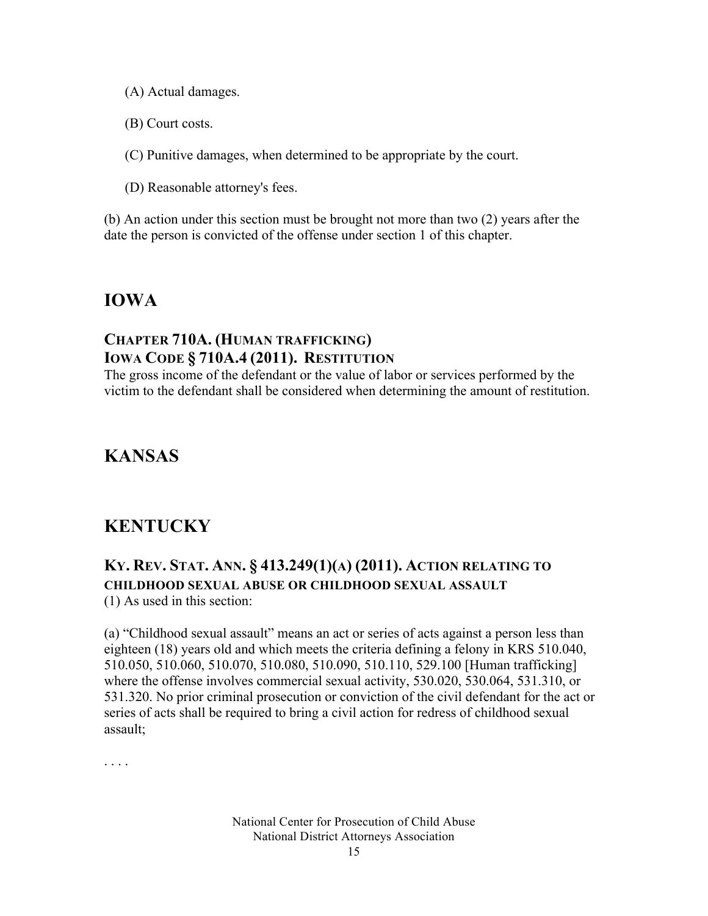(A) Actual damages.

(B) Court costs.

(C) Punitive damages, when determined to be appropriate by the court.

(D) Reasonable attorney's fees.

(b) An action under this section must be brought not more than two (2) years after the date the person is convicted of the offense under section 1 of this chapter.

## IOWA

### CHAPTER 710A. (HUMAN TRAFFICKING)
### IOWA CODE § 710A.4 (2011). RESTITUTION

The gross income of the defendant or the value of labor or services performed by the victim to the defendant shall be considered when determining the amount of restitution.

## KANSAS

## KENTUCKY

### KY. REV. STAT. ANN. § 413.249(1)(A) (2011). ACTION RELATING TO CHILDHOOD SEXUAL ABUSE OR CHILDHOOD SEXUAL ASSAULT

(1) As used in this section:

(a) "Childhood sexual assault" means an act or series of acts against a person less than eighteen (18) years old and which meets the criteria defining a felony in KRS 510.040, 510.050, 510.060, 510.070, 510.080, 510.090, 510.110, 529.100 [Human trafficking] where the offense involves commercial sexual activity, 530.020, 530.064, 531.310, or 531.320. No prior criminal prosecution or conviction of the civil defendant for the act or series of acts shall be required to bring a civil action for redress of childhood sexual assault;

. . . .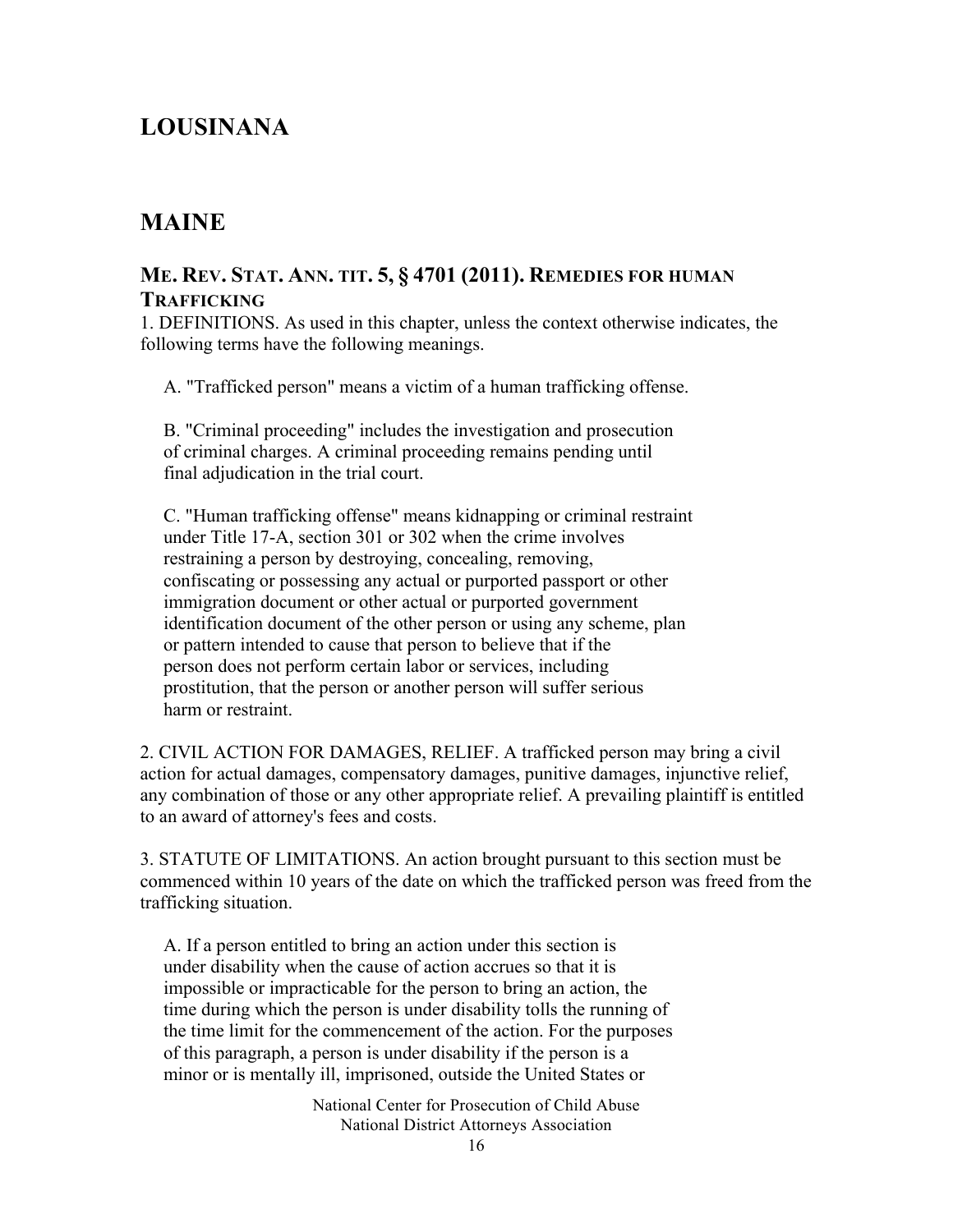## LOUSINANA

## MAINE

### ME. REV. STAT. ANN. TIT. 5, § 4701 (2011). REMEDIES FOR HUMAN TRAFFICKING

1. DEFINITIONS. As used in this chapter, unless the context otherwise indicates, the following terms have the following meanings.

   A. "Trafficked person" means a victim of a human trafficking offense.

   B. "Criminal proceeding" includes the investigation and prosecution of criminal charges. A criminal proceeding remains pending until final adjudication in the trial court.

   C. "Human trafficking offense" means kidnapping or criminal restraint under Title 17-A, section 301 or 302 when the crime involves restraining a person by destroying, concealing, removing, confiscating or possessing any actual or purported passport or other immigration document or other actual or purported government identification document of the other person or using any scheme, plan or pattern intended to cause that person to believe that if the person does not perform certain labor or services, including prostitution, that the person or another person will suffer serious harm or restraint.

2. CIVIL ACTION FOR DAMAGES, RELIEF. A trafficked person may bring a civil action for actual damages, compensatory damages, punitive damages, injunctive relief, any combination of those or any other appropriate relief. A prevailing plaintiff is entitled to an award of attorney's fees and costs.

3. STATUTE OF LIMITATIONS. An action brought pursuant to this section must be commenced within 10 years of the date on which the trafficked person was freed from the trafficking situation.

   A. If a person entitled to bring an action under this section is under disability when the cause of action accrues so that it is impossible or impracticable for the person to bring an action, the time during which the person is under disability tolls the running of the time limit for the commencement of the action. For the purposes of this paragraph, a person is under disability if the person is a minor or is mentally ill, imprisoned, outside the United States or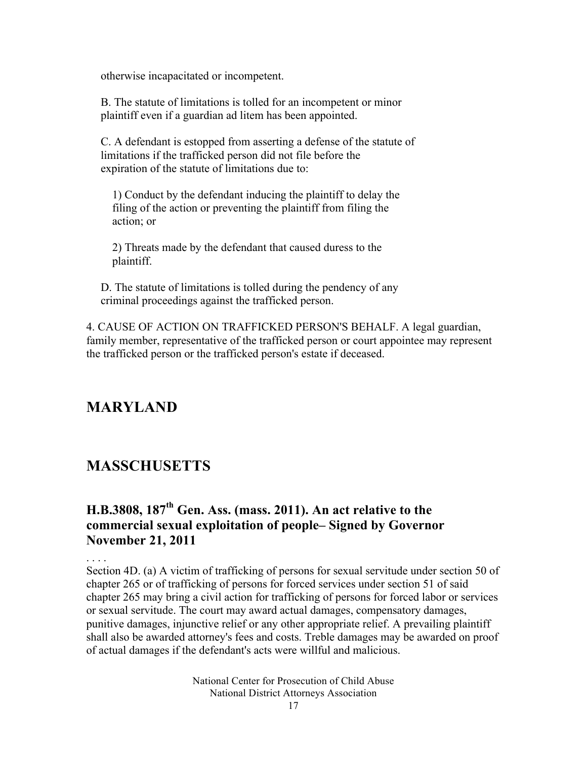otherwise incapacitated or incompetent.

B. The statute of limitations is tolled for an incompetent or minor plaintiff even if a guardian ad litem has been appointed.

C. A defendant is estopped from asserting a defense of the statute of limitations if the trafficked person did not file before the expiration of the statute of limitations due to:

1) Conduct by the defendant inducing the plaintiff to delay the filing of the action or preventing the plaintiff from filing the action; or

2) Threats made by the defendant that caused duress to the plaintiff.

D. The statute of limitations is tolled during the pendency of any criminal proceedings against the trafficked person.

4. CAUSE OF ACTION ON TRAFFICKED PERSON'S BEHALF. A legal guardian, family member, representative of the trafficked person or court appointee may represent the trafficked person or the trafficked person's estate if deceased.

## MARYLAND

## MASSCHUSETTS

### H.B.3808, 187th Gen. Ass. (mass. 2011). An act relative to the commercial sexual exploitation of people– Signed by Governor November 21, 2011

. . . .

Section 4D. (a) A victim of trafficking of persons for sexual servitude under section 50 of chapter 265 or of trafficking of persons for forced services under section 51 of said chapter 265 may bring a civil action for trafficking of persons for forced labor or services or sexual servitude. The court may award actual damages, compensatory damages, punitive damages, injunctive relief or any other appropriate relief. A prevailing plaintiff shall also be awarded attorney's fees and costs. Treble damages may be awarded on proof of actual damages if the defendant's acts were willful and malicious.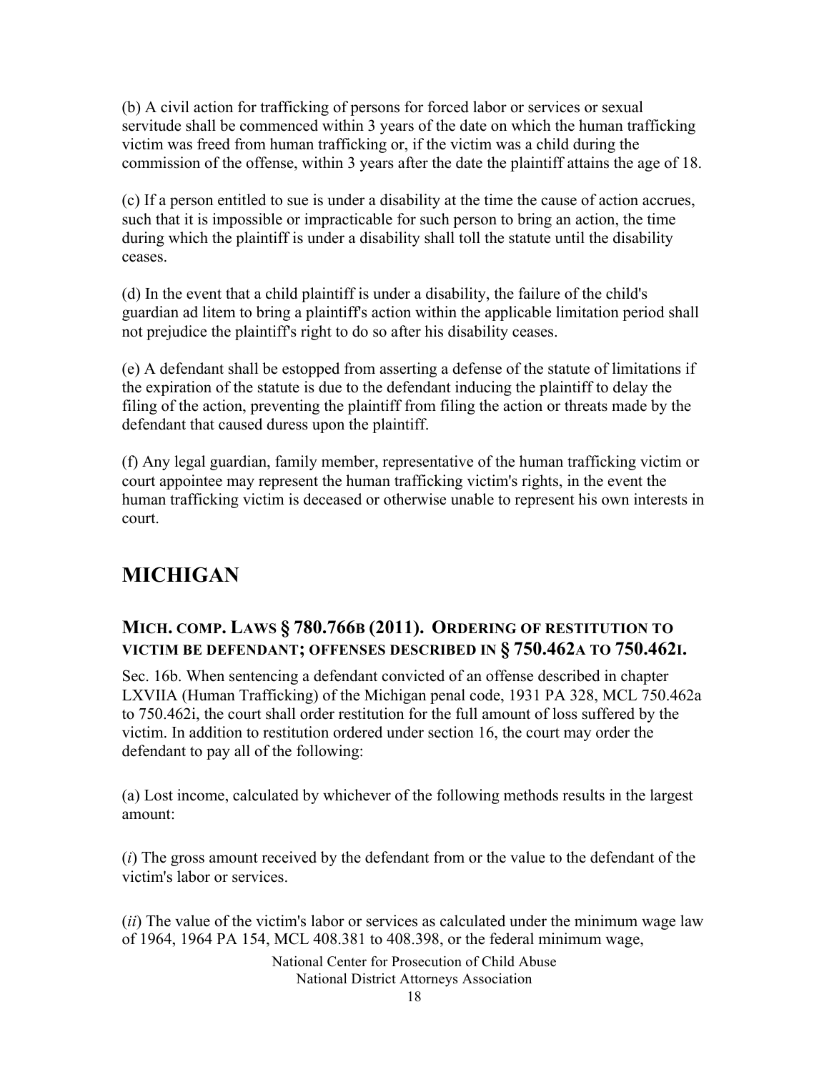(b) A civil action for trafficking of persons for forced labor or services or sexual servitude shall be commenced within 3 years of the date on which the human trafficking victim was freed from human trafficking or, if the victim was a child during the commission of the offense, within 3 years after the date the plaintiff attains the age of 18.

(c) If a person entitled to sue is under a disability at the time the cause of action accrues, such that it is impossible or impracticable for such person to bring an action, the time during which the plaintiff is under a disability shall toll the statute until the disability ceases.

(d) In the event that a child plaintiff is under a disability, the failure of the child's guardian ad litem to bring a plaintiff's action within the applicable limitation period shall not prejudice the plaintiff's right to do so after his disability ceases.

(e) A defendant shall be estopped from asserting a defense of the statute of limitations if the expiration of the statute is due to the defendant inducing the plaintiff to delay the filing of the action, preventing the plaintiff from filing the action or threats made by the defendant that caused duress upon the plaintiff.

(f) Any legal guardian, family member, representative of the human trafficking victim or court appointee may represent the human trafficking victim's rights, in the event the human trafficking victim is deceased or otherwise unable to represent his own interests in court.

## MICHIGAN

### MICH. COMP. LAWS § 780.766B (2011). ORDERING OF RESTITUTION TO VICTIM BE DEFENDANT; OFFENSES DESCRIBED IN § 750.462A TO 750.462I.

Sec. 16b. When sentencing a defendant convicted of an offense described in chapter LXVIIA (Human Trafficking) of the Michigan penal code, 1931 PA 328, MCL 750.462a to 750.462i, the court shall order restitution for the full amount of loss suffered by the victim. In addition to restitution ordered under section 16, the court may order the defendant to pay all of the following:

(a) Lost income, calculated by whichever of the following methods results in the largest amount:

(*i*) The gross amount received by the defendant from or the value to the defendant of the victim's labor or services.

(*ii*) The value of the victim's labor or services as calculated under the minimum wage law of 1964, 1964 PA 154, MCL 408.381 to 408.398, or the federal minimum wage,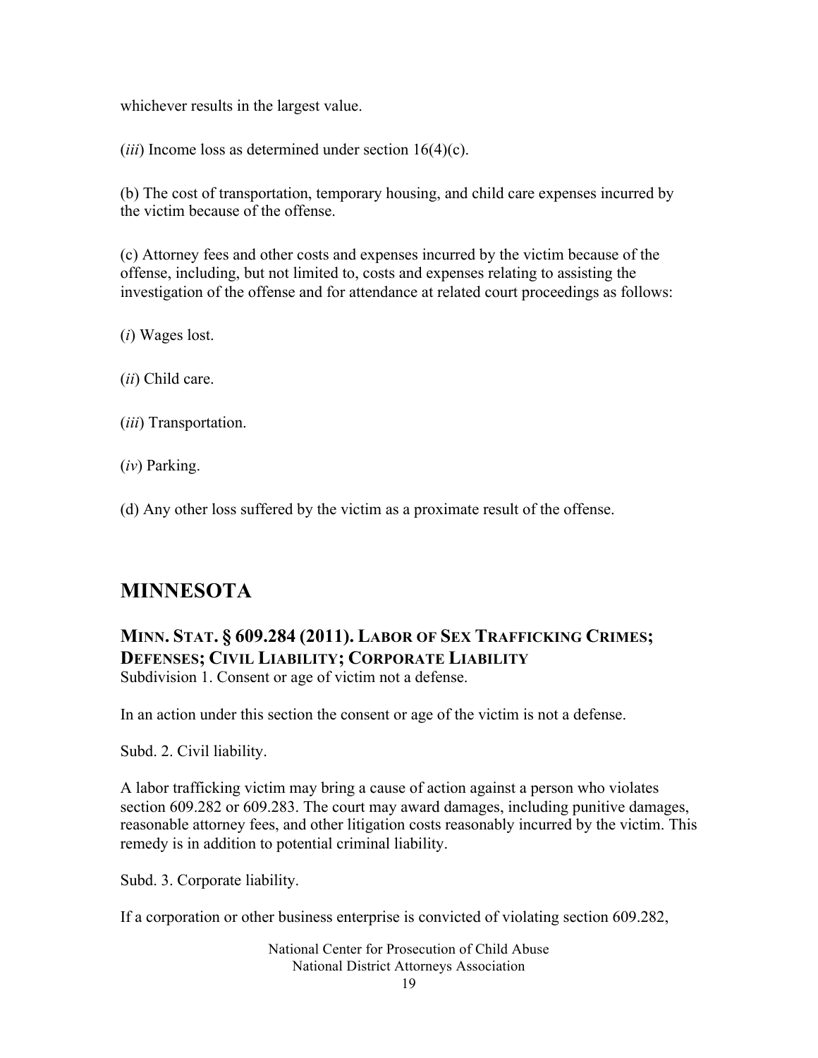whichever results in the largest value.

(*iii*) Income loss as determined under section 16(4)(c).

(b) The cost of transportation, temporary housing, and child care expenses incurred by the victim because of the offense.

(c) Attorney fees and other costs and expenses incurred by the victim because of the offense, including, but not limited to, costs and expenses relating to assisting the investigation of the offense and for attendance at related court proceedings as follows:

(*i*) Wages lost.

(*ii*) Child care.

(*iii*) Transportation.

(*iv*) Parking.

(d) Any other loss suffered by the victim as a proximate result of the offense.

## MINNESOTA

### MINN. STAT. § 609.284 (2011). LABOR OF SEX TRAFFICKING CRIMES; DEFENSES; CIVIL LIABILITY; CORPORATE LIABILITY

Subdivision 1. Consent or age of victim not a defense.

In an action under this section the consent or age of the victim is not a defense.

Subd. 2. Civil liability.

A labor trafficking victim may bring a cause of action against a person who violates section 609.282 or 609.283. The court may award damages, including punitive damages, reasonable attorney fees, and other litigation costs reasonably incurred by the victim. This remedy is in addition to potential criminal liability.

Subd. 3. Corporate liability.

If a corporation or other business enterprise is convicted of violating section 609.282,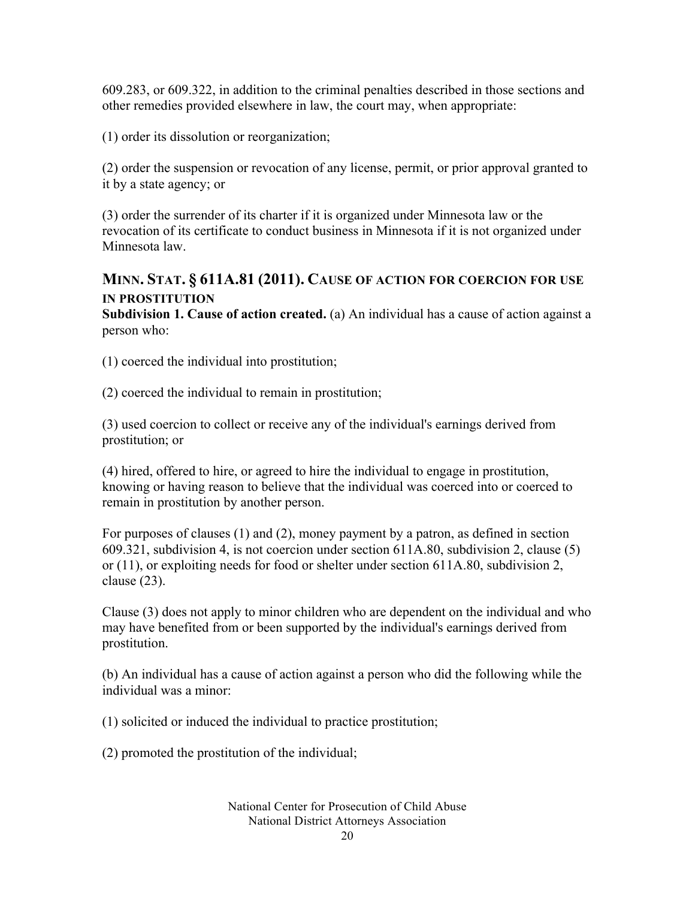609.283, or 609.322, in addition to the criminal penalties described in those sections and other remedies provided elsewhere in law, the court may, when appropriate:

(1) order its dissolution or reorganization;

(2) order the suspension or revocation of any license, permit, or prior approval granted to it by a state agency; or

(3) order the surrender of its charter if it is organized under Minnesota law or the revocation of its certificate to conduct business in Minnesota if it is not organized under Minnesota law.

## MINN. STAT. § 611A.81 (2011). CAUSE OF ACTION FOR COERCION FOR USE IN PROSTITUTION

**Subdivision 1. Cause of action created.** (a) An individual has a cause of action against a person who:

(1) coerced the individual into prostitution;

(2) coerced the individual to remain in prostitution;

(3) used coercion to collect or receive any of the individual's earnings derived from prostitution; or

(4) hired, offered to hire, or agreed to hire the individual to engage in prostitution, knowing or having reason to believe that the individual was coerced into or coerced to remain in prostitution by another person.

For purposes of clauses (1) and (2), money payment by a patron, as defined in section 609.321, subdivision 4, is not coercion under section 611A.80, subdivision 2, clause (5) or (11), or exploiting needs for food or shelter under section 611A.80, subdivision 2, clause (23).

Clause (3) does not apply to minor children who are dependent on the individual and who may have benefited from or been supported by the individual's earnings derived from prostitution.

(b) An individual has a cause of action against a person who did the following while the individual was a minor:

(1) solicited or induced the individual to practice prostitution;

(2) promoted the prostitution of the individual;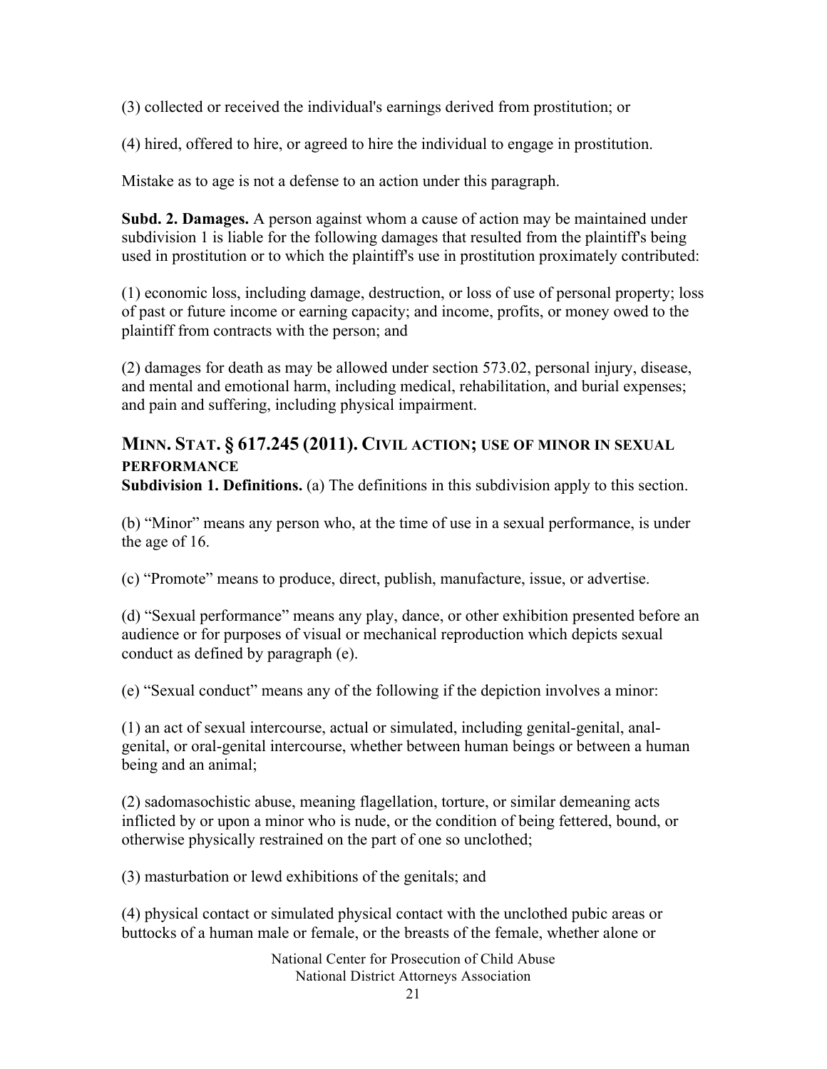(3) collected or received the individual's earnings derived from prostitution; or

(4) hired, offered to hire, or agreed to hire the individual to engage in prostitution.

Mistake as to age is not a defense to an action under this paragraph.

**Subd. 2. Damages.** A person against whom a cause of action may be maintained under subdivision 1 is liable for the following damages that resulted from the plaintiff's being used in prostitution or to which the plaintiff's use in prostitution proximately contributed:

(1) economic loss, including damage, destruction, or loss of use of personal property; loss of past or future income or earning capacity; and income, profits, or money owed to the plaintiff from contracts with the person; and

(2) damages for death as may be allowed under section 573.02, personal injury, disease, and mental and emotional harm, including medical, rehabilitation, and burial expenses; and pain and suffering, including physical impairment.

## MINN. STAT. § 617.245 (2011). CIVIL ACTION; USE OF MINOR IN SEXUAL PERFORMANCE

**Subdivision 1. Definitions.** (a) The definitions in this subdivision apply to this section.

(b) "Minor" means any person who, at the time of use in a sexual performance, is under the age of 16.

(c) "Promote" means to produce, direct, publish, manufacture, issue, or advertise.

(d) "Sexual performance" means any play, dance, or other exhibition presented before an audience or for purposes of visual or mechanical reproduction which depicts sexual conduct as defined by paragraph (e).

(e) "Sexual conduct" means any of the following if the depiction involves a minor:

(1) an act of sexual intercourse, actual or simulated, including genital-genital, anal-genital, or oral-genital intercourse, whether between human beings or between a human being and an animal;

(2) sadomasochistic abuse, meaning flagellation, torture, or similar demeaning acts inflicted by or upon a minor who is nude, or the condition of being fettered, bound, or otherwise physically restrained on the part of one so unclothed;

(3) masturbation or lewd exhibitions of the genitals; and

(4) physical contact or simulated physical contact with the unclothed pubic areas or buttocks of a human male or female, or the breasts of the female, whether alone or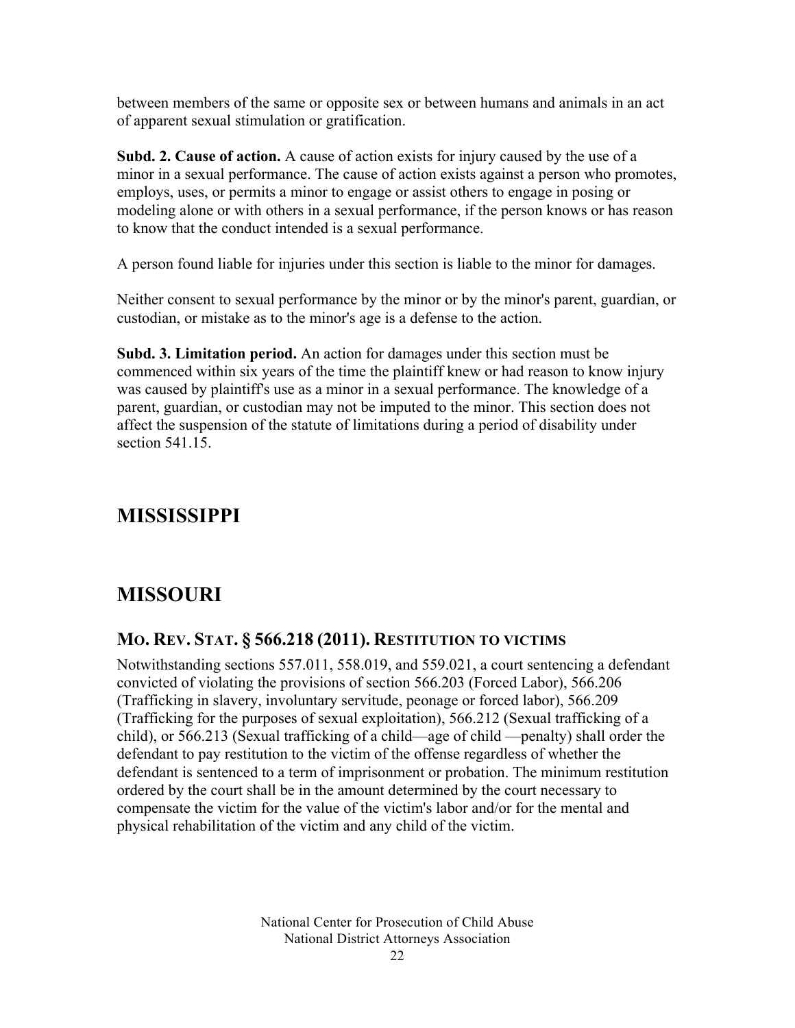between members of the same or opposite sex or between humans and animals in an act of apparent sexual stimulation or gratification.

**Subd. 2. Cause of action.** A cause of action exists for injury caused by the use of a minor in a sexual performance. The cause of action exists against a person who promotes, employs, uses, or permits a minor to engage or assist others to engage in posing or modeling alone or with others in a sexual performance, if the person knows or has reason to know that the conduct intended is a sexual performance.

A person found liable for injuries under this section is liable to the minor for damages.

Neither consent to sexual performance by the minor or by the minor's parent, guardian, or custodian, or mistake as to the minor's age is a defense to the action.

**Subd. 3. Limitation period.** An action for damages under this section must be commenced within six years of the time the plaintiff knew or had reason to know injury was caused by plaintiff's use as a minor in a sexual performance. The knowledge of a parent, guardian, or custodian may not be imputed to the minor. This section does not affect the suspension of the statute of limitations during a period of disability under section 541.15.

# MISSISSIPPI

# MISSOURI

## MO. REV. STAT. § 566.218 (2011). RESTITUTION TO VICTIMS

Notwithstanding sections 557.011, 558.019, and 559.021, a court sentencing a defendant convicted of violating the provisions of section 566.203 (Forced Labor), 566.206 (Trafficking in slavery, involuntary servitude, peonage or forced labor), 566.209 (Trafficking for the purposes of sexual exploitation), 566.212 (Sexual trafficking of a child), or 566.213 (Sexual trafficking of a child—age of child —penalty) shall order the defendant to pay restitution to the victim of the offense regardless of whether the defendant is sentenced to a term of imprisonment or probation. The minimum restitution ordered by the court shall be in the amount determined by the court necessary to compensate the victim for the value of the victim's labor and/or for the mental and physical rehabilitation of the victim and any child of the victim.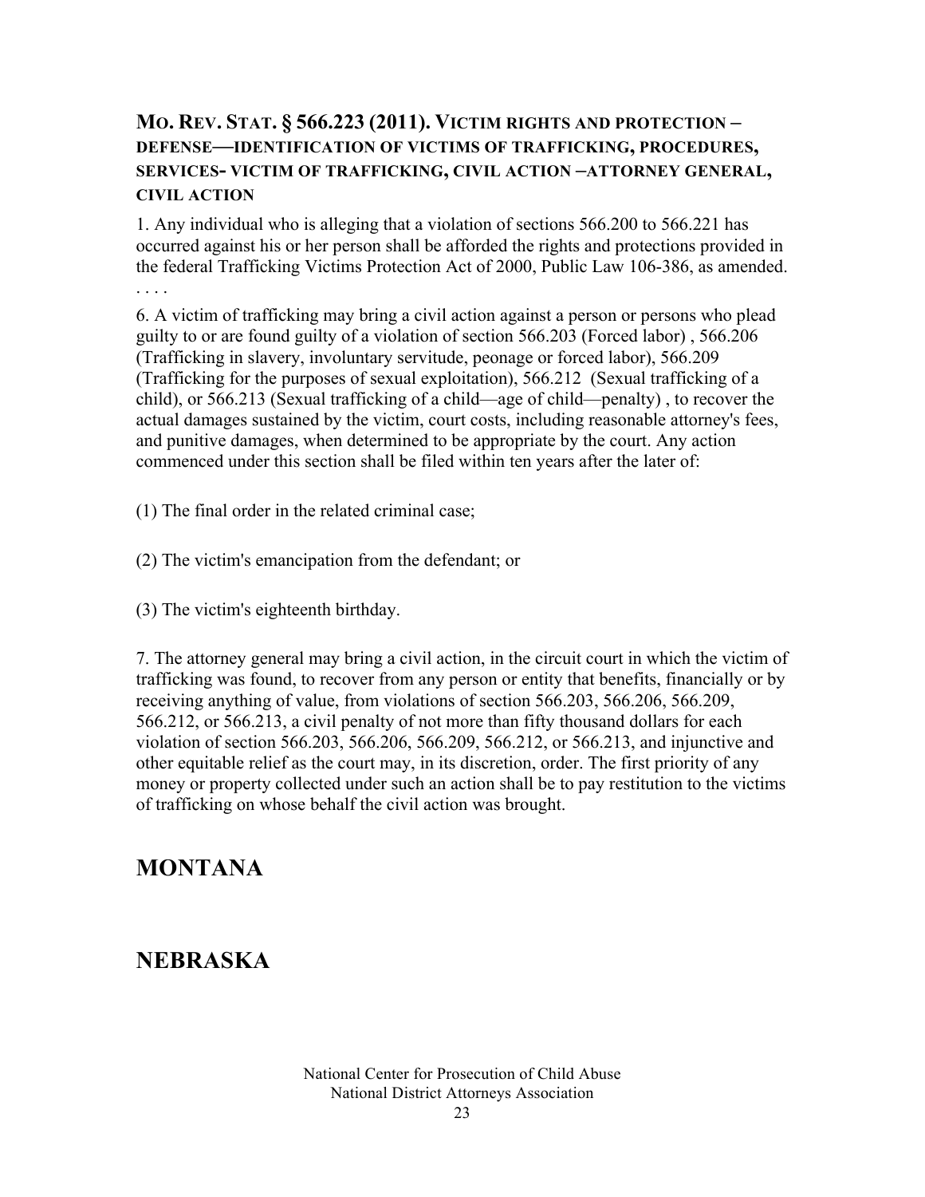### MO. REV. STAT. § 566.223 (2011). VICTIM RIGHTS AND PROTECTION – DEFENSE—IDENTIFICATION OF VICTIMS OF TRAFFICKING, PROCEDURES, SERVICES- VICTIM OF TRAFFICKING, CIVIL ACTION –ATTORNEY GENERAL, CIVIL ACTION

1. Any individual who is alleging that a violation of sections 566.200 to 566.221 has occurred against his or her person shall be afforded the rights and protections provided in the federal Trafficking Victims Protection Act of 2000, Public Law 106-386, as amended.
. . . .

6. A victim of trafficking may bring a civil action against a person or persons who plead guilty to or are found guilty of a violation of section 566.203 (Forced labor) , 566.206 (Trafficking in slavery, involuntary servitude, peonage or forced labor), 566.209 (Trafficking for the purposes of sexual exploitation), 566.212 (Sexual trafficking of a child), or 566.213 (Sexual trafficking of a child—age of child—penalty) , to recover the actual damages sustained by the victim, court costs, including reasonable attorney's fees, and punitive damages, when determined to be appropriate by the court. Any action commenced under this section shall be filed within ten years after the later of:

(1) The final order in the related criminal case;

(2) The victim's emancipation from the defendant; or

(3) The victim's eighteenth birthday.

7. The attorney general may bring a civil action, in the circuit court in which the victim of trafficking was found, to recover from any person or entity that benefits, financially or by receiving anything of value, from violations of section 566.203, 566.206, 566.209, 566.212, or 566.213, a civil penalty of not more than fifty thousand dollars for each violation of section 566.203, 566.206, 566.209, 566.212, or 566.213, and injunctive and other equitable relief as the court may, in its discretion, order. The first priority of any money or property collected under such an action shall be to pay restitution to the victims of trafficking on whose behalf the civil action was brought.

## MONTANA

## NEBRASKA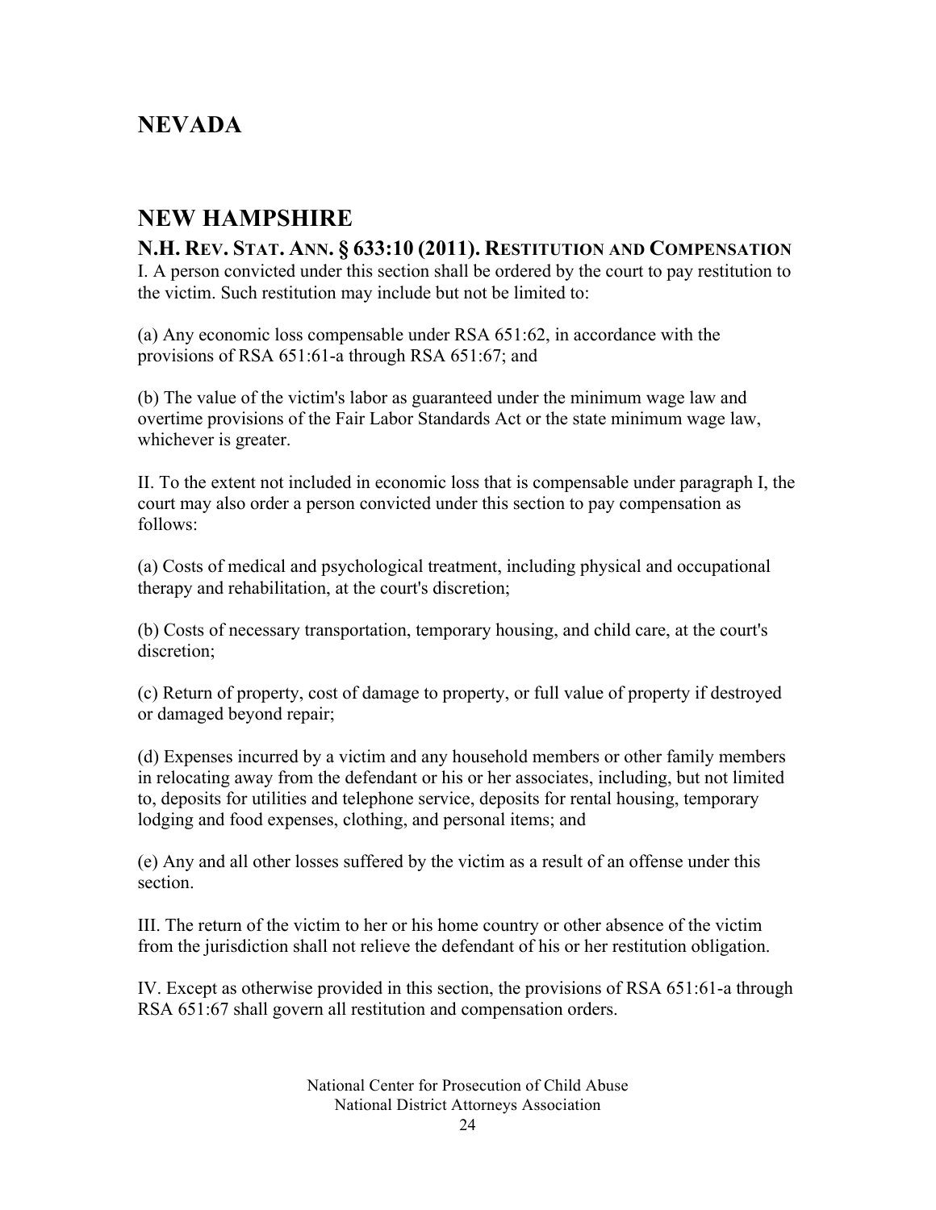## NEVADA

## NEW HAMPSHIRE

### N.H. REV. STAT. ANN. § 633:10 (2011). RESTITUTION AND COMPENSATION

I. A person convicted under this section shall be ordered by the court to pay restitution to the victim. Such restitution may include but not be limited to:

(a) Any economic loss compensable under RSA 651:62, in accordance with the provisions of RSA 651:61-a through RSA 651:67; and

(b) The value of the victim's labor as guaranteed under the minimum wage law and overtime provisions of the Fair Labor Standards Act or the state minimum wage law, whichever is greater.

II. To the extent not included in economic loss that is compensable under paragraph I, the court may also order a person convicted under this section to pay compensation as follows:

(a) Costs of medical and psychological treatment, including physical and occupational therapy and rehabilitation, at the court's discretion;

(b) Costs of necessary transportation, temporary housing, and child care, at the court's discretion;

(c) Return of property, cost of damage to property, or full value of property if destroyed or damaged beyond repair;

(d) Expenses incurred by a victim and any household members or other family members in relocating away from the defendant or his or her associates, including, but not limited to, deposits for utilities and telephone service, deposits for rental housing, temporary lodging and food expenses, clothing, and personal items; and

(e) Any and all other losses suffered by the victim as a result of an offense under this section.

III. The return of the victim to her or his home country or other absence of the victim from the jurisdiction shall not relieve the defendant of his or her restitution obligation.

IV. Except as otherwise provided in this section, the provisions of RSA 651:61-a through RSA 651:67 shall govern all restitution and compensation orders.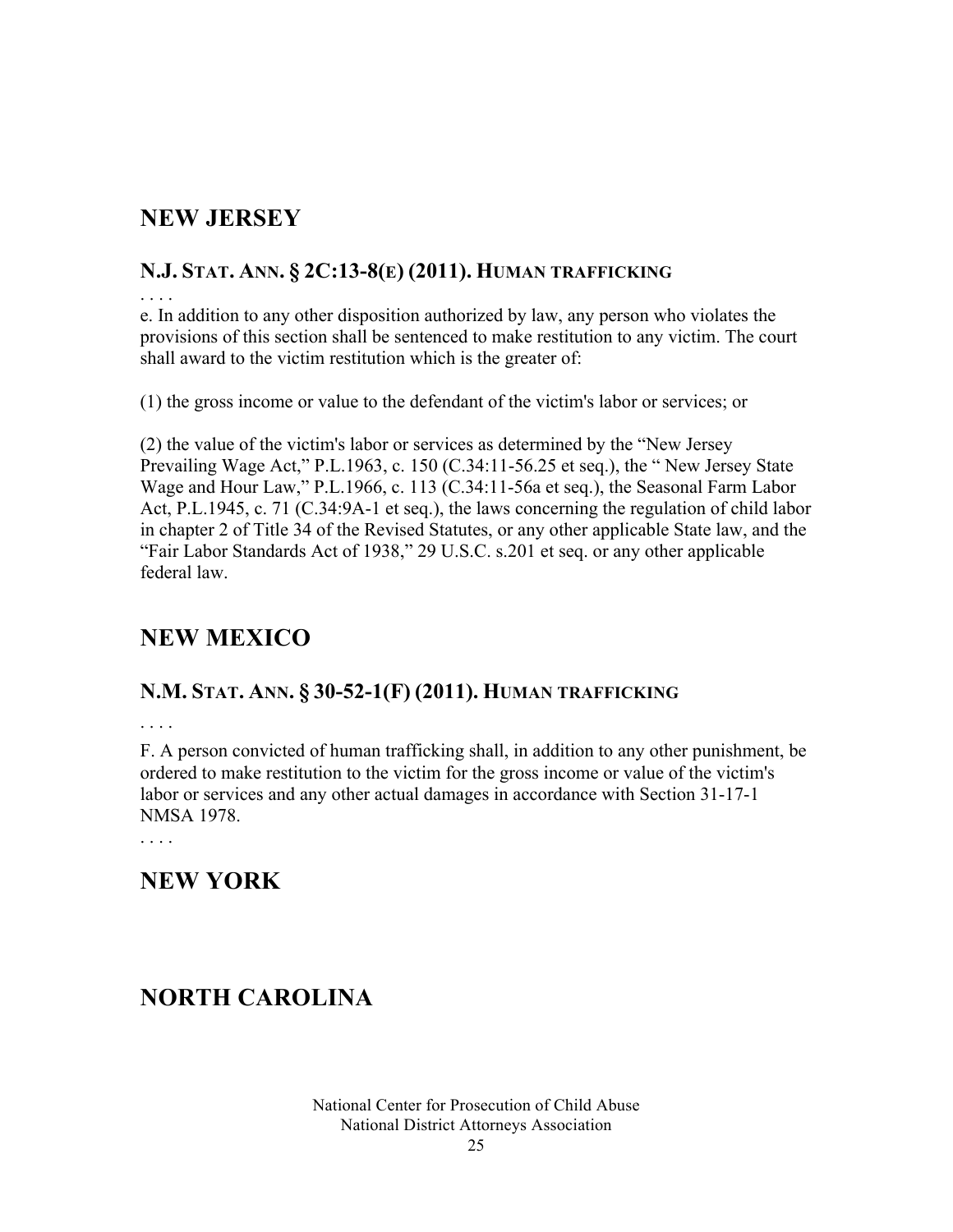## NEW JERSEY

### N.J. STAT. ANN. § 2C:13-8(E) (2011). HUMAN TRAFFICKING

. . . .

e. In addition to any other disposition authorized by law, any person who violates the provisions of this section shall be sentenced to make restitution to any victim. The court shall award to the victim restitution which is the greater of:

(1) the gross income or value to the defendant of the victim's labor or services; or

(2) the value of the victim's labor or services as determined by the "New Jersey Prevailing Wage Act," P.L.1963, c. 150 (C.34:11-56.25 et seq.), the " New Jersey State Wage and Hour Law," P.L.1966, c. 113 (C.34:11-56a et seq.), the Seasonal Farm Labor Act, P.L.1945, c. 71 (C.34:9A-1 et seq.), the laws concerning the regulation of child labor in chapter 2 of Title 34 of the Revised Statutes, or any other applicable State law, and the "Fair Labor Standards Act of 1938," 29 U.S.C. s.201 et seq. or any other applicable federal law.

## NEW MEXICO

### N.M. STAT. ANN. § 30-52-1(F) (2011). HUMAN TRAFFICKING

. . . .

F. A person convicted of human trafficking shall, in addition to any other punishment, be ordered to make restitution to the victim for the gross income or value of the victim's labor or services and any other actual damages in accordance with Section 31-17-1 NMSA 1978.

. . . .

## NEW YORK

## NORTH CAROLINA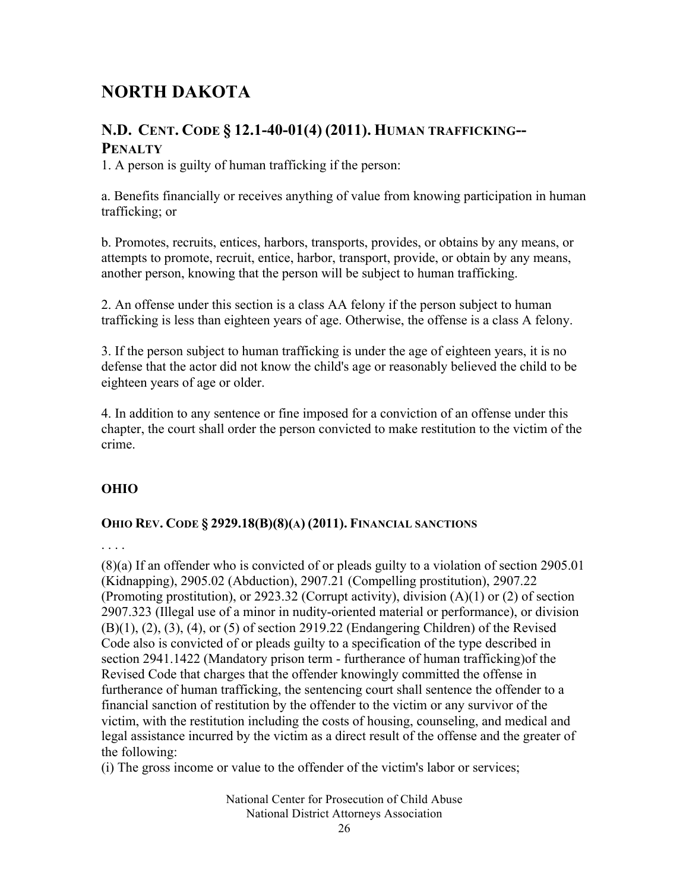# NORTH DAKOTA

## N.D. CENT. CODE § 12.1-40-01(4) (2011). HUMAN TRAFFICKING--PENALTY

1. A person is guilty of human trafficking if the person:

a. Benefits financially or receives anything of value from knowing participation in human trafficking; or

b. Promotes, recruits, entices, harbors, transports, provides, or obtains by any means, or attempts to promote, recruit, entice, harbor, transport, provide, or obtain by any means, another person, knowing that the person will be subject to human trafficking.

2. An offense under this section is a class AA felony if the person subject to human trafficking is less than eighteen years of age. Otherwise, the offense is a class A felony.

3. If the person subject to human trafficking is under the age of eighteen years, it is no defense that the actor did not know the child's age or reasonably believed the child to be eighteen years of age or older.

4. In addition to any sentence or fine imposed for a conviction of an offense under this chapter, the court shall order the person convicted to make restitution to the victim of the crime.

## OHIO

### OHIO REV. CODE § 2929.18(B)(8)(A) (2011). FINANCIAL SANCTIONS

. . . .

(8)(a) If an offender who is convicted of or pleads guilty to a violation of section 2905.01 (Kidnapping), 2905.02 (Abduction), 2907.21 (Compelling prostitution), 2907.22 (Promoting prostitution), or 2923.32 (Corrupt activity), division (A)(1) or (2) of section 2907.323 (Illegal use of a minor in nudity-oriented material or performance), or division (B)(1), (2), (3), (4), or (5) of section 2919.22 (Endangering Children) of the Revised Code also is convicted of or pleads guilty to a specification of the type described in section 2941.1422 (Mandatory prison term - furtherance of human trafficking)of the Revised Code that charges that the offender knowingly committed the offense in furtherance of human trafficking, the sentencing court shall sentence the offender to a financial sanction of restitution by the offender to the victim or any survivor of the victim, with the restitution including the costs of housing, counseling, and medical and legal assistance incurred by the victim as a direct result of the offense and the greater of the following:

(i) The gross income or value to the offender of the victim's labor or services;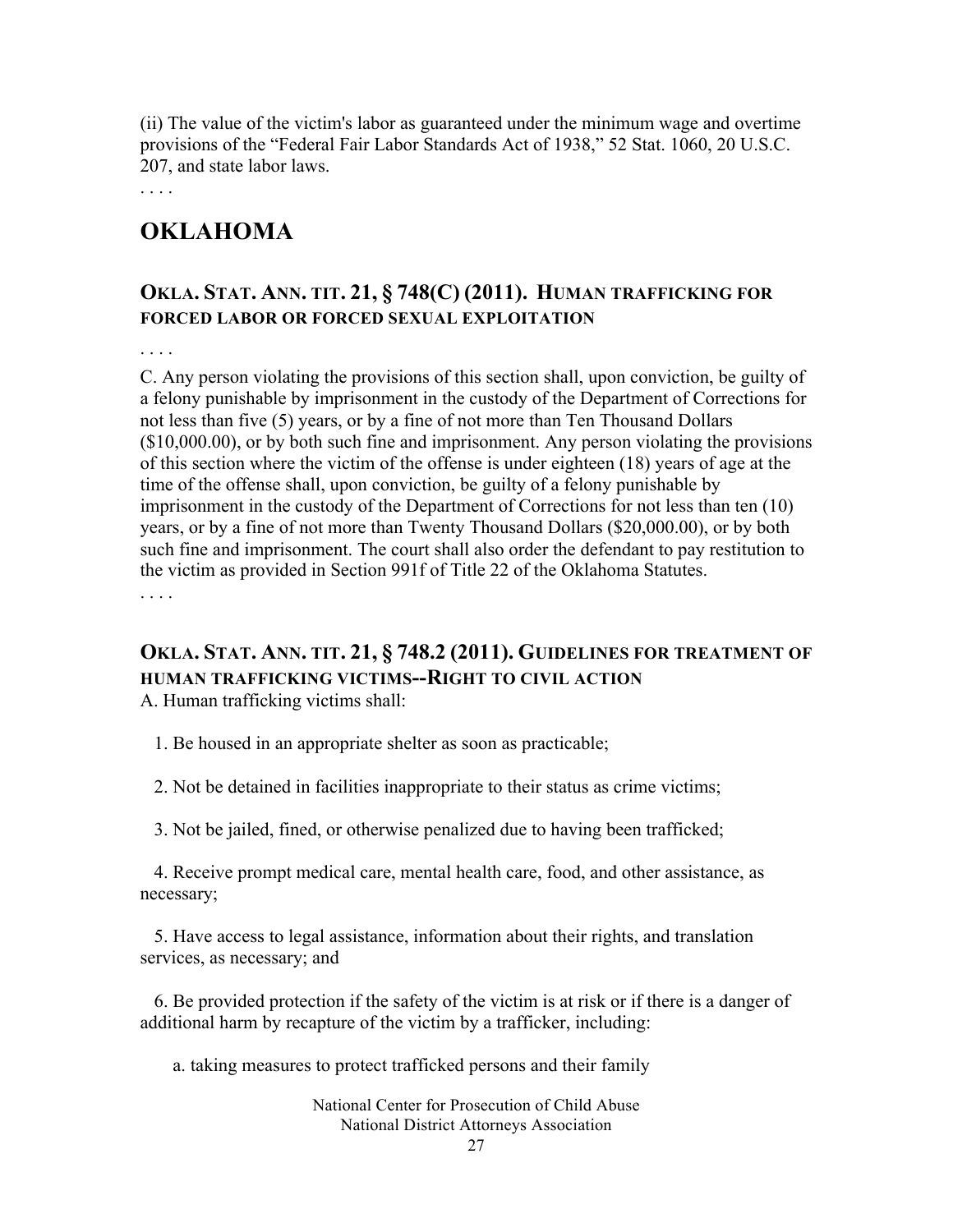(ii) The value of the victim's labor as guaranteed under the minimum wage and overtime provisions of the "Federal Fair Labor Standards Act of 1938," 52 Stat. 1060, 20 U.S.C. 207, and state labor laws.

. . . .

# OKLAHOMA

## OKLA. STAT. ANN. TIT. 21, § 748(C) (2011). HUMAN TRAFFICKING FOR FORCED LABOR OR FORCED SEXUAL EXPLOITATION

. . . .

C. Any person violating the provisions of this section shall, upon conviction, be guilty of a felony punishable by imprisonment in the custody of the Department of Corrections for not less than five (5) years, or by a fine of not more than Ten Thousand Dollars ($10,000.00), or by both such fine and imprisonment. Any person violating the provisions of this section where the victim of the offense is under eighteen (18) years of age at the time of the offense shall, upon conviction, be guilty of a felony punishable by imprisonment in the custody of the Department of Corrections for not less than ten (10) years, or by a fine of not more than Twenty Thousand Dollars ($20,000.00), or by both such fine and imprisonment. The court shall also order the defendant to pay restitution to the victim as provided in Section 991f of Title 22 of the Oklahoma Statutes.

. . . .

## OKLA. STAT. ANN. TIT. 21, § 748.2 (2011). GUIDELINES FOR TREATMENT OF HUMAN TRAFFICKING VICTIMS--RIGHT TO CIVIL ACTION

A. Human trafficking victims shall:

1. Be housed in an appropriate shelter as soon as practicable;

2. Not be detained in facilities inappropriate to their status as crime victims;

3. Not be jailed, fined, or otherwise penalized due to having been trafficked;

4. Receive prompt medical care, mental health care, food, and other assistance, as necessary;

5. Have access to legal assistance, information about their rights, and translation services, as necessary; and

6. Be provided protection if the safety of the victim is at risk or if there is a danger of additional harm by recapture of the victim by a trafficker, including:

   a. taking measures to protect trafficked persons and their family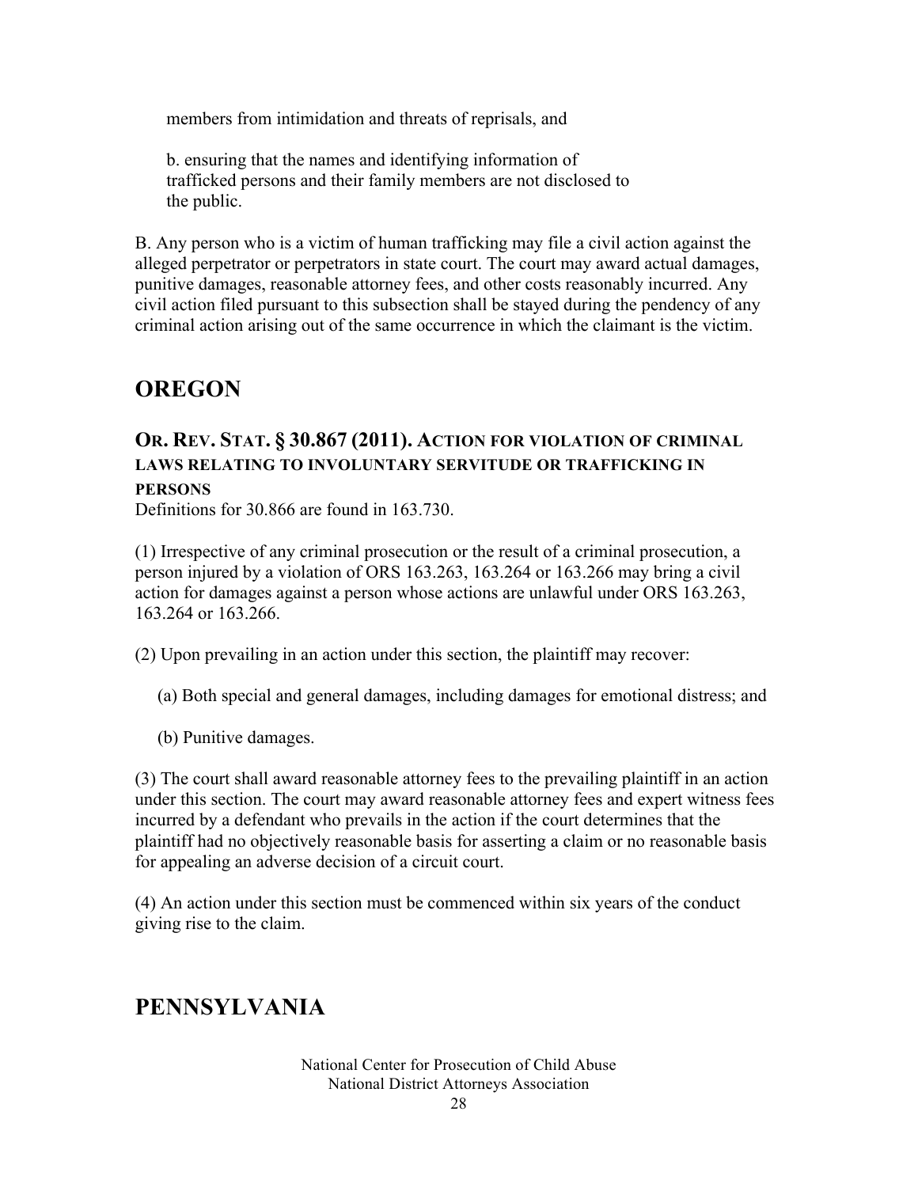members from intimidation and threats of reprisals, and

b. ensuring that the names and identifying information of trafficked persons and their family members are not disclosed to the public.

B. Any person who is a victim of human trafficking may file a civil action against the alleged perpetrator or perpetrators in state court. The court may award actual damages, punitive damages, reasonable attorney fees, and other costs reasonably incurred. Any civil action filed pursuant to this subsection shall be stayed during the pendency of any criminal action arising out of the same occurrence in which the claimant is the victim.

## OREGON

### OR. REV. STAT. § 30.867 (2011). ACTION FOR VIOLATION OF CRIMINAL LAWS RELATING TO INVOLUNTARY SERVITUDE OR TRAFFICKING IN PERSONS

Definitions for 30.866 are found in 163.730.

(1) Irrespective of any criminal prosecution or the result of a criminal prosecution, a person injured by a violation of ORS 163.263, 163.264 or 163.266 may bring a civil action for damages against a person whose actions are unlawful under ORS 163.263, 163.264 or 163.266.

(2) Upon prevailing in an action under this section, the plaintiff may recover:

(a) Both special and general damages, including damages for emotional distress; and

(b) Punitive damages.

(3) The court shall award reasonable attorney fees to the prevailing plaintiff in an action under this section. The court may award reasonable attorney fees and expert witness fees incurred by a defendant who prevails in the action if the court determines that the plaintiff had no objectively reasonable basis for asserting a claim or no reasonable basis for appealing an adverse decision of a circuit court.

(4) An action under this section must be commenced within six years of the conduct giving rise to the claim.

## PENNSYLVANIA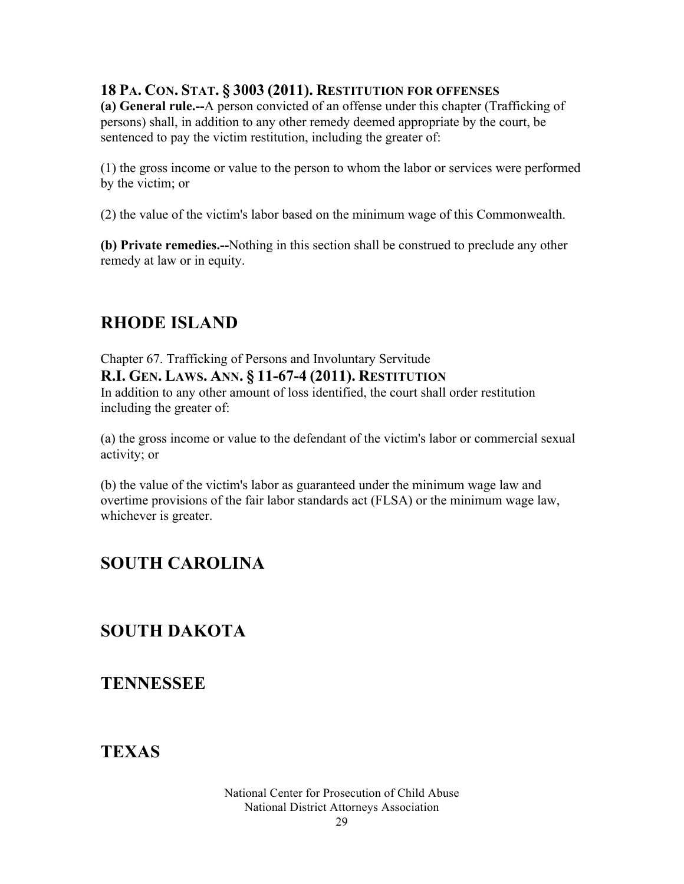### 18 PA. CON. STAT. § 3003 (2011). RESTITUTION FOR OFFENSES

**(a) General rule.--**A person convicted of an offense under this chapter (Trafficking of persons) shall, in addition to any other remedy deemed appropriate by the court, be sentenced to pay the victim restitution, including the greater of:

(1) the gross income or value to the person to whom the labor or services were performed by the victim; or

(2) the value of the victim's labor based on the minimum wage of this Commonwealth.

**(b) Private remedies.--**Nothing in this section shall be construed to preclude any other remedy at law or in equity.

## RHODE ISLAND

Chapter 67. Trafficking of Persons and Involuntary Servitude

### R.I. GEN. LAWS. ANN. § 11-67-4 (2011). RESTITUTION

In addition to any other amount of loss identified, the court shall order restitution including the greater of:

(a) the gross income or value to the defendant of the victim's labor or commercial sexual activity; or

(b) the value of the victim's labor as guaranteed under the minimum wage law and overtime provisions of the fair labor standards act (FLSA) or the minimum wage law, whichever is greater.

## SOUTH CAROLINA

## SOUTH DAKOTA

## TENNESSEE

## TEXAS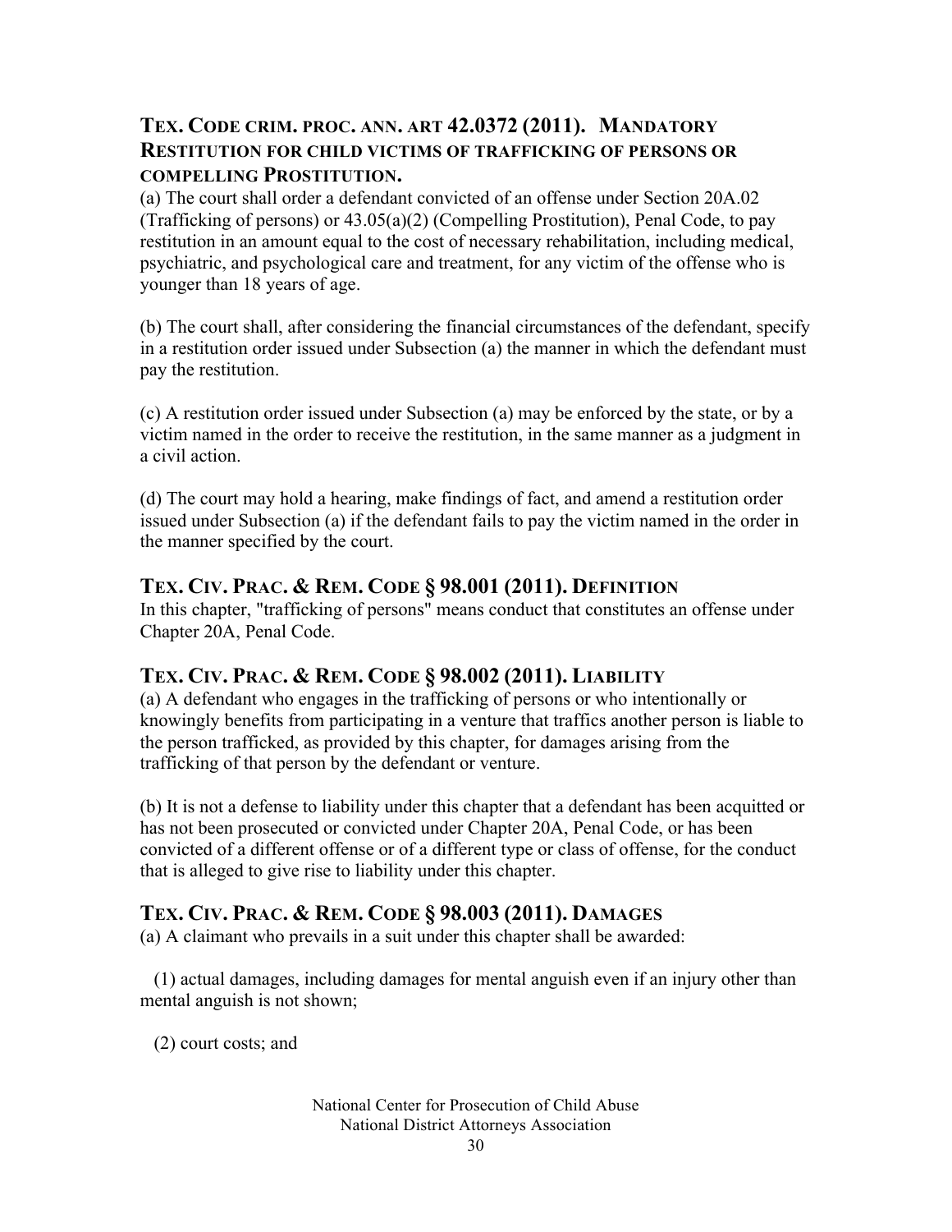## TEX. CODE CRIM. PROC. ANN. ART 42.0372 (2011). MANDATORY RESTITUTION FOR CHILD VICTIMS OF TRAFFICKING OF PERSONS OR COMPELLING PROSTITUTION.

(a) The court shall order a defendant convicted of an offense under Section 20A.02 (Trafficking of persons) or 43.05(a)(2) (Compelling Prostitution), Penal Code, to pay restitution in an amount equal to the cost of necessary rehabilitation, including medical, psychiatric, and psychological care and treatment, for any victim of the offense who is younger than 18 years of age.

(b) The court shall, after considering the financial circumstances of the defendant, specify in a restitution order issued under Subsection (a) the manner in which the defendant must pay the restitution.

(c) A restitution order issued under Subsection (a) may be enforced by the state, or by a victim named in the order to receive the restitution, in the same manner as a judgment in a civil action.

(d) The court may hold a hearing, make findings of fact, and amend a restitution order issued under Subsection (a) if the defendant fails to pay the victim named in the order in the manner specified by the court.

## TEX. CIV. PRAC. & REM. CODE § 98.001 (2011). DEFINITION

In this chapter, "trafficking of persons" means conduct that constitutes an offense under Chapter 20A, Penal Code.

## TEX. CIV. PRAC. & REM. CODE § 98.002 (2011). LIABILITY

(a) A defendant who engages in the trafficking of persons or who intentionally or knowingly benefits from participating in a venture that traffics another person is liable to the person trafficked, as provided by this chapter, for damages arising from the trafficking of that person by the defendant or venture.

(b) It is not a defense to liability under this chapter that a defendant has been acquitted or has not been prosecuted or convicted under Chapter 20A, Penal Code, or has been convicted of a different offense or of a different type or class of offense, for the conduct that is alleged to give rise to liability under this chapter.

## TEX. CIV. PRAC. & REM. CODE § 98.003 (2011). DAMAGES

(a) A claimant who prevails in a suit under this chapter shall be awarded:

(1) actual damages, including damages for mental anguish even if an injury other than mental anguish is not shown;

(2) court costs; and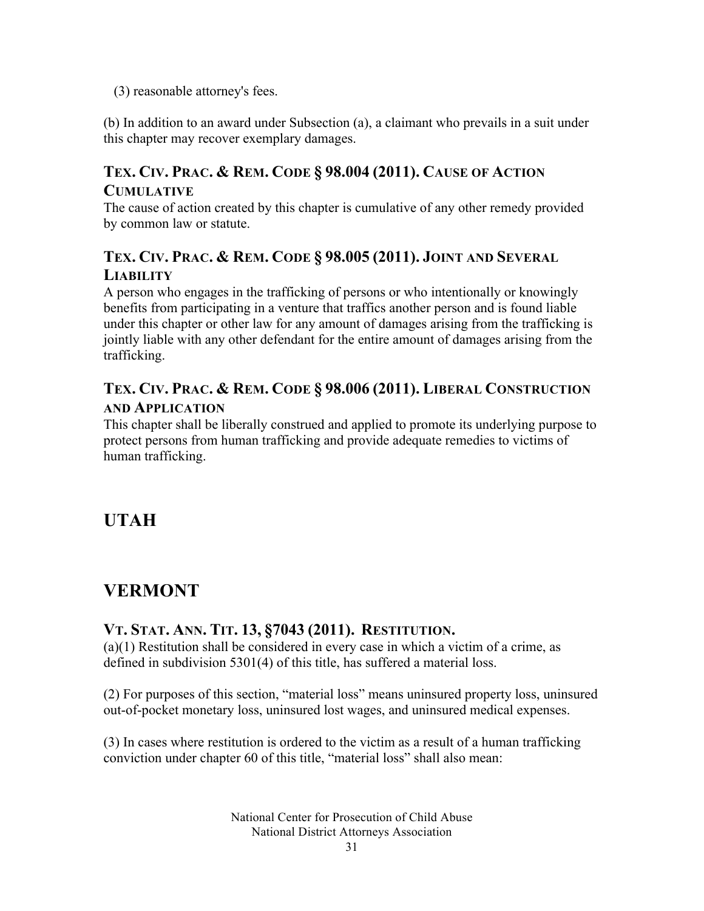(3) reasonable attorney's fees.

(b) In addition to an award under Subsection (a), a claimant who prevails in a suit under this chapter may recover exemplary damages.

### TEX. CIV. PRAC. & REM. CODE § 98.004 (2011). CAUSE OF ACTION CUMULATIVE

The cause of action created by this chapter is cumulative of any other remedy provided by common law or statute.

### TEX. CIV. PRAC. & REM. CODE § 98.005 (2011). JOINT AND SEVERAL LIABILITY

A person who engages in the trafficking of persons or who intentionally or knowingly benefits from participating in a venture that traffics another person and is found liable under this chapter or other law for any amount of damages arising from the trafficking is jointly liable with any other defendant for the entire amount of damages arising from the trafficking.

### TEX. CIV. PRAC. & REM. CODE § 98.006 (2011). LIBERAL CONSTRUCTION AND APPLICATION

This chapter shall be liberally construed and applied to promote its underlying purpose to protect persons from human trafficking and provide adequate remedies to victims of human trafficking.

## UTAH

## VERMONT

### VT. STAT. ANN. TIT. 13, §7043 (2011). RESTITUTION.

(a)(1) Restitution shall be considered in every case in which a victim of a crime, as defined in subdivision 5301(4) of this title, has suffered a material loss.

(2) For purposes of this section, "material loss" means uninsured property loss, uninsured out-of-pocket monetary loss, uninsured lost wages, and uninsured medical expenses.

(3) In cases where restitution is ordered to the victim as a result of a human trafficking conviction under chapter 60 of this title, "material loss" shall also mean: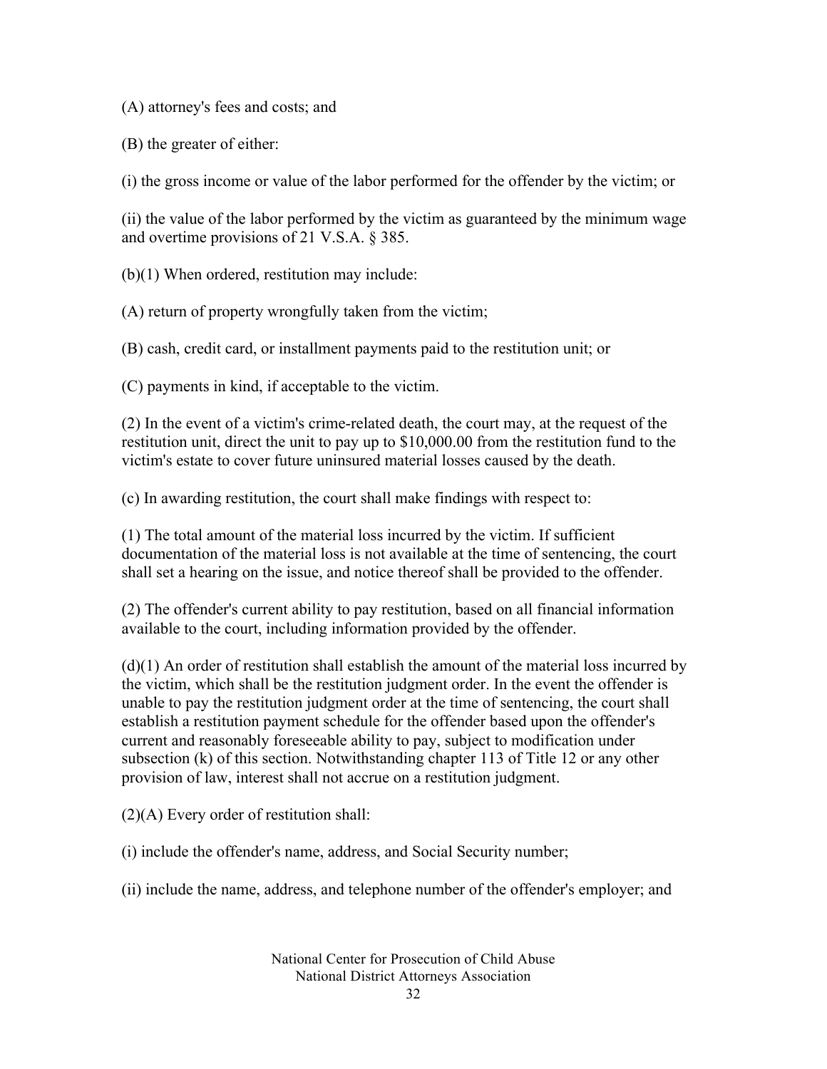(A) attorney's fees and costs; and

(B) the greater of either:

(i) the gross income or value of the labor performed for the offender by the victim; or

(ii) the value of the labor performed by the victim as guaranteed by the minimum wage and overtime provisions of 21 V.S.A. § 385.

(b)(1) When ordered, restitution may include:

(A) return of property wrongfully taken from the victim;

(B) cash, credit card, or installment payments paid to the restitution unit; or

(C) payments in kind, if acceptable to the victim.

(2) In the event of a victim's crime-related death, the court may, at the request of the restitution unit, direct the unit to pay up to $10,000.00 from the restitution fund to the victim's estate to cover future uninsured material losses caused by the death.

(c) In awarding restitution, the court shall make findings with respect to:

(1) The total amount of the material loss incurred by the victim. If sufficient documentation of the material loss is not available at the time of sentencing, the court shall set a hearing on the issue, and notice thereof shall be provided to the offender.

(2) The offender's current ability to pay restitution, based on all financial information available to the court, including information provided by the offender.

(d)(1) An order of restitution shall establish the amount of the material loss incurred by the victim, which shall be the restitution judgment order. In the event the offender is unable to pay the restitution judgment order at the time of sentencing, the court shall establish a restitution payment schedule for the offender based upon the offender's current and reasonably foreseeable ability to pay, subject to modification under subsection (k) of this section. Notwithstanding chapter 113 of Title 12 or any other provision of law, interest shall not accrue on a restitution judgment.

(2)(A) Every order of restitution shall:

(i) include the offender's name, address, and Social Security number;

(ii) include the name, address, and telephone number of the offender's employer; and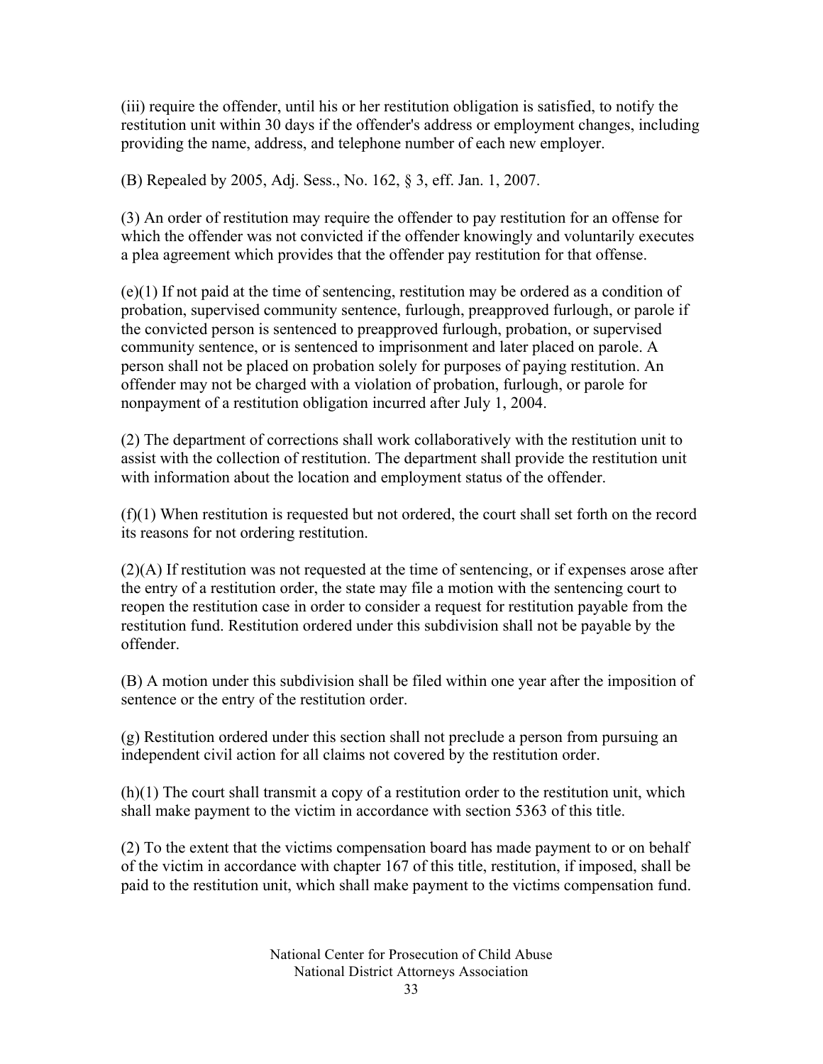(iii) require the offender, until his or her restitution obligation is satisfied, to notify the restitution unit within 30 days if the offender's address or employment changes, including providing the name, address, and telephone number of each new employer.

(B) Repealed by 2005, Adj. Sess., No. 162, § 3, eff. Jan. 1, 2007.

(3) An order of restitution may require the offender to pay restitution for an offense for which the offender was not convicted if the offender knowingly and voluntarily executes a plea agreement which provides that the offender pay restitution for that offense.

(e)(1) If not paid at the time of sentencing, restitution may be ordered as a condition of probation, supervised community sentence, furlough, preapproved furlough, or parole if the convicted person is sentenced to preapproved furlough, probation, or supervised community sentence, or is sentenced to imprisonment and later placed on parole. A person shall not be placed on probation solely for purposes of paying restitution. An offender may not be charged with a violation of probation, furlough, or parole for nonpayment of a restitution obligation incurred after July 1, 2004.

(2) The department of corrections shall work collaboratively with the restitution unit to assist with the collection of restitution. The department shall provide the restitution unit with information about the location and employment status of the offender.

(f)(1) When restitution is requested but not ordered, the court shall set forth on the record its reasons for not ordering restitution.

(2)(A) If restitution was not requested at the time of sentencing, or if expenses arose after the entry of a restitution order, the state may file a motion with the sentencing court to reopen the restitution case in order to consider a request for restitution payable from the restitution fund. Restitution ordered under this subdivision shall not be payable by the offender.

(B) A motion under this subdivision shall be filed within one year after the imposition of sentence or the entry of the restitution order.

(g) Restitution ordered under this section shall not preclude a person from pursuing an independent civil action for all claims not covered by the restitution order.

(h)(1) The court shall transmit a copy of a restitution order to the restitution unit, which shall make payment to the victim in accordance with section 5363 of this title.

(2) To the extent that the victims compensation board has made payment to or on behalf of the victim in accordance with chapter 167 of this title, restitution, if imposed, shall be paid to the restitution unit, which shall make payment to the victims compensation fund.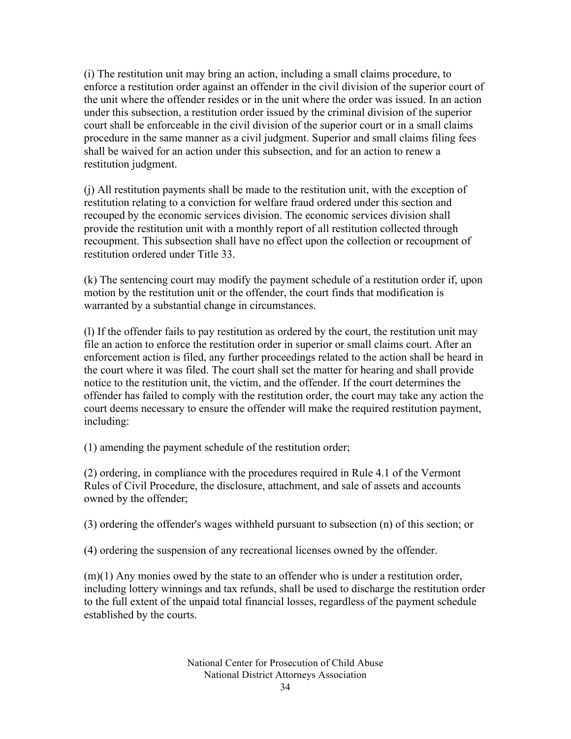(i) The restitution unit may bring an action, including a small claims procedure, to enforce a restitution order against an offender in the civil division of the superior court of the unit where the offender resides or in the unit where the order was issued. In an action under this subsection, a restitution order issued by the criminal division of the superior court shall be enforceable in the civil division of the superior court or in a small claims procedure in the same manner as a civil judgment. Superior and small claims filing fees shall be waived for an action under this subsection, and for an action to renew a restitution judgment.

(j) All restitution payments shall be made to the restitution unit, with the exception of restitution relating to a conviction for welfare fraud ordered under this section and recouped by the economic services division. The economic services division shall provide the restitution unit with a monthly report of all restitution collected through recoupment. This subsection shall have no effect upon the collection or recoupment of restitution ordered under Title 33.

(k) The sentencing court may modify the payment schedule of a restitution order if, upon motion by the restitution unit or the offender, the court finds that modification is warranted by a substantial change in circumstances.

(l) If the offender fails to pay restitution as ordered by the court, the restitution unit may file an action to enforce the restitution order in superior or small claims court. After an enforcement action is filed, any further proceedings related to the action shall be heard in the court where it was filed. The court shall set the matter for hearing and shall provide notice to the restitution unit, the victim, and the offender. If the court determines the offender has failed to comply with the restitution order, the court may take any action the court deems necessary to ensure the offender will make the required restitution payment, including:

(1) amending the payment schedule of the restitution order;

(2) ordering, in compliance with the procedures required in Rule 4.1 of the Vermont Rules of Civil Procedure, the disclosure, attachment, and sale of assets and accounts owned by the offender;

(3) ordering the offender's wages withheld pursuant to subsection (n) of this section; or

(4) ordering the suspension of any recreational licenses owned by the offender.

(m)(1) Any monies owed by the state to an offender who is under a restitution order, including lottery winnings and tax refunds, shall be used to discharge the restitution order to the full extent of the unpaid total financial losses, regardless of the payment schedule established by the courts.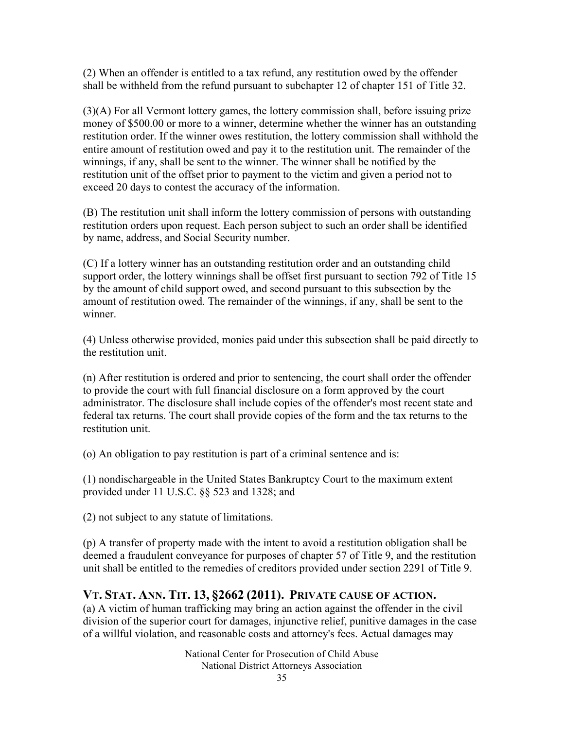(2) When an offender is entitled to a tax refund, any restitution owed by the offender shall be withheld from the refund pursuant to subchapter 12 of chapter 151 of Title 32.

(3)(A) For all Vermont lottery games, the lottery commission shall, before issuing prize money of $500.00 or more to a winner, determine whether the winner has an outstanding restitution order. If the winner owes restitution, the lottery commission shall withhold the entire amount of restitution owed and pay it to the restitution unit. The remainder of the winnings, if any, shall be sent to the winner. The winner shall be notified by the restitution unit of the offset prior to payment to the victim and given a period not to exceed 20 days to contest the accuracy of the information.

(B) The restitution unit shall inform the lottery commission of persons with outstanding restitution orders upon request. Each person subject to such an order shall be identified by name, address, and Social Security number.

(C) If a lottery winner has an outstanding restitution order and an outstanding child support order, the lottery winnings shall be offset first pursuant to section 792 of Title 15 by the amount of child support owed, and second pursuant to this subsection by the amount of restitution owed. The remainder of the winnings, if any, shall be sent to the winner.

(4) Unless otherwise provided, monies paid under this subsection shall be paid directly to the restitution unit.

(n) After restitution is ordered and prior to sentencing, the court shall order the offender to provide the court with full financial disclosure on a form approved by the court administrator. The disclosure shall include copies of the offender's most recent state and federal tax returns. The court shall provide copies of the form and the tax returns to the restitution unit.

(o) An obligation to pay restitution is part of a criminal sentence and is:

(1) nondischargeable in the United States Bankruptcy Court to the maximum extent provided under 11 U.S.C. §§ 523 and 1328; and

(2) not subject to any statute of limitations.

(p) A transfer of property made with the intent to avoid a restitution obligation shall be deemed a fraudulent conveyance for purposes of chapter 57 of Title 9, and the restitution unit shall be entitled to the remedies of creditors provided under section 2291 of Title 9.

## VT. STAT. ANN. TIT. 13, §2662 (2011). PRIVATE CAUSE OF ACTION.

(a) A victim of human trafficking may bring an action against the offender in the civil division of the superior court for damages, injunctive relief, punitive damages in the case of a willful violation, and reasonable costs and attorney's fees. Actual damages may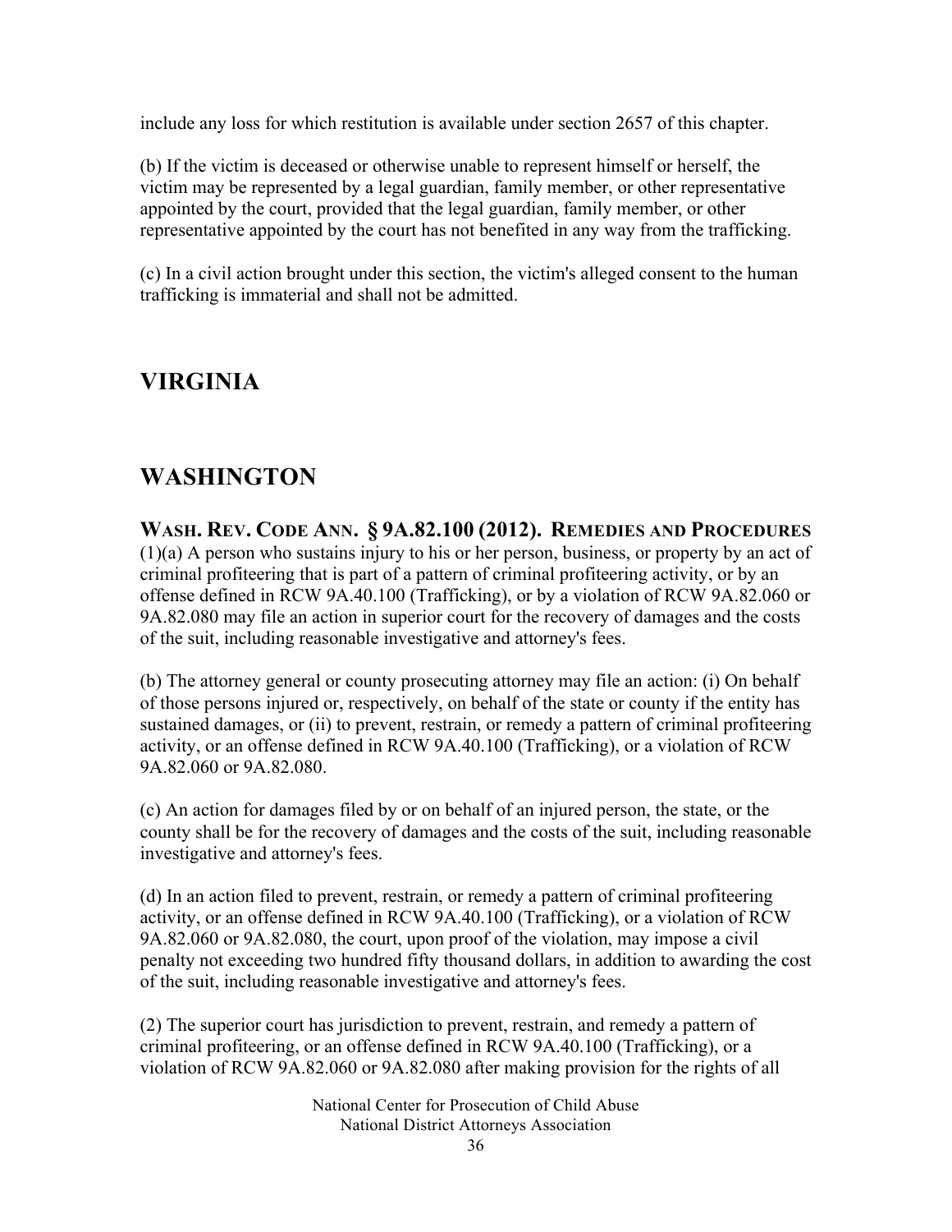include any loss for which restitution is available under section 2657 of this chapter.

(b) If the victim is deceased or otherwise unable to represent himself or herself, the victim may be represented by a legal guardian, family member, or other representative appointed by the court, provided that the legal guardian, family member, or other representative appointed by the court has not benefited in any way from the trafficking.

(c) In a civil action brought under this section, the victim's alleged consent to the human trafficking is immaterial and shall not be admitted.

## VIRGINIA

## WASHINGTON

### WASH. REV. CODE ANN. § 9A.82.100 (2012). REMEDIES AND PROCEDURES

(1)(a) A person who sustains injury to his or her person, business, or property by an act of criminal profiteering that is part of a pattern of criminal profiteering activity, or by an offense defined in RCW 9A.40.100 (Trafficking), or by a violation of RCW 9A.82.060 or 9A.82.080 may file an action in superior court for the recovery of damages and the costs of the suit, including reasonable investigative and attorney's fees.

(b) The attorney general or county prosecuting attorney may file an action: (i) On behalf of those persons injured or, respectively, on behalf of the state or county if the entity has sustained damages, or (ii) to prevent, restrain, or remedy a pattern of criminal profiteering activity, or an offense defined in RCW 9A.40.100 (Trafficking), or a violation of RCW 9A.82.060 or 9A.82.080.

(c) An action for damages filed by or on behalf of an injured person, the state, or the county shall be for the recovery of damages and the costs of the suit, including reasonable investigative and attorney's fees.

(d) In an action filed to prevent, restrain, or remedy a pattern of criminal profiteering activity, or an offense defined in RCW 9A.40.100 (Trafficking), or a violation of RCW 9A.82.060 or 9A.82.080, the court, upon proof of the violation, may impose a civil penalty not exceeding two hundred fifty thousand dollars, in addition to awarding the cost of the suit, including reasonable investigative and attorney's fees.

(2) The superior court has jurisdiction to prevent, restrain, and remedy a pattern of criminal profiteering, or an offense defined in RCW 9A.40.100 (Trafficking), or a violation of RCW 9A.82.060 or 9A.82.080 after making provision for the rights of all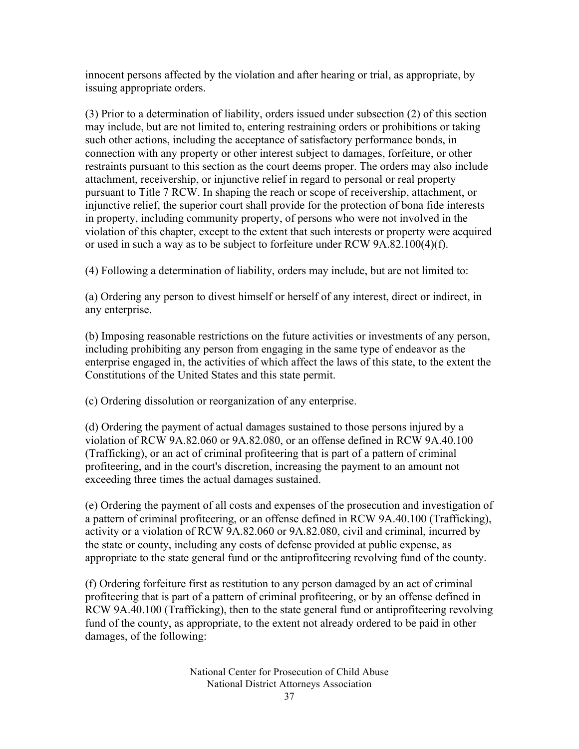innocent persons affected by the violation and after hearing or trial, as appropriate, by issuing appropriate orders.

(3) Prior to a determination of liability, orders issued under subsection (2) of this section may include, but are not limited to, entering restraining orders or prohibitions or taking such other actions, including the acceptance of satisfactory performance bonds, in connection with any property or other interest subject to damages, forfeiture, or other restraints pursuant to this section as the court deems proper. The orders may also include attachment, receivership, or injunctive relief in regard to personal or real property pursuant to Title 7 RCW. In shaping the reach or scope of receivership, attachment, or injunctive relief, the superior court shall provide for the protection of bona fide interests in property, including community property, of persons who were not involved in the violation of this chapter, except to the extent that such interests or property were acquired or used in such a way as to be subject to forfeiture under RCW 9A.82.100(4)(f).

(4) Following a determination of liability, orders may include, but are not limited to:

(a) Ordering any person to divest himself or herself of any interest, direct or indirect, in any enterprise.

(b) Imposing reasonable restrictions on the future activities or investments of any person, including prohibiting any person from engaging in the same type of endeavor as the enterprise engaged in, the activities of which affect the laws of this state, to the extent the Constitutions of the United States and this state permit.

(c) Ordering dissolution or reorganization of any enterprise.

(d) Ordering the payment of actual damages sustained to those persons injured by a violation of RCW 9A.82.060 or 9A.82.080, or an offense defined in RCW 9A.40.100 (Trafficking), or an act of criminal profiteering that is part of a pattern of criminal profiteering, and in the court's discretion, increasing the payment to an amount not exceeding three times the actual damages sustained.

(e) Ordering the payment of all costs and expenses of the prosecution and investigation of a pattern of criminal profiteering, or an offense defined in RCW 9A.40.100 (Trafficking), activity or a violation of RCW 9A.82.060 or 9A.82.080, civil and criminal, incurred by the state or county, including any costs of defense provided at public expense, as appropriate to the state general fund or the antiprofiteering revolving fund of the county.

(f) Ordering forfeiture first as restitution to any person damaged by an act of criminal profiteering that is part of a pattern of criminal profiteering, or by an offense defined in RCW 9A.40.100 (Trafficking), then to the state general fund or antiprofiteering revolving fund of the county, as appropriate, to the extent not already ordered to be paid in other damages, of the following: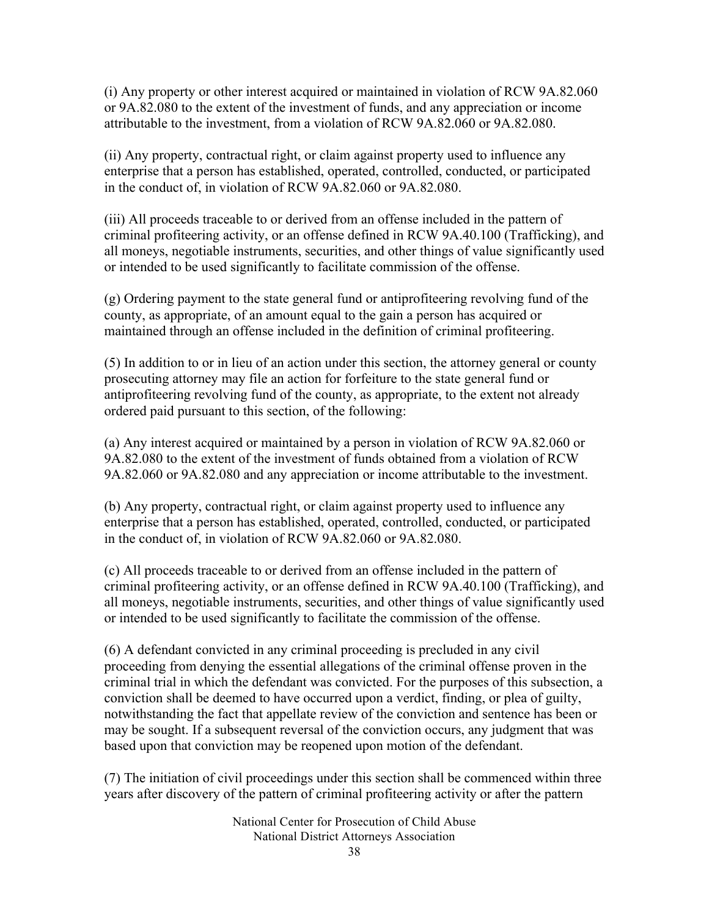(i) Any property or other interest acquired or maintained in violation of RCW 9A.82.060 or 9A.82.080 to the extent of the investment of funds, and any appreciation or income attributable to the investment, from a violation of RCW 9A.82.060 or 9A.82.080.

(ii) Any property, contractual right, or claim against property used to influence any enterprise that a person has established, operated, controlled, conducted, or participated in the conduct of, in violation of RCW 9A.82.060 or 9A.82.080.

(iii) All proceeds traceable to or derived from an offense included in the pattern of criminal profiteering activity, or an offense defined in RCW 9A.40.100 (Trafficking), and all moneys, negotiable instruments, securities, and other things of value significantly used or intended to be used significantly to facilitate commission of the offense.

(g) Ordering payment to the state general fund or antiprofiteering revolving fund of the county, as appropriate, of an amount equal to the gain a person has acquired or maintained through an offense included in the definition of criminal profiteering.

(5) In addition to or in lieu of an action under this section, the attorney general or county prosecuting attorney may file an action for forfeiture to the state general fund or antiprofiteering revolving fund of the county, as appropriate, to the extent not already ordered paid pursuant to this section, of the following:

(a) Any interest acquired or maintained by a person in violation of RCW 9A.82.060 or 9A.82.080 to the extent of the investment of funds obtained from a violation of RCW 9A.82.060 or 9A.82.080 and any appreciation or income attributable to the investment.

(b) Any property, contractual right, or claim against property used to influence any enterprise that a person has established, operated, controlled, conducted, or participated in the conduct of, in violation of RCW 9A.82.060 or 9A.82.080.

(c) All proceeds traceable to or derived from an offense included in the pattern of criminal profiteering activity, or an offense defined in RCW 9A.40.100 (Trafficking), and all moneys, negotiable instruments, securities, and other things of value significantly used or intended to be used significantly to facilitate the commission of the offense.

(6) A defendant convicted in any criminal proceeding is precluded in any civil proceeding from denying the essential allegations of the criminal offense proven in the criminal trial in which the defendant was convicted. For the purposes of this subsection, a conviction shall be deemed to have occurred upon a verdict, finding, or plea of guilty, notwithstanding the fact that appellate review of the conviction and sentence has been or may be sought. If a subsequent reversal of the conviction occurs, any judgment that was based upon that conviction may be reopened upon motion of the defendant.

(7) The initiation of civil proceedings under this section shall be commenced within three years after discovery of the pattern of criminal profiteering activity or after the pattern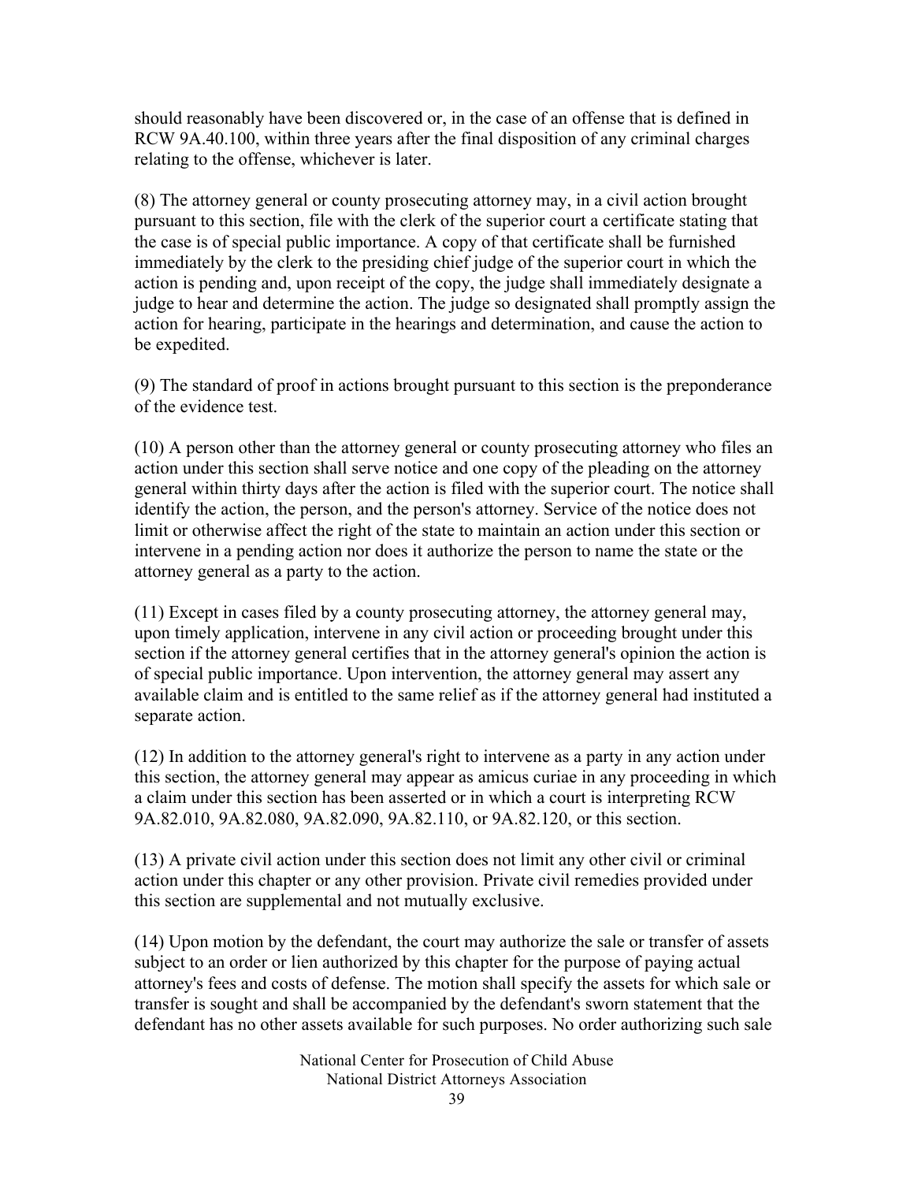should reasonably have been discovered or, in the case of an offense that is defined in RCW 9A.40.100, within three years after the final disposition of any criminal charges relating to the offense, whichever is later.

(8) The attorney general or county prosecuting attorney may, in a civil action brought pursuant to this section, file with the clerk of the superior court a certificate stating that the case is of special public importance. A copy of that certificate shall be furnished immediately by the clerk to the presiding chief judge of the superior court in which the action is pending and, upon receipt of the copy, the judge shall immediately designate a judge to hear and determine the action. The judge so designated shall promptly assign the action for hearing, participate in the hearings and determination, and cause the action to be expedited.

(9) The standard of proof in actions brought pursuant to this section is the preponderance of the evidence test.

(10) A person other than the attorney general or county prosecuting attorney who files an action under this section shall serve notice and one copy of the pleading on the attorney general within thirty days after the action is filed with the superior court. The notice shall identify the action, the person, and the person's attorney. Service of the notice does not limit or otherwise affect the right of the state to maintain an action under this section or intervene in a pending action nor does it authorize the person to name the state or the attorney general as a party to the action.

(11) Except in cases filed by a county prosecuting attorney, the attorney general may, upon timely application, intervene in any civil action or proceeding brought under this section if the attorney general certifies that in the attorney general's opinion the action is of special public importance. Upon intervention, the attorney general may assert any available claim and is entitled to the same relief as if the attorney general had instituted a separate action.

(12) In addition to the attorney general's right to intervene as a party in any action under this section, the attorney general may appear as amicus curiae in any proceeding in which a claim under this section has been asserted or in which a court is interpreting RCW 9A.82.010, 9A.82.080, 9A.82.090, 9A.82.110, or 9A.82.120, or this section.

(13) A private civil action under this section does not limit any other civil or criminal action under this chapter or any other provision. Private civil remedies provided under this section are supplemental and not mutually exclusive.

(14) Upon motion by the defendant, the court may authorize the sale or transfer of assets subject to an order or lien authorized by this chapter for the purpose of paying actual attorney's fees and costs of defense. The motion shall specify the assets for which sale or transfer is sought and shall be accompanied by the defendant's sworn statement that the defendant has no other assets available for such purposes. No order authorizing such sale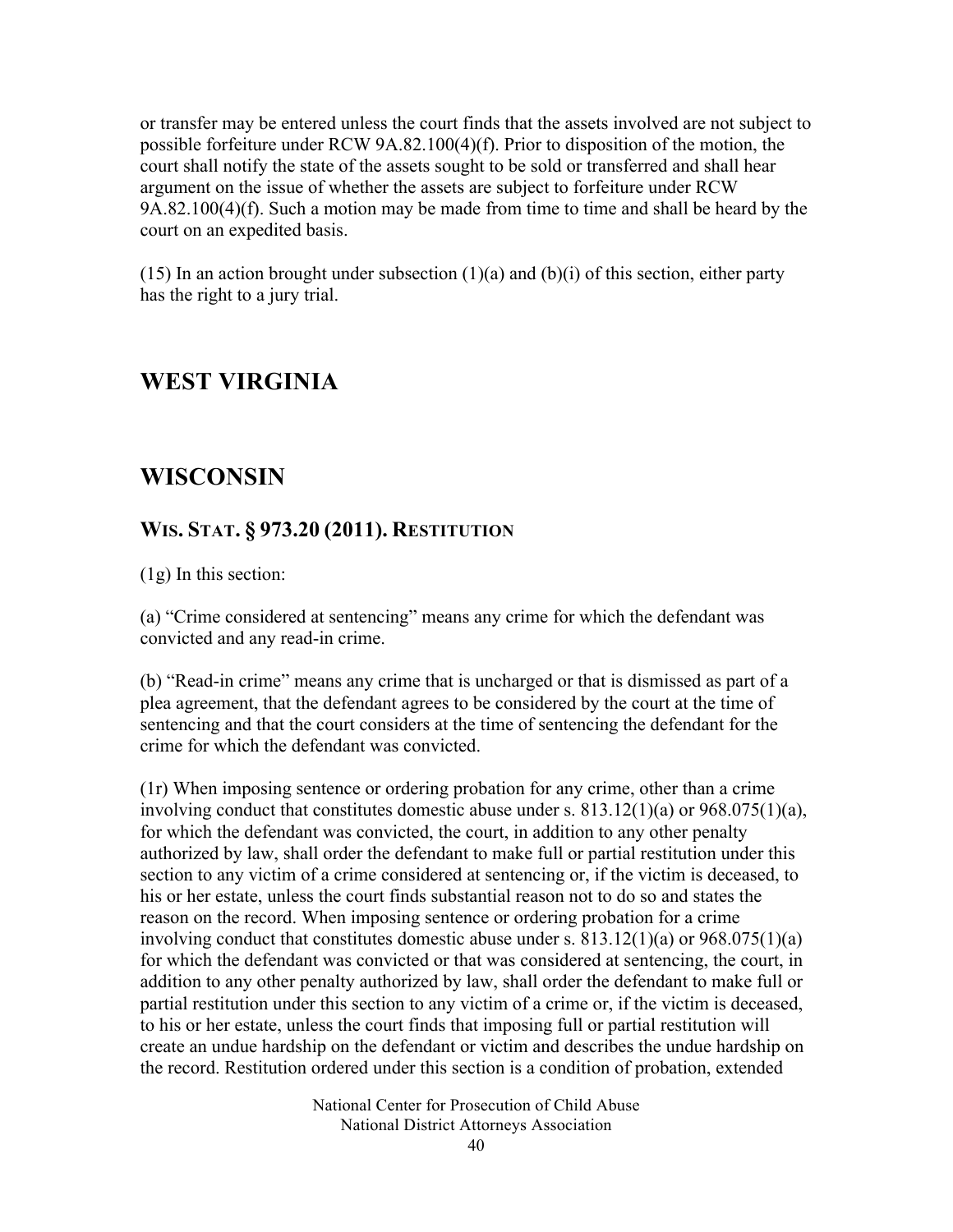or transfer may be entered unless the court finds that the assets involved are not subject to possible forfeiture under RCW 9A.82.100(4)(f). Prior to disposition of the motion, the court shall notify the state of the assets sought to be sold or transferred and shall hear argument on the issue of whether the assets are subject to forfeiture under RCW 9A.82.100(4)(f). Such a motion may be made from time to time and shall be heard by the court on an expedited basis.

(15) In an action brought under subsection (1)(a) and (b)(i) of this section, either party has the right to a jury trial.

## WEST VIRGINIA

## WISCONSIN

### WIS. STAT. § 973.20 (2011). RESTITUTION

(1g) In this section:

(a) "Crime considered at sentencing" means any crime for which the defendant was convicted and any read-in crime.

(b) "Read-in crime" means any crime that is uncharged or that is dismissed as part of a plea agreement, that the defendant agrees to be considered by the court at the time of sentencing and that the court considers at the time of sentencing the defendant for the crime for which the defendant was convicted.

(1r) When imposing sentence or ordering probation for any crime, other than a crime involving conduct that constitutes domestic abuse under s. 813.12(1)(a) or 968.075(1)(a), for which the defendant was convicted, the court, in addition to any other penalty authorized by law, shall order the defendant to make full or partial restitution under this section to any victim of a crime considered at sentencing or, if the victim is deceased, to his or her estate, unless the court finds substantial reason not to do so and states the reason on the record. When imposing sentence or ordering probation for a crime involving conduct that constitutes domestic abuse under s. 813.12(1)(a) or 968.075(1)(a) for which the defendant was convicted or that was considered at sentencing, the court, in addition to any other penalty authorized by law, shall order the defendant to make full or partial restitution under this section to any victim of a crime or, if the victim is deceased, to his or her estate, unless the court finds that imposing full or partial restitution will create an undue hardship on the defendant or victim and describes the undue hardship on the record. Restitution ordered under this section is a condition of probation, extended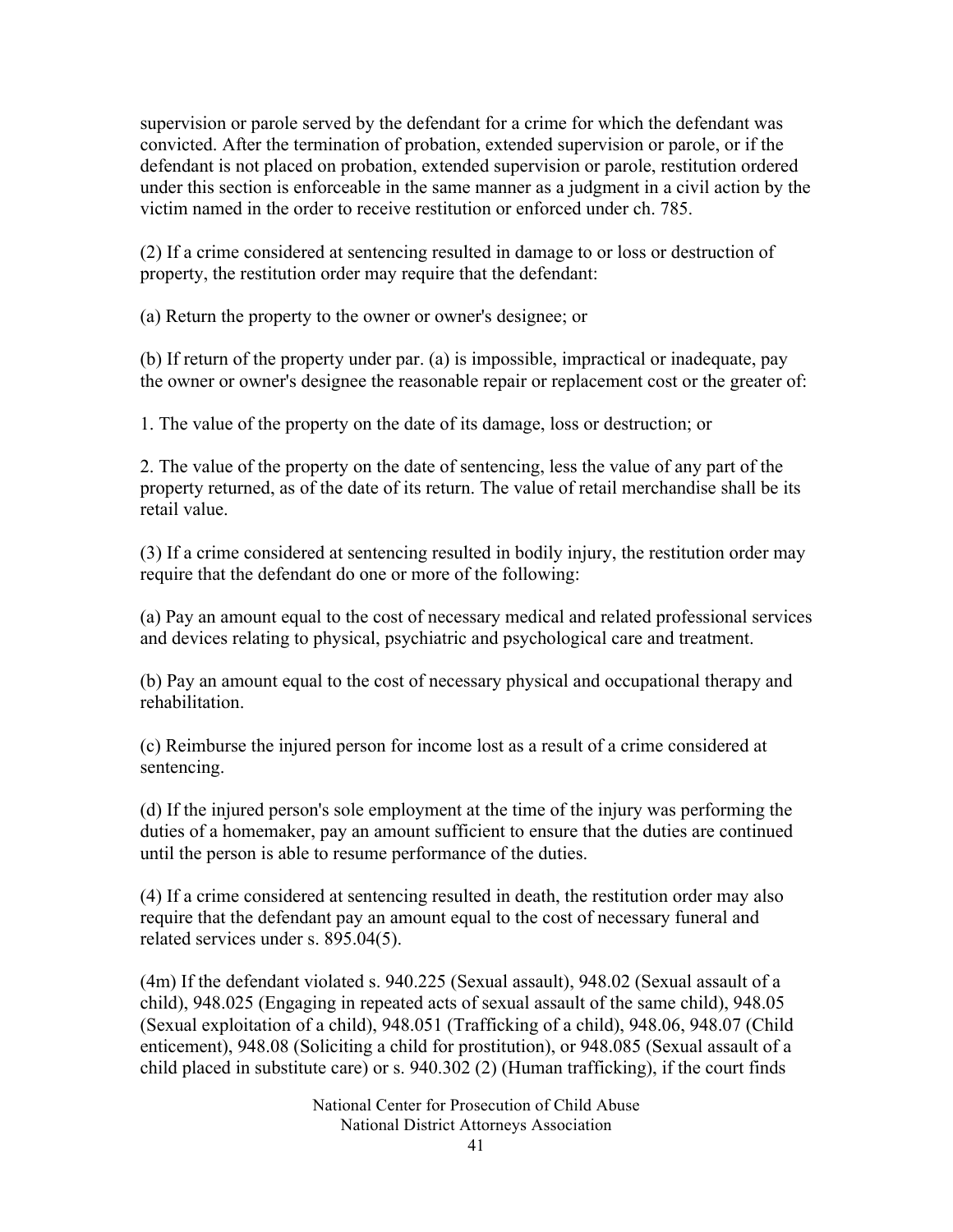supervision or parole served by the defendant for a crime for which the defendant was convicted. After the termination of probation, extended supervision or parole, or if the defendant is not placed on probation, extended supervision or parole, restitution ordered under this section is enforceable in the same manner as a judgment in a civil action by the victim named in the order to receive restitution or enforced under ch. 785.

(2) If a crime considered at sentencing resulted in damage to or loss or destruction of property, the restitution order may require that the defendant:

(a) Return the property to the owner or owner's designee; or

(b) If return of the property under par. (a) is impossible, impractical or inadequate, pay the owner or owner's designee the reasonable repair or replacement cost or the greater of:

1. The value of the property on the date of its damage, loss or destruction; or

2. The value of the property on the date of sentencing, less the value of any part of the property returned, as of the date of its return. The value of retail merchandise shall be its retail value.

(3) If a crime considered at sentencing resulted in bodily injury, the restitution order may require that the defendant do one or more of the following:

(a) Pay an amount equal to the cost of necessary medical and related professional services and devices relating to physical, psychiatric and psychological care and treatment.

(b) Pay an amount equal to the cost of necessary physical and occupational therapy and rehabilitation.

(c) Reimburse the injured person for income lost as a result of a crime considered at sentencing.

(d) If the injured person's sole employment at the time of the injury was performing the duties of a homemaker, pay an amount sufficient to ensure that the duties are continued until the person is able to resume performance of the duties.

(4) If a crime considered at sentencing resulted in death, the restitution order may also require that the defendant pay an amount equal to the cost of necessary funeral and related services under s. 895.04(5).

(4m) If the defendant violated s. 940.225 (Sexual assault), 948.02 (Sexual assault of a child), 948.025 (Engaging in repeated acts of sexual assault of the same child), 948.05 (Sexual exploitation of a child), 948.051 (Trafficking of a child), 948.06, 948.07 (Child enticement), 948.08 (Soliciting a child for prostitution), or 948.085 (Sexual assault of a child placed in substitute care) or s. 940.302 (2) (Human trafficking), if the court finds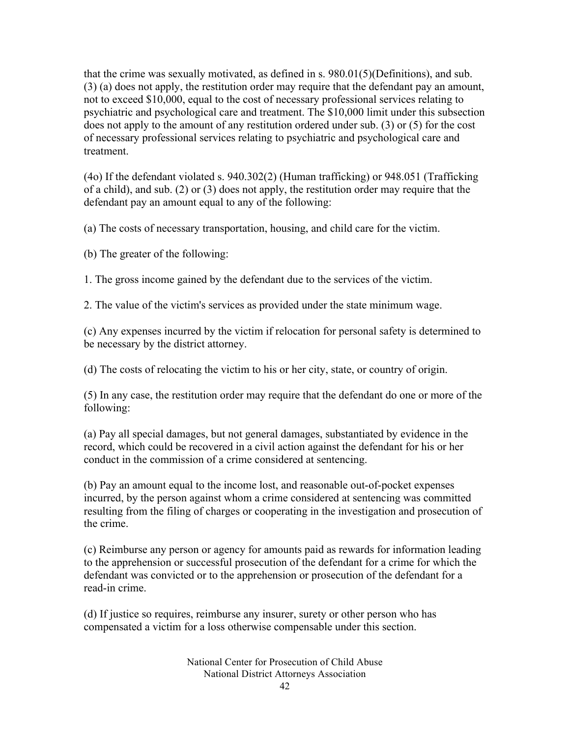that the crime was sexually motivated, as defined in s. 980.01(5)(Definitions), and sub. (3) (a) does not apply, the restitution order may require that the defendant pay an amount, not to exceed $10,000, equal to the cost of necessary professional services relating to psychiatric and psychological care and treatment. The $10,000 limit under this subsection does not apply to the amount of any restitution ordered under sub. (3) or (5) for the cost of necessary professional services relating to psychiatric and psychological care and treatment.

(4o) If the defendant violated s. 940.302(2) (Human trafficking) or 948.051 (Trafficking of a child), and sub. (2) or (3) does not apply, the restitution order may require that the defendant pay an amount equal to any of the following:

(a) The costs of necessary transportation, housing, and child care for the victim.

(b) The greater of the following:

1. The gross income gained by the defendant due to the services of the victim.

2. The value of the victim's services as provided under the state minimum wage.

(c) Any expenses incurred by the victim if relocation for personal safety is determined to be necessary by the district attorney.

(d) The costs of relocating the victim to his or her city, state, or country of origin.

(5) In any case, the restitution order may require that the defendant do one or more of the following:

(a) Pay all special damages, but not general damages, substantiated by evidence in the record, which could be recovered in a civil action against the defendant for his or her conduct in the commission of a crime considered at sentencing.

(b) Pay an amount equal to the income lost, and reasonable out-of-pocket expenses incurred, by the person against whom a crime considered at sentencing was committed resulting from the filing of charges or cooperating in the investigation and prosecution of the crime.

(c) Reimburse any person or agency for amounts paid as rewards for information leading to the apprehension or successful prosecution of the defendant for a crime for which the defendant was convicted or to the apprehension or prosecution of the defendant for a read-in crime.

(d) If justice so requires, reimburse any insurer, surety or other person who has compensated a victim for a loss otherwise compensable under this section.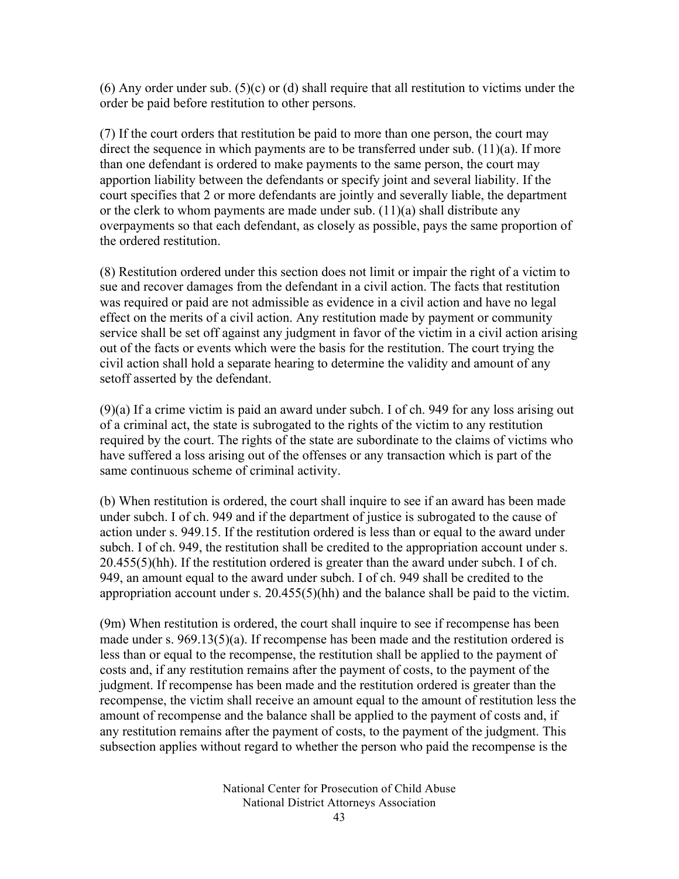(6) Any order under sub. (5)(c) or (d) shall require that all restitution to victims under the order be paid before restitution to other persons.

(7) If the court orders that restitution be paid to more than one person, the court may direct the sequence in which payments are to be transferred under sub. (11)(a). If more than one defendant is ordered to make payments to the same person, the court may apportion liability between the defendants or specify joint and several liability. If the court specifies that 2 or more defendants are jointly and severally liable, the department or the clerk to whom payments are made under sub. (11)(a) shall distribute any overpayments so that each defendant, as closely as possible, pays the same proportion of the ordered restitution.

(8) Restitution ordered under this section does not limit or impair the right of a victim to sue and recover damages from the defendant in a civil action. The facts that restitution was required or paid are not admissible as evidence in a civil action and have no legal effect on the merits of a civil action. Any restitution made by payment or community service shall be set off against any judgment in favor of the victim in a civil action arising out of the facts or events which were the basis for the restitution. The court trying the civil action shall hold a separate hearing to determine the validity and amount of any setoff asserted by the defendant.

(9)(a) If a crime victim is paid an award under subch. I of ch. 949 for any loss arising out of a criminal act, the state is subrogated to the rights of the victim to any restitution required by the court. The rights of the state are subordinate to the claims of victims who have suffered a loss arising out of the offenses or any transaction which is part of the same continuous scheme of criminal activity.

(b) When restitution is ordered, the court shall inquire to see if an award has been made under subch. I of ch. 949 and if the department of justice is subrogated to the cause of action under s. 949.15. If the restitution ordered is less than or equal to the award under subch. I of ch. 949, the restitution shall be credited to the appropriation account under s. 20.455(5)(hh). If the restitution ordered is greater than the award under subch. I of ch. 949, an amount equal to the award under subch. I of ch. 949 shall be credited to the appropriation account under s. 20.455(5)(hh) and the balance shall be paid to the victim.

(9m) When restitution is ordered, the court shall inquire to see if recompense has been made under s. 969.13(5)(a). If recompense has been made and the restitution ordered is less than or equal to the recompense, the restitution shall be applied to the payment of costs and, if any restitution remains after the payment of costs, to the payment of the judgment. If recompense has been made and the restitution ordered is greater than the recompense, the victim shall receive an amount equal to the amount of restitution less the amount of recompense and the balance shall be applied to the payment of costs and, if any restitution remains after the payment of costs, to the payment of the judgment. This subsection applies without regard to whether the person who paid the recompense is the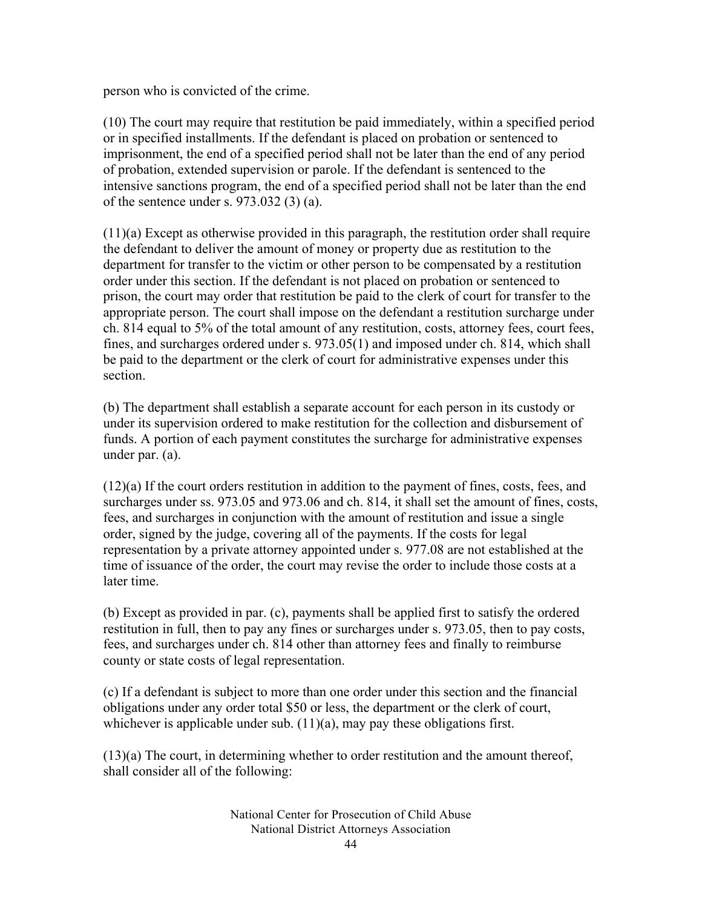person who is convicted of the crime.

(10) The court may require that restitution be paid immediately, within a specified period or in specified installments. If the defendant is placed on probation or sentenced to imprisonment, the end of a specified period shall not be later than the end of any period of probation, extended supervision or parole. If the defendant is sentenced to the intensive sanctions program, the end of a specified period shall not be later than the end of the sentence under s. 973.032 (3) (a).

(11)(a) Except as otherwise provided in this paragraph, the restitution order shall require the defendant to deliver the amount of money or property due as restitution to the department for transfer to the victim or other person to be compensated by a restitution order under this section. If the defendant is not placed on probation or sentenced to prison, the court may order that restitution be paid to the clerk of court for transfer to the appropriate person. The court shall impose on the defendant a restitution surcharge under ch. 814 equal to 5% of the total amount of any restitution, costs, attorney fees, court fees, fines, and surcharges ordered under s. 973.05(1) and imposed under ch. 814, which shall be paid to the department or the clerk of court for administrative expenses under this section.

(b) The department shall establish a separate account for each person in its custody or under its supervision ordered to make restitution for the collection and disbursement of funds. A portion of each payment constitutes the surcharge for administrative expenses under par. (a).

(12)(a) If the court orders restitution in addition to the payment of fines, costs, fees, and surcharges under ss. 973.05 and 973.06 and ch. 814, it shall set the amount of fines, costs, fees, and surcharges in conjunction with the amount of restitution and issue a single order, signed by the judge, covering all of the payments. If the costs for legal representation by a private attorney appointed under s. 977.08 are not established at the time of issuance of the order, the court may revise the order to include those costs at a later time.

(b) Except as provided in par. (c), payments shall be applied first to satisfy the ordered restitution in full, then to pay any fines or surcharges under s. 973.05, then to pay costs, fees, and surcharges under ch. 814 other than attorney fees and finally to reimburse county or state costs of legal representation.

(c) If a defendant is subject to more than one order under this section and the financial obligations under any order total $50 or less, the department or the clerk of court, whichever is applicable under sub. (11)(a), may pay these obligations first.

(13)(a) The court, in determining whether to order restitution and the amount thereof, shall consider all of the following: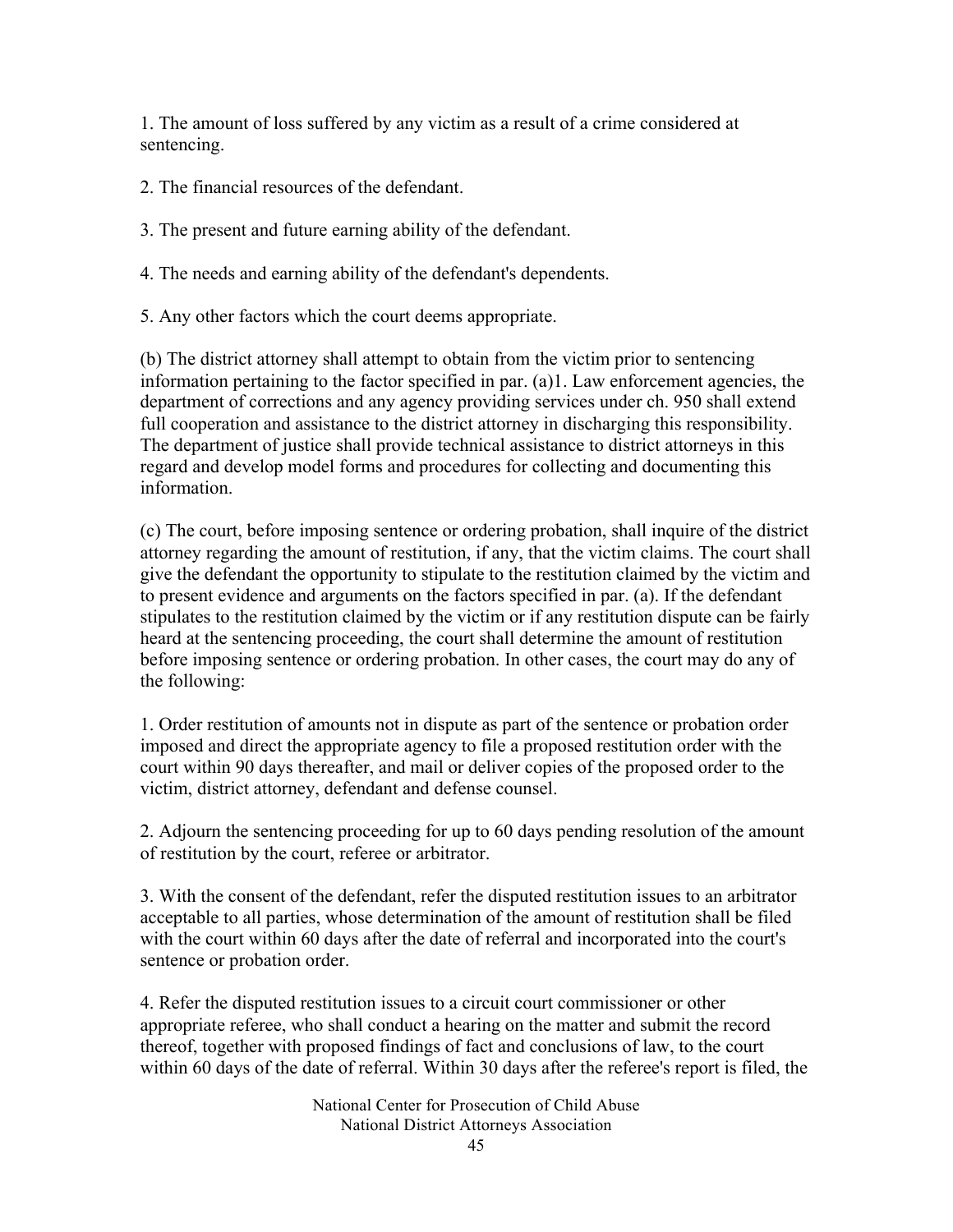1. The amount of loss suffered by any victim as a result of a crime considered at sentencing.

2. The financial resources of the defendant.

3. The present and future earning ability of the defendant.

4. The needs and earning ability of the defendant's dependents.

5. Any other factors which the court deems appropriate.

(b) The district attorney shall attempt to obtain from the victim prior to sentencing information pertaining to the factor specified in par. (a)1. Law enforcement agencies, the department of corrections and any agency providing services under ch. 950 shall extend full cooperation and assistance to the district attorney in discharging this responsibility. The department of justice shall provide technical assistance to district attorneys in this regard and develop model forms and procedures for collecting and documenting this information.

(c) The court, before imposing sentence or ordering probation, shall inquire of the district attorney regarding the amount of restitution, if any, that the victim claims. The court shall give the defendant the opportunity to stipulate to the restitution claimed by the victim and to present evidence and arguments on the factors specified in par. (a). If the defendant stipulates to the restitution claimed by the victim or if any restitution dispute can be fairly heard at the sentencing proceeding, the court shall determine the amount of restitution before imposing sentence or ordering probation. In other cases, the court may do any of the following:

1. Order restitution of amounts not in dispute as part of the sentence or probation order imposed and direct the appropriate agency to file a proposed restitution order with the court within 90 days thereafter, and mail or deliver copies of the proposed order to the victim, district attorney, defendant and defense counsel.

2. Adjourn the sentencing proceeding for up to 60 days pending resolution of the amount of restitution by the court, referee or arbitrator.

3. With the consent of the defendant, refer the disputed restitution issues to an arbitrator acceptable to all parties, whose determination of the amount of restitution shall be filed with the court within 60 days after the date of referral and incorporated into the court's sentence or probation order.

4. Refer the disputed restitution issues to a circuit court commissioner or other appropriate referee, who shall conduct a hearing on the matter and submit the record thereof, together with proposed findings of fact and conclusions of law, to the court within 60 days of the date of referral. Within 30 days after the referee's report is filed, the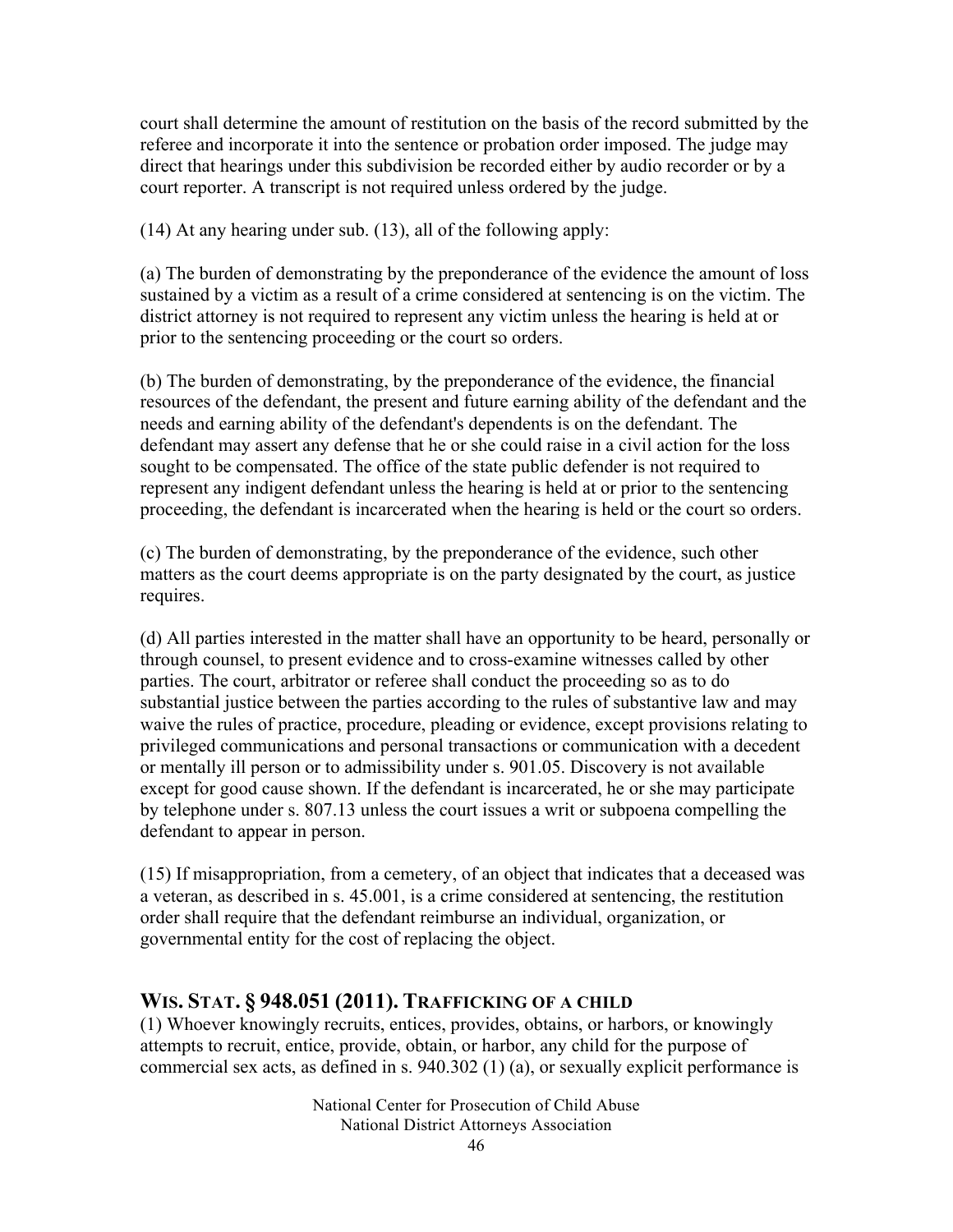court shall determine the amount of restitution on the basis of the record submitted by the referee and incorporate it into the sentence or probation order imposed. The judge may direct that hearings under this subdivision be recorded either by audio recorder or by a court reporter. A transcript is not required unless ordered by the judge.

(14) At any hearing under sub. (13), all of the following apply:

(a) The burden of demonstrating by the preponderance of the evidence the amount of loss sustained by a victim as a result of a crime considered at sentencing is on the victim. The district attorney is not required to represent any victim unless the hearing is held at or prior to the sentencing proceeding or the court so orders.

(b) The burden of demonstrating, by the preponderance of the evidence, the financial resources of the defendant, the present and future earning ability of the defendant and the needs and earning ability of the defendant's dependents is on the defendant. The defendant may assert any defense that he or she could raise in a civil action for the loss sought to be compensated. The office of the state public defender is not required to represent any indigent defendant unless the hearing is held at or prior to the sentencing proceeding, the defendant is incarcerated when the hearing is held or the court so orders.

(c) The burden of demonstrating, by the preponderance of the evidence, such other matters as the court deems appropriate is on the party designated by the court, as justice requires.

(d) All parties interested in the matter shall have an opportunity to be heard, personally or through counsel, to present evidence and to cross-examine witnesses called by other parties. The court, arbitrator or referee shall conduct the proceeding so as to do substantial justice between the parties according to the rules of substantive law and may waive the rules of practice, procedure, pleading or evidence, except provisions relating to privileged communications and personal transactions or communication with a decedent or mentally ill person or to admissibility under s. 901.05. Discovery is not available except for good cause shown. If the defendant is incarcerated, he or she may participate by telephone under s. 807.13 unless the court issues a writ or subpoena compelling the defendant to appear in person.

(15) If misappropriation, from a cemetery, of an object that indicates that a deceased was a veteran, as described in s. 45.001, is a crime considered at sentencing, the restitution order shall require that the defendant reimburse an individual, organization, or governmental entity for the cost of replacing the object.

## WIS. STAT. § 948.051 (2011). TRAFFICKING OF A CHILD

(1) Whoever knowingly recruits, entices, provides, obtains, or harbors, or knowingly attempts to recruit, entice, provide, obtain, or harbor, any child for the purpose of commercial sex acts, as defined in s. 940.302 (1) (a), or sexually explicit performance is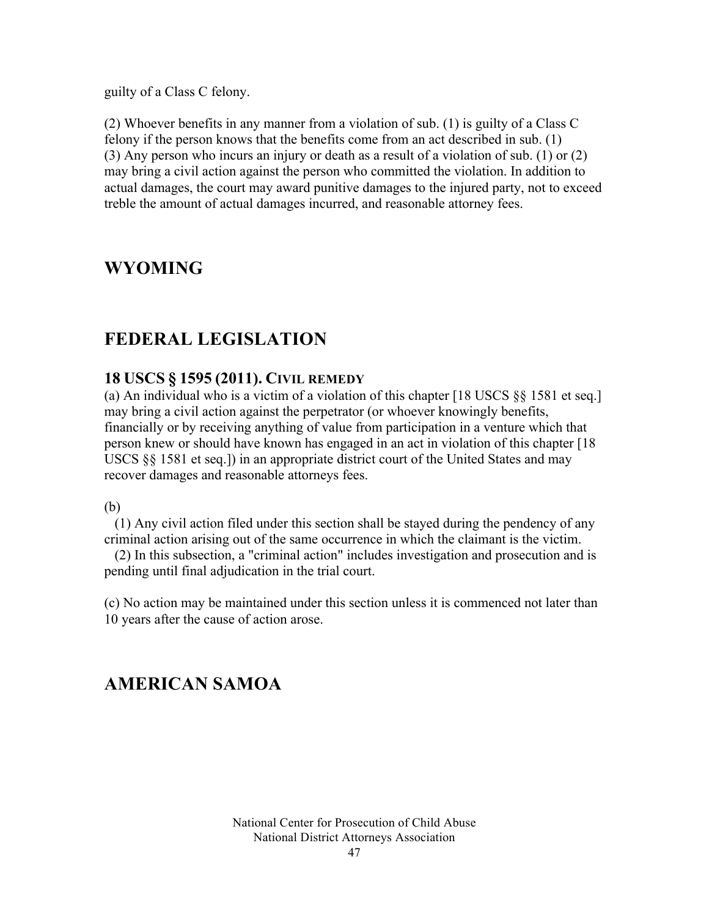guilty of a Class C felony.

(2) Whoever benefits in any manner from a violation of sub. (1) is guilty of a Class C felony if the person knows that the benefits come from an act described in sub. (1)
(3) Any person who incurs an injury or death as a result of a violation of sub. (1) or (2) may bring a civil action against the person who committed the violation. In addition to actual damages, the court may award punitive damages to the injured party, not to exceed treble the amount of actual damages incurred, and reasonable attorney fees.

## WYOMING

## FEDERAL LEGISLATION

### 18 USCS § 1595 (2011). CIVIL REMEDY

(a) An individual who is a victim of a violation of this chapter [18 USCS §§ 1581 et seq.] may bring a civil action against the perpetrator (or whoever knowingly benefits, financially or by receiving anything of value from participation in a venture which that person knew or should have known has engaged in an act in violation of this chapter [18 USCS §§ 1581 et seq.]) in an appropriate district court of the United States and may recover damages and reasonable attorneys fees.

(b)

(1) Any civil action filed under this section shall be stayed during the pendency of any criminal action arising out of the same occurrence in which the claimant is the victim.
(2) In this subsection, a "criminal action" includes investigation and prosecution and is pending until final adjudication in the trial court.

(c) No action may be maintained under this section unless it is commenced not later than 10 years after the cause of action arose.

## AMERICAN SAMOA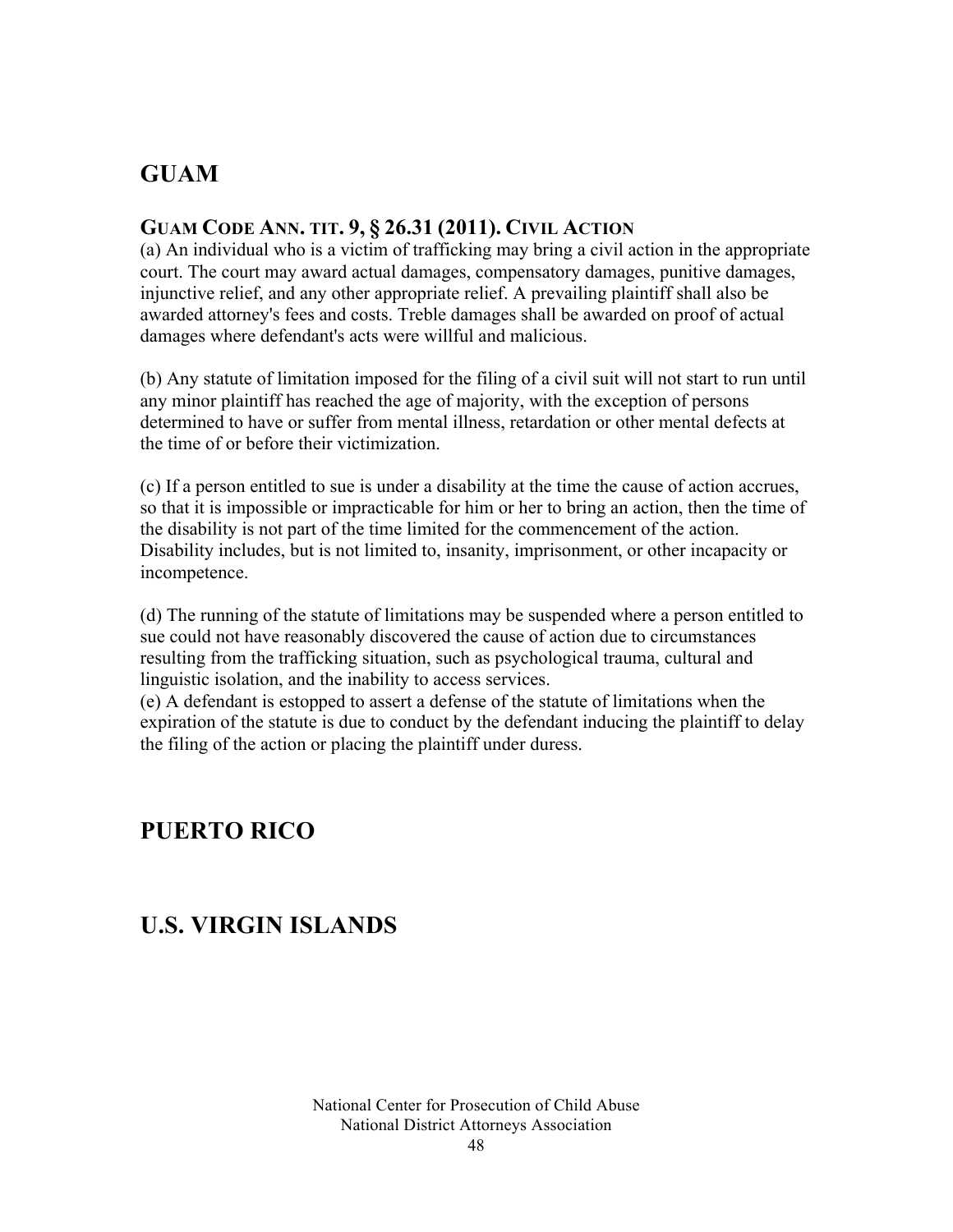## GUAM

### GUAM CODE ANN. TIT. 9, § 26.31 (2011). CIVIL ACTION

(a) An individual who is a victim of trafficking may bring a civil action in the appropriate court. The court may award actual damages, compensatory damages, punitive damages, injunctive relief, and any other appropriate relief. A prevailing plaintiff shall also be awarded attorney's fees and costs. Treble damages shall be awarded on proof of actual damages where defendant's acts were willful and malicious.

(b) Any statute of limitation imposed for the filing of a civil suit will not start to run until any minor plaintiff has reached the age of majority, with the exception of persons determined to have or suffer from mental illness, retardation or other mental defects at the time of or before their victimization.

(c) If a person entitled to sue is under a disability at the time the cause of action accrues, so that it is impossible or impracticable for him or her to bring an action, then the time of the disability is not part of the time limited for the commencement of the action. Disability includes, but is not limited to, insanity, imprisonment, or other incapacity or incompetence.

(d) The running of the statute of limitations may be suspended where a person entitled to sue could not have reasonably discovered the cause of action due to circumstances resulting from the trafficking situation, such as psychological trauma, cultural and linguistic isolation, and the inability to access services.

(e) A defendant is estopped to assert a defense of the statute of limitations when the expiration of the statute is due to conduct by the defendant inducing the plaintiff to delay the filing of the action or placing the plaintiff under duress.

## PUERTO RICO

## U.S. VIRGIN ISLANDS